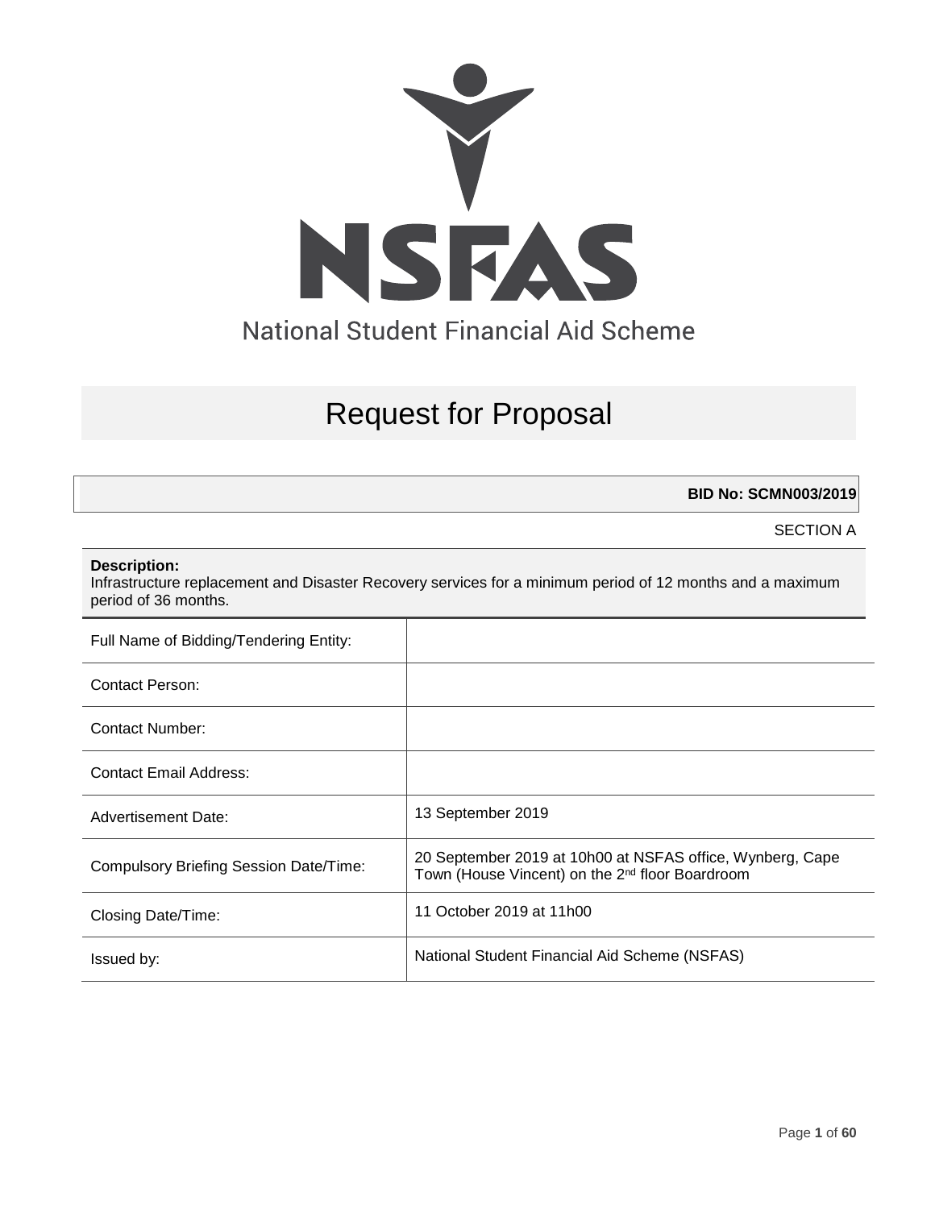# NSFAS

National Student Financial Aid Scheme

# Request for Proposal

**BID No: SCMN003/2019**

SECTION A

**Description:**
Infrastructure replacement and Disaster Recovery services for a minimum period of 12 months and a maximum period of 36 months.

| | |
|---|---|
| Full Name of Bidding/Tendering Entity: | |
| Contact Person: | |
| Contact Number: | |
| Contact Email Address: | |
| Advertisement Date: | 13 September 2019 |
| Compulsory Briefing Session Date/Time: | 20 September 2019 at 10h00 at NSFAS office, Wynberg, Cape Town (House Vincent) on the 2nd floor Boardroom |
| Closing Date/Time: | 11 October 2019 at 11h00 |
| Issued by: | National Student Financial Aid Scheme (NSFAS) |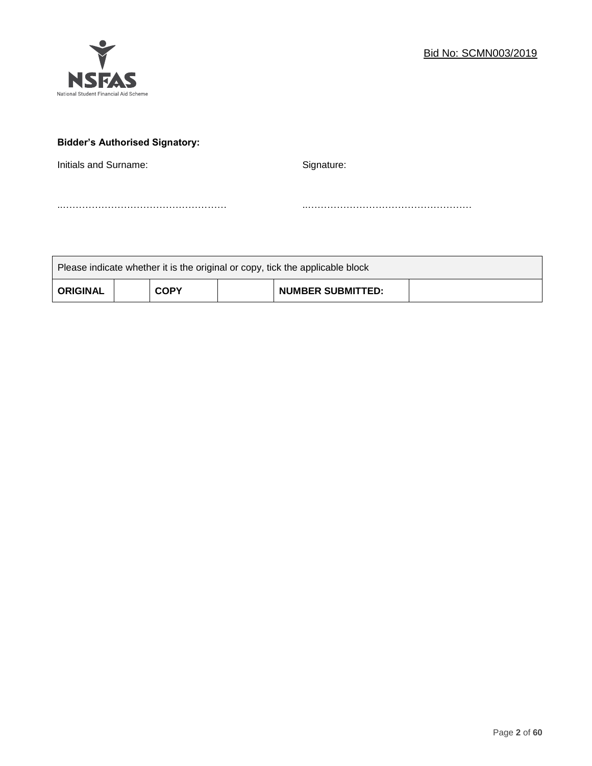Bid No: SCMN003/2019

**Bidder's Authorised Signatory:**

Initials and Surname: ……………………………………………

Signature: ……………………………………………

| Please indicate whether it is the original or copy, tick the applicable block | | | | | |
|---|---|---|---|---|---|
| **ORIGINAL** | | **COPY** | | **NUMBER SUBMITTED:** | |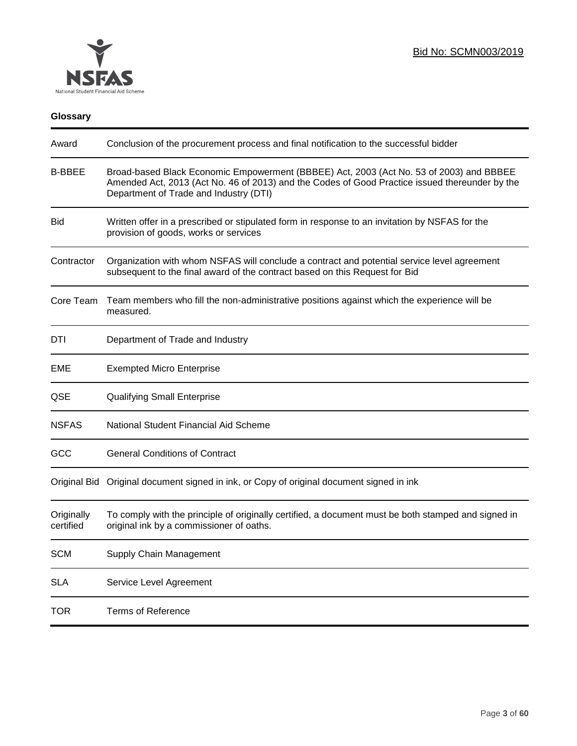Bid No: SCMN003/2019

**Glossary**

| Term | Definition |
| --- | --- |
| Award | Conclusion of the procurement process and final notification to the successful bidder |
| B-BBEE | Broad-based Black Economic Empowerment (BBBEE) Act, 2003 (Act No. 53 of 2003) and BBBEE Amended Act, 2013 (Act No. 46 of 2013) and the Codes of Good Practice issued thereunder by the Department of Trade and Industry (DTI) |
| Bid | Written offer in a prescribed or stipulated form in response to an invitation by NSFAS for the provision of goods, works or services |
| Contractor | Organization with whom NSFAS will conclude a contract and potential service level agreement subsequent to the final award of the contract based on this Request for Bid |
| Core Team | Team members who fill the non-administrative positions against which the experience will be measured. |
| DTI | Department of Trade and Industry |
| EME | Exempted Micro Enterprise |
| QSE | Qualifying Small Enterprise |
| NSFAS | National Student Financial Aid Scheme |
| GCC | General Conditions of Contract |
| Original Bid | Original document signed in ink, or Copy of original document signed in ink |
| Originally certified | To comply with the principle of originally certified, a document must be both stamped and signed in original ink by a commissioner of oaths. |
| SCM | Supply Chain Management |
| SLA | Service Level Agreement |
| TOR | Terms of Reference |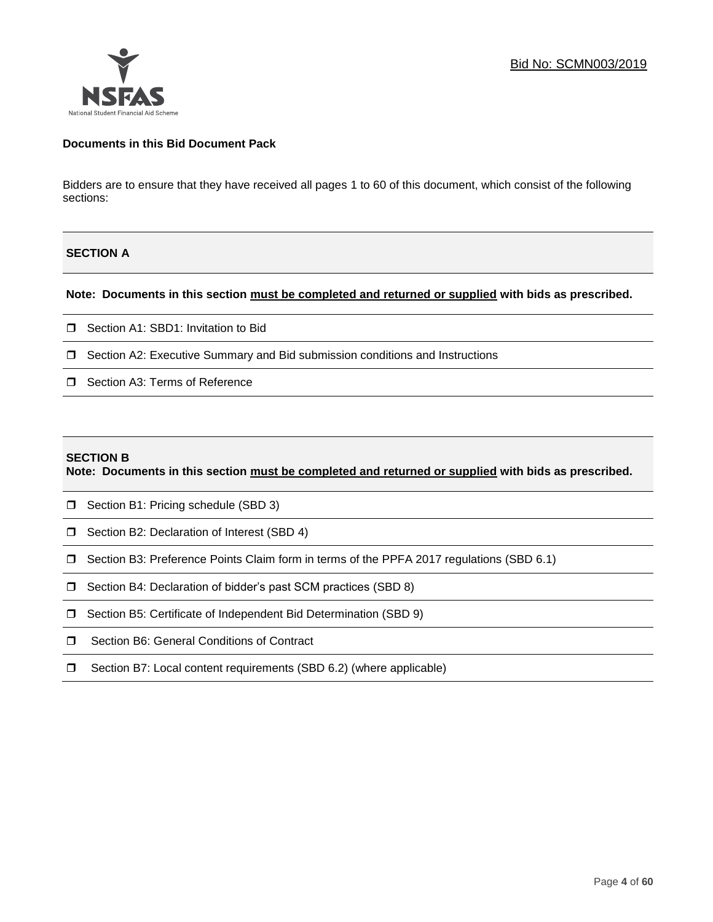**Documents in this Bid Document Pack**

Bidders are to ensure that they have received all pages 1 to 60 of this document, which consist of the following sections:

**SECTION A**

**Note: Documents in this section <u>must be completed and returned or supplied</u> with bids as prescribed.**

- ❐ Section A1: SBD1: Invitation to Bid
- ❐ Section A2: Executive Summary and Bid submission conditions and Instructions
- ❐ Section A3: Terms of Reference

**SECTION B**

**Note: Documents in this section <u>must be completed and returned or supplied</u> with bids as prescribed.**

- ❐ Section B1: Pricing schedule (SBD 3)
- ❐ Section B2: Declaration of Interest (SBD 4)
- ❐ Section B3: Preference Points Claim form in terms of the PPFA 2017 regulations (SBD 6.1)
- ❐ Section B4: Declaration of bidder's past SCM practices (SBD 8)
- ❐ Section B5: Certificate of Independent Bid Determination (SBD 9)
- ❐ Section B6: General Conditions of Contract
- ❐ Section B7: Local content requirements (SBD 6.2) (where applicable)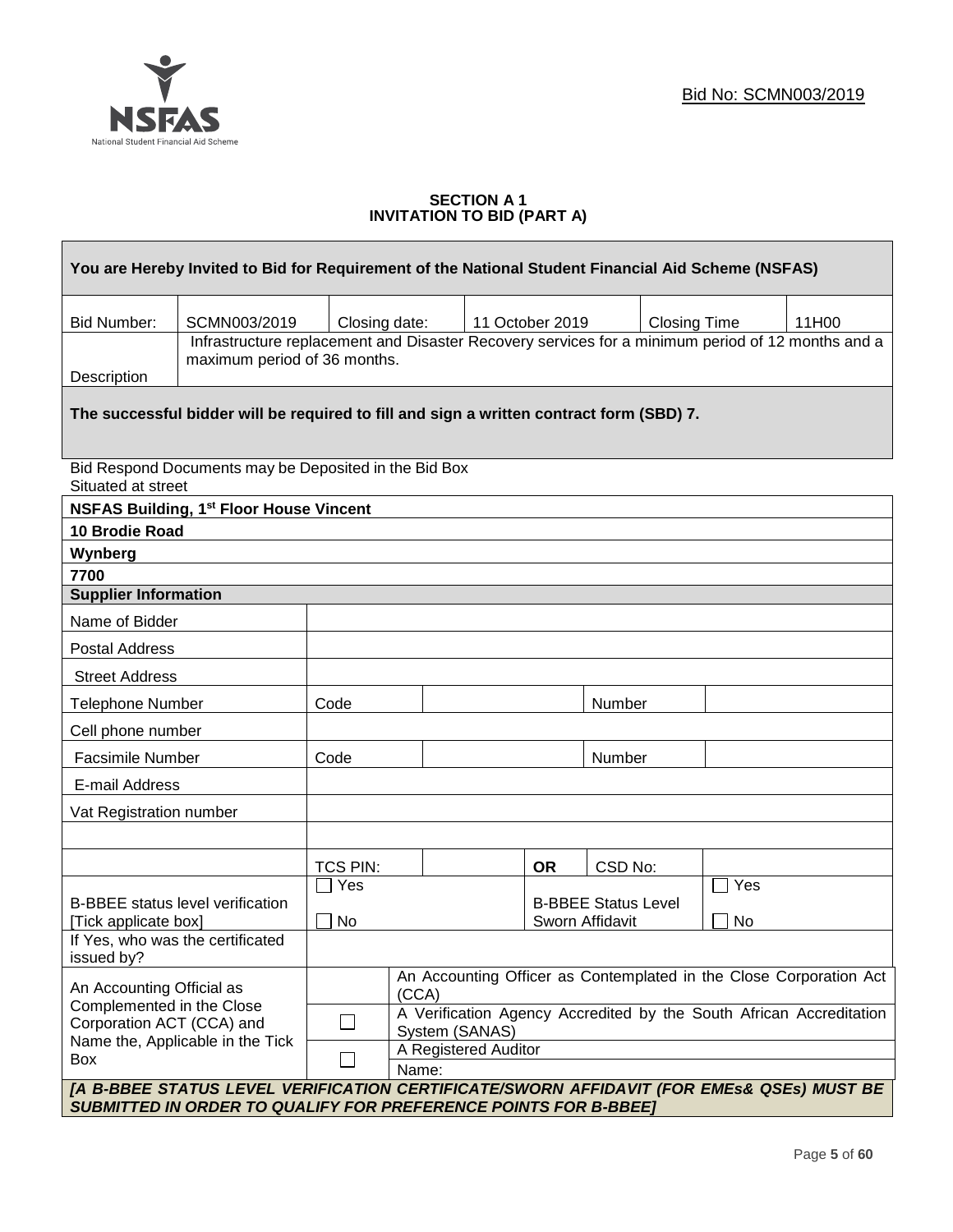Bid No: SCMN003/2019

**SECTION A 1**
**INVITATION TO BID (PART A)**

| **You are Hereby Invited to Bid for Requirement of the National Student Financial Aid Scheme (NSFAS)** | | | | | |
|---|---|---|---|---|---|
| Bid Number: | SCMN003/2019 | Closing date: | 11 October 2019 | Closing Time | 11H00 |
| Description | Infrastructure replacement and Disaster Recovery services for a minimum period of 12 months and a maximum period of 36 months. | | | | |
| **The successful bidder will be required to fill and sign a written contract form (SBD) 7.** | | | | | |

Bid Respond Documents may be Deposited in the Bid Box
Situated at street

| **NSFAS Building, 1st Floor House Vincent** |
|---|
| **10 Brodie Road** |
| **Wynberg** |
| **7700** |

| **Supplier Information** | | | | | |
|---|---|---|---|---|---|
| Name of Bidder | | | | | |
| Postal Address | | | | | |
| Street Address | | | | | |
| Telephone Number | Code | | | Number | |
| Cell phone number | | | | | |
| Facsimile Number | Code | | | Number | |
| E-mail Address | | | | | |
| Vat Registration number | | | | | |
| | | | | | |
| | TCS PIN: | | **OR** | CSD No: | |
| B-BBEE status level verification [Tick applicate box] | ☐ Yes ☐ No | | B-BBEE Status Level Sworn Affidavit | | ☐ Yes ☐ No |
| If Yes, who was the certificated issued by? | | | | | |

| An Accounting Official as Complemented in the Close Corporation ACT (CCA) and Name the, Applicable in the Tick Box | | An Accounting Officer as Contemplated in the Close Corporation Act (CCA) |
|---|---|---|
| | ☐ | A Verification Agency Accredited by the South African Accreditation System (SANAS) |
| | ☐ | A Registered Auditor |
| | | Name: |

***[A B-BBEE STATUS LEVEL VERIFICATION CERTIFICATE/SWORN AFFIDAVIT (FOR EMEs& QSEs) MUST BE SUBMITTED IN ORDER TO QUALIFY FOR PREFERENCE POINTS FOR B-BBEE]***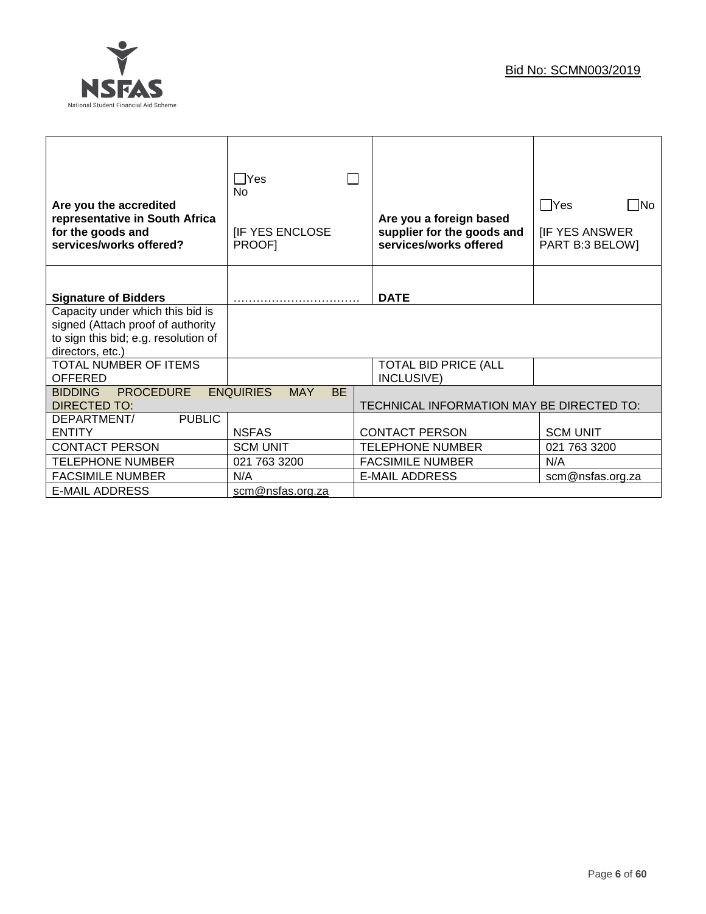| | | | |
|---|---|---|---|
| **Are you the accredited representative in South Africa for the goods and services/works offered?** | ☐Yes ☐ No<br><br>[IF YES ENCLOSE PROOF] | **Are you a foreign based supplier for the goods and services/works offered** | ☐Yes ☐No<br><br>[IF YES ANSWER PART B:3 BELOW] |
| **Signature of Bidders** | …………………………… | **DATE** | |
| Capacity under which this bid is signed (Attach proof of authority to sign this bid; e.g. resolution of directors, etc.) | | | |
| TOTAL NUMBER OF ITEMS OFFERED | | TOTAL BID PRICE (ALL INCLUSIVE) | |

| BIDDING PROCEDURE ENQUIRIES MAY BE DIRECTED TO: | | TECHNICAL INFORMATION MAY BE DIRECTED TO: | |
|---|---|---|---|
| DEPARTMENT/ PUBLIC ENTITY | NSFAS | CONTACT PERSON | SCM UNIT |
| CONTACT PERSON | SCM UNIT | TELEPHONE NUMBER | 021 763 3200 |
| TELEPHONE NUMBER | 021 763 3200 | FACSIMILE NUMBER | N/A |
| FACSIMILE NUMBER | N/A | E-MAIL ADDRESS | scm@nsfas.org.za |
| E-MAIL ADDRESS | scm@nsfas.org.za | | |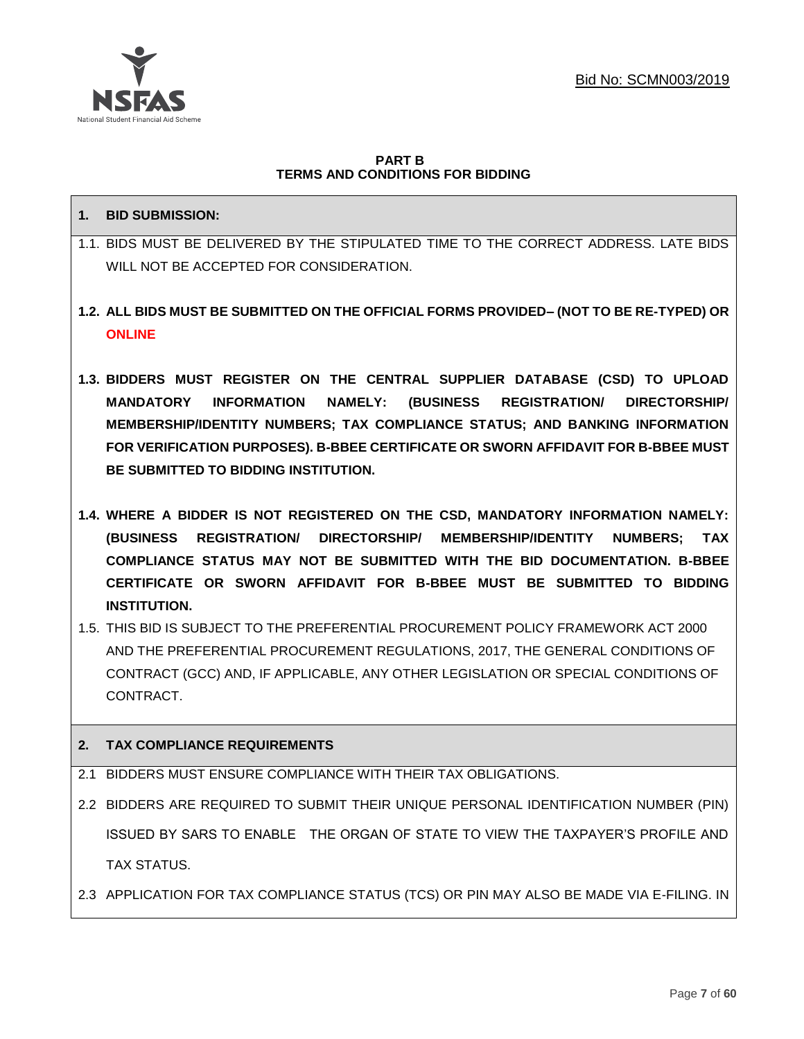Bid No: SCMN003/2019

**PART B**
**TERMS AND CONDITIONS FOR BIDDING**

## 1. BID SUBMISSION:

1.1. BIDS MUST BE DELIVERED BY THE STIPULATED TIME TO THE CORRECT ADDRESS. LATE BIDS WILL NOT BE ACCEPTED FOR CONSIDERATION.

**1.2. ALL BIDS MUST BE SUBMITTED ON THE OFFICIAL FORMS PROVIDED– (NOT TO BE RE-TYPED) OR ONLINE**

**1.3. BIDDERS MUST REGISTER ON THE CENTRAL SUPPLIER DATABASE (CSD) TO UPLOAD MANDATORY INFORMATION NAMELY: (BUSINESS REGISTRATION/ DIRECTORSHIP/ MEMBERSHIP/IDENTITY NUMBERS; TAX COMPLIANCE STATUS; AND BANKING INFORMATION FOR VERIFICATION PURPOSES). B-BBEE CERTIFICATE OR SWORN AFFIDAVIT FOR B-BBEE MUST BE SUBMITTED TO BIDDING INSTITUTION.**

**1.4. WHERE A BIDDER IS NOT REGISTERED ON THE CSD, MANDATORY INFORMATION NAMELY: (BUSINESS REGISTRATION/ DIRECTORSHIP/ MEMBERSHIP/IDENTITY NUMBERS; TAX COMPLIANCE STATUS MAY NOT BE SUBMITTED WITH THE BID DOCUMENTATION. B-BBEE CERTIFICATE OR SWORN AFFIDAVIT FOR B-BBEE MUST BE SUBMITTED TO BIDDING INSTITUTION.**

1.5. THIS BID IS SUBJECT TO THE PREFERENTIAL PROCUREMENT POLICY FRAMEWORK ACT 2000 AND THE PREFERENTIAL PROCUREMENT REGULATIONS, 2017, THE GENERAL CONDITIONS OF CONTRACT (GCC) AND, IF APPLICABLE, ANY OTHER LEGISLATION OR SPECIAL CONDITIONS OF CONTRACT.

## 2. TAX COMPLIANCE REQUIREMENTS

2.1 BIDDERS MUST ENSURE COMPLIANCE WITH THEIR TAX OBLIGATIONS.

2.2 BIDDERS ARE REQUIRED TO SUBMIT THEIR UNIQUE PERSONAL IDENTIFICATION NUMBER (PIN) ISSUED BY SARS TO ENABLE THE ORGAN OF STATE TO VIEW THE TAXPAYER'S PROFILE AND TAX STATUS.

2.3 APPLICATION FOR TAX COMPLIANCE STATUS (TCS) OR PIN MAY ALSO BE MADE VIA E-FILING. IN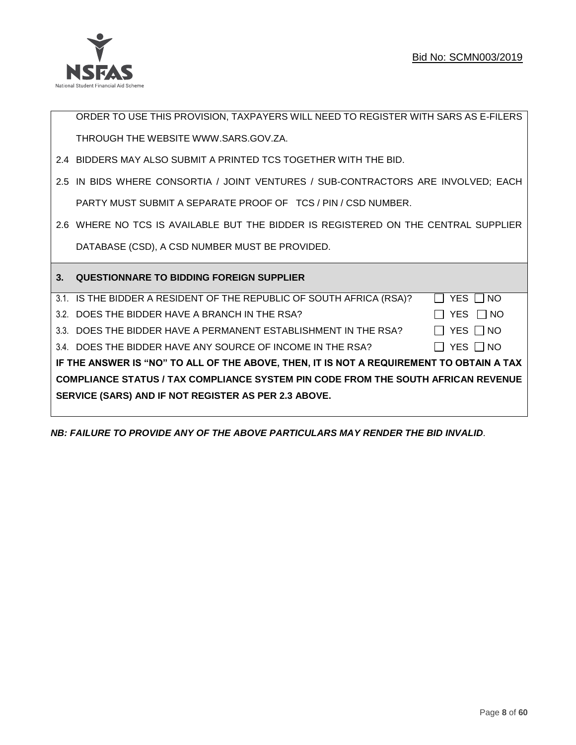ORDER TO USE THIS PROVISION, TAXPAYERS WILL NEED TO REGISTER WITH SARS AS E-FILERS THROUGH THE WEBSITE WWW.SARS.GOV.ZA.

2.4 BIDDERS MAY ALSO SUBMIT A PRINTED TCS TOGETHER WITH THE BID.

2.5 IN BIDS WHERE CONSORTIA / JOINT VENTURES / SUB-CONTRACTORS ARE INVOLVED; EACH PARTY MUST SUBMIT A SEPARATE PROOF OF TCS / PIN / CSD NUMBER.

2.6 WHERE NO TCS IS AVAILABLE BUT THE BIDDER IS REGISTERED ON THE CENTRAL SUPPLIER DATABASE (CSD), A CSD NUMBER MUST BE PROVIDED.

## 3. QUESTIONNARE TO BIDDING FOREIGN SUPPLIER

3.1. IS THE BIDDER A RESIDENT OF THE REPUBLIC OF SOUTH AFRICA (RSA)? ☐ YES ☐ NO

3.2. DOES THE BIDDER HAVE A BRANCH IN THE RSA? ☐ YES ☐ NO

3.3. DOES THE BIDDER HAVE A PERMANENT ESTABLISHMENT IN THE RSA? ☐ YES ☐ NO

3.4. DOES THE BIDDER HAVE ANY SOURCE OF INCOME IN THE RSA? ☐ YES ☐ NO

**IF THE ANSWER IS "NO" TO ALL OF THE ABOVE, THEN, IT IS NOT A REQUIREMENT TO OBTAIN A TAX COMPLIANCE STATUS / TAX COMPLIANCE SYSTEM PIN CODE FROM THE SOUTH AFRICAN REVENUE SERVICE (SARS) AND IF NOT REGISTER AS PER 2.3 ABOVE.**

***NB: FAILURE TO PROVIDE ANY OF THE ABOVE PARTICULARS MAY RENDER THE BID INVALID***.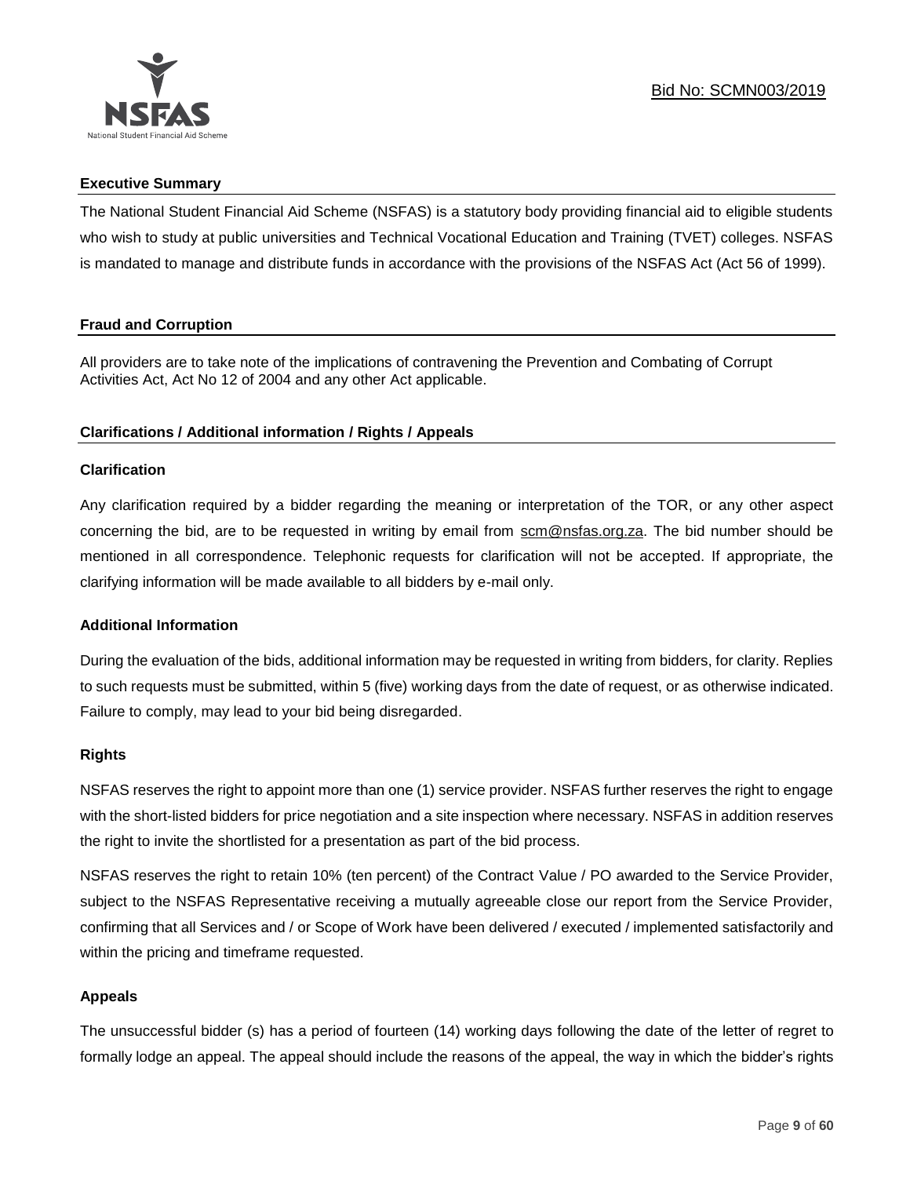## Executive Summary

The National Student Financial Aid Scheme (NSFAS) is a statutory body providing financial aid to eligible students who wish to study at public universities and Technical Vocational Education and Training (TVET) colleges. NSFAS is mandated to manage and distribute funds in accordance with the provisions of the NSFAS Act (Act 56 of 1999).

## Fraud and Corruption

All providers are to take note of the implications of contravening the Prevention and Combating of Corrupt Activities Act, Act No 12 of 2004 and any other Act applicable.

## Clarifications / Additional information / Rights / Appeals

### Clarification

Any clarification required by a bidder regarding the meaning or interpretation of the TOR, or any other aspect concerning the bid, are to be requested in writing by email from scm@nsfas.org.za. The bid number should be mentioned in all correspondence. Telephonic requests for clarification will not be accepted. If appropriate, the clarifying information will be made available to all bidders by e-mail only.

### Additional Information

During the evaluation of the bids, additional information may be requested in writing from bidders, for clarity. Replies to such requests must be submitted, within 5 (five) working days from the date of request, or as otherwise indicated. Failure to comply, may lead to your bid being disregarded.

### Rights

NSFAS reserves the right to appoint more than one (1) service provider. NSFAS further reserves the right to engage with the short-listed bidders for price negotiation and a site inspection where necessary. NSFAS in addition reserves the right to invite the shortlisted for a presentation as part of the bid process.

NSFAS reserves the right to retain 10% (ten percent) of the Contract Value / PO awarded to the Service Provider, subject to the NSFAS Representative receiving a mutually agreeable close our report from the Service Provider, confirming that all Services and / or Scope of Work have been delivered / executed / implemented satisfactorily and within the pricing and timeframe requested.

### Appeals

The unsuccessful bidder (s) has a period of fourteen (14) working days following the date of the letter of regret to formally lodge an appeal. The appeal should include the reasons of the appeal, the way in which the bidder's rights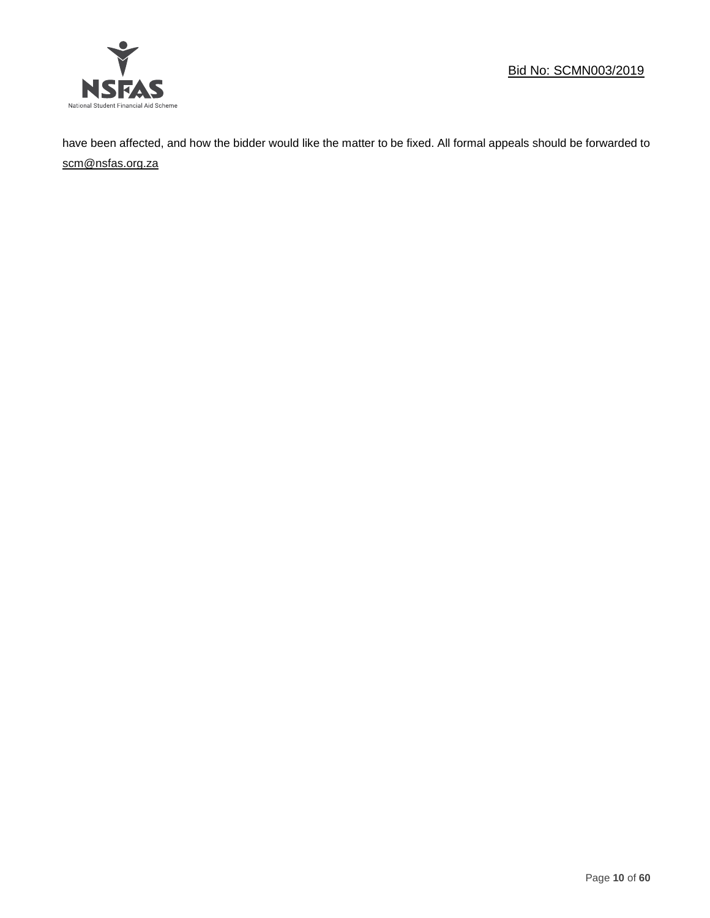have been affected, and how the bidder would like the matter to be fixed. All formal appeals should be forwarded to scm@nsfas.org.za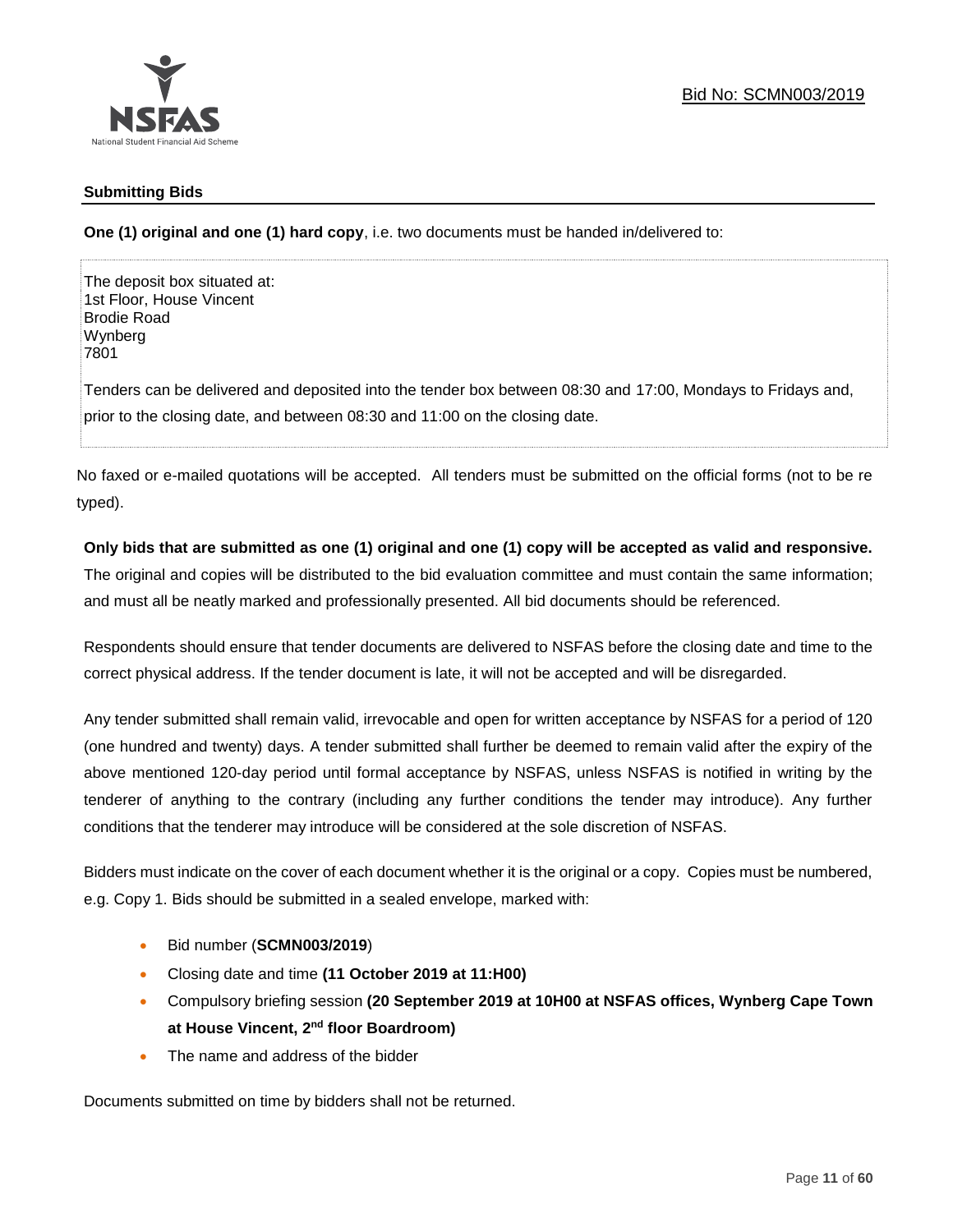## Submitting Bids

**One (1) original and one (1) hard copy**, i.e. two documents must be handed in/delivered to:

The deposit box situated at:
1st Floor, House Vincent
Brodie Road
Wynberg
7801

Tenders can be delivered and deposited into the tender box between 08:30 and 17:00, Mondays to Fridays and, prior to the closing date, and between 08:30 and 11:00 on the closing date.

No faxed or e-mailed quotations will be accepted. All tenders must be submitted on the official forms (not to be re typed).

**Only bids that are submitted as one (1) original and one (1) copy will be accepted as valid and responsive.** The original and copies will be distributed to the bid evaluation committee and must contain the same information; and must all be neatly marked and professionally presented. All bid documents should be referenced.

Respondents should ensure that tender documents are delivered to NSFAS before the closing date and time to the correct physical address. If the tender document is late, it will not be accepted and will be disregarded.

Any tender submitted shall remain valid, irrevocable and open for written acceptance by NSFAS for a period of 120 (one hundred and twenty) days. A tender submitted shall further be deemed to remain valid after the expiry of the above mentioned 120-day period until formal acceptance by NSFAS, unless NSFAS is notified in writing by the tenderer of anything to the contrary (including any further conditions the tender may introduce). Any further conditions that the tenderer may introduce will be considered at the sole discretion of NSFAS.

Bidders must indicate on the cover of each document whether it is the original or a copy. Copies must be numbered, e.g. Copy 1. Bids should be submitted in a sealed envelope, marked with:

- Bid number (**SCMN003/2019**)
- Closing date and time **(11 October 2019 at 11:H00)**
- Compulsory briefing session **(20 September 2019 at 10H00 at NSFAS offices, Wynberg Cape Town at House Vincent, 2nd floor Boardroom)**
- The name and address of the bidder

Documents submitted on time by bidders shall not be returned.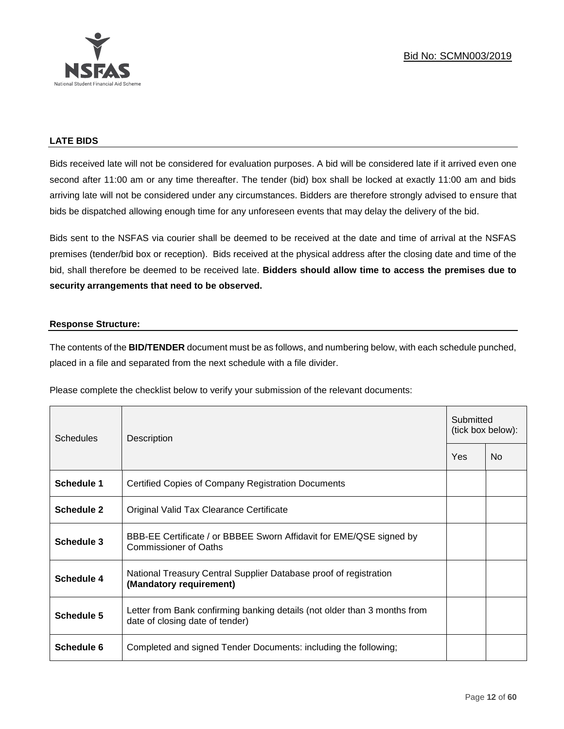## LATE BIDS

Bids received late will not be considered for evaluation purposes. A bid will be considered late if it arrived even one second after 11:00 am or any time thereafter. The tender (bid) box shall be locked at exactly 11:00 am and bids arriving late will not be considered under any circumstances. Bidders are therefore strongly advised to ensure that bids be dispatched allowing enough time for any unforeseen events that may delay the delivery of the bid.

Bids sent to the NSFAS via courier shall be deemed to be received at the date and time of arrival at the NSFAS premises (tender/bid box or reception). Bids received at the physical address after the closing date and time of the bid, shall therefore be deemed to be received late. **Bidders should allow time to access the premises due to security arrangements that need to be observed.**

## Response Structure:

The contents of the **BID/TENDER** document must be as follows, and numbering below, with each schedule punched, placed in a file and separated from the next schedule with a file divider.

Please complete the checklist below to verify your submission of the relevant documents:

| Schedules | Description | Submitted (tick box below): | |
|---|---|---|---|
| | | Yes | No |
| **Schedule 1** | Certified Copies of Company Registration Documents | | |
| **Schedule 2** | Original Valid Tax Clearance Certificate | | |
| **Schedule 3** | BBB-EE Certificate / or BBBEE Sworn Affidavit for EME/QSE signed by Commissioner of Oaths | | |
| **Schedule 4** | National Treasury Central Supplier Database proof of registration **(Mandatory requirement)** | | |
| **Schedule 5** | Letter from Bank confirming banking details (not older than 3 months from date of closing date of tender) | | |
| **Schedule 6** | Completed and signed Tender Documents: including the following; | | |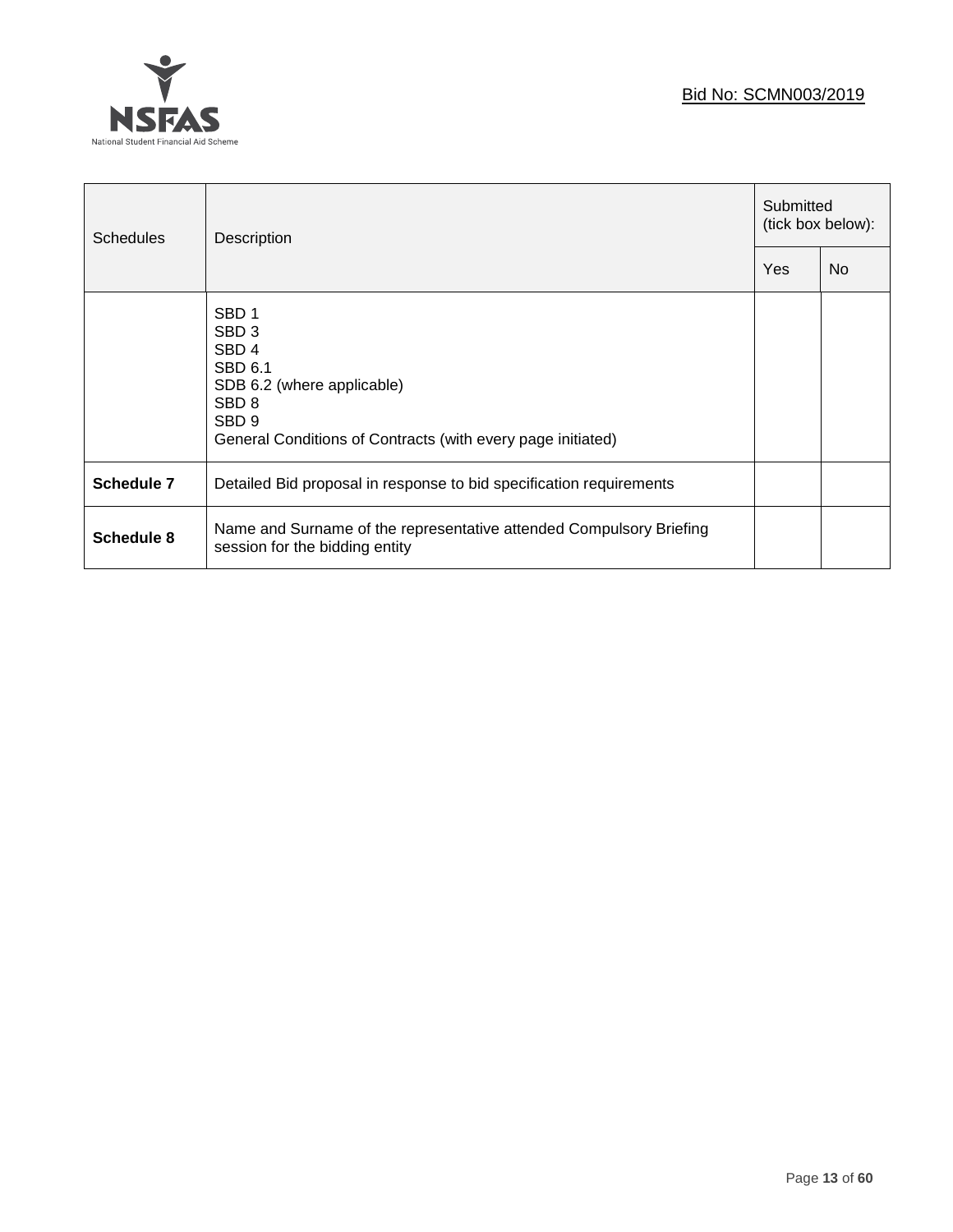| Schedules | Description | Submitted (tick box below): | |
|---|---|---|---|
| | | Yes | No |
| | SBD 1<br>SBD 3<br>SBD 4<br>SBD 6.1<br>SDB 6.2 (where applicable)<br>SBD 8<br>SBD 9<br>General Conditions of Contracts (with every page initiated) | | |
| **Schedule 7** | Detailed Bid proposal in response to bid specification requirements | | |
| **Schedule 8** | Name and Surname of the representative attended Compulsory Briefing session for the bidding entity | | |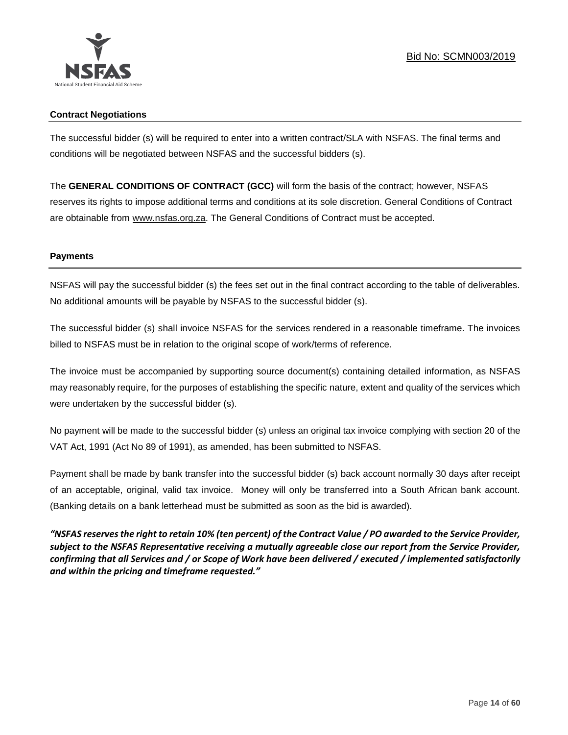### Contract Negotiations

The successful bidder (s) will be required to enter into a written contract/SLA with NSFAS. The final terms and conditions will be negotiated between NSFAS and the successful bidders (s).

The **GENERAL CONDITIONS OF CONTRACT (GCC)** will form the basis of the contract; however, NSFAS reserves its rights to impose additional terms and conditions at its sole discretion. General Conditions of Contract are obtainable from www.nsfas.org.za. The General Conditions of Contract must be accepted.

### Payments

NSFAS will pay the successful bidder (s) the fees set out in the final contract according to the table of deliverables. No additional amounts will be payable by NSFAS to the successful bidder (s).

The successful bidder (s) shall invoice NSFAS for the services rendered in a reasonable timeframe. The invoices billed to NSFAS must be in relation to the original scope of work/terms of reference.

The invoice must be accompanied by supporting source document(s) containing detailed information, as NSFAS may reasonably require, for the purposes of establishing the specific nature, extent and quality of the services which were undertaken by the successful bidder (s).

No payment will be made to the successful bidder (s) unless an original tax invoice complying with section 20 of the VAT Act, 1991 (Act No 89 of 1991), as amended, has been submitted to NSFAS.

Payment shall be made by bank transfer into the successful bidder (s) back account normally 30 days after receipt of an acceptable, original, valid tax invoice. Money will only be transferred into a South African bank account. (Banking details on a bank letterhead must be submitted as soon as the bid is awarded).

***"NSFAS reserves the right to retain 10% (ten percent) of the Contract Value / PO awarded to the Service Provider, subject to the NSFAS Representative receiving a mutually agreeable close our report from the Service Provider, confirming that all Services and / or Scope of Work have been delivered / executed / implemented satisfactorily and within the pricing and timeframe requested."***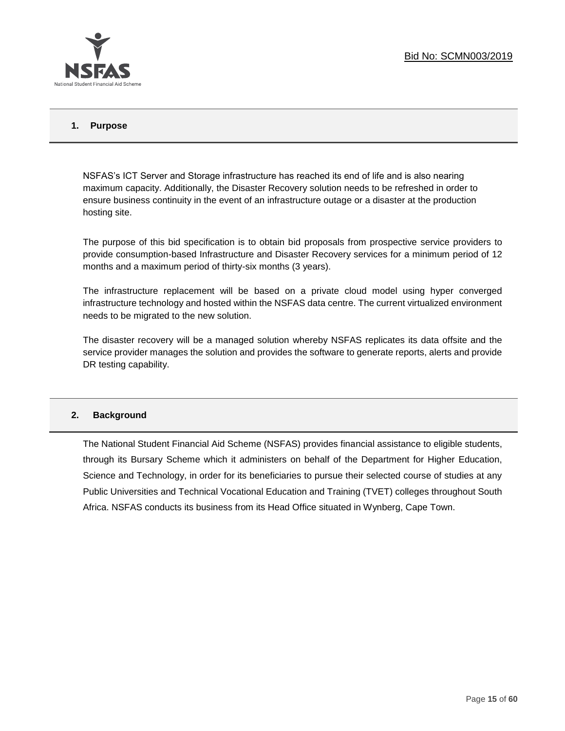## 1. Purpose

NSFAS's ICT Server and Storage infrastructure has reached its end of life and is also nearing maximum capacity. Additionally, the Disaster Recovery solution needs to be refreshed in order to ensure business continuity in the event of an infrastructure outage or a disaster at the production hosting site.

The purpose of this bid specification is to obtain bid proposals from prospective service providers to provide consumption-based Infrastructure and Disaster Recovery services for a minimum period of 12 months and a maximum period of thirty-six months (3 years).

The infrastructure replacement will be based on a private cloud model using hyper converged infrastructure technology and hosted within the NSFAS data centre. The current virtualized environment needs to be migrated to the new solution.

The disaster recovery will be a managed solution whereby NSFAS replicates its data offsite and the service provider manages the solution and provides the software to generate reports, alerts and provide DR testing capability.

## 2. Background

The National Student Financial Aid Scheme (NSFAS) provides financial assistance to eligible students, through its Bursary Scheme which it administers on behalf of the Department for Higher Education, Science and Technology, in order for its beneficiaries to pursue their selected course of studies at any Public Universities and Technical Vocational Education and Training (TVET) colleges throughout South Africa. NSFAS conducts its business from its Head Office situated in Wynberg, Cape Town.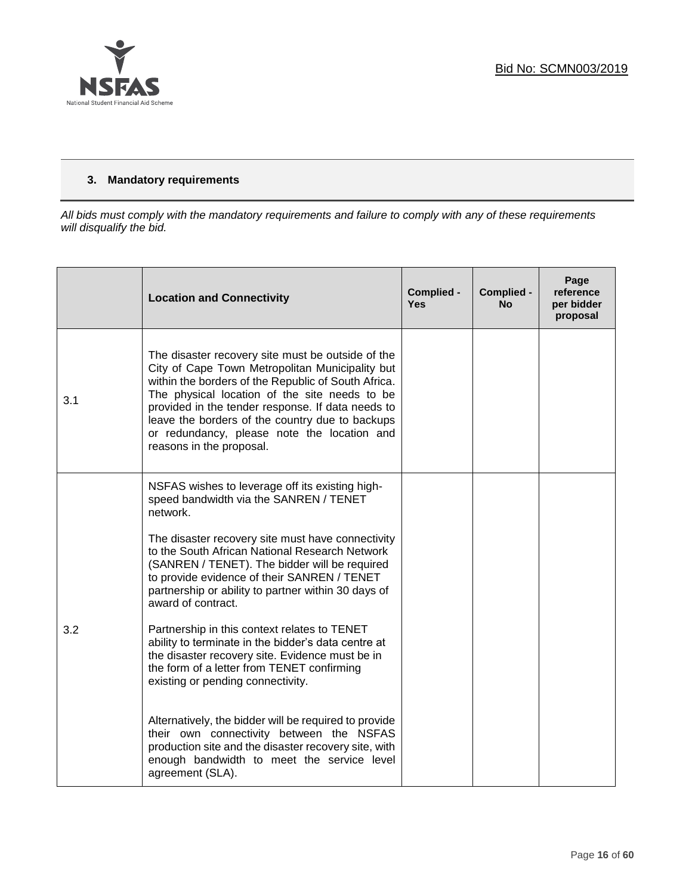### 3. Mandatory requirements

*All bids must comply with the mandatory requirements and failure to comply with any of these requirements will disqualify the bid.*

| | **Location and Connectivity** | **Complied - Yes** | **Complied - No** | **Page reference per bidder proposal** |
|---|---|---|---|---|
| 3.1 | The disaster recovery site must be outside of the City of Cape Town Metropolitan Municipality but within the borders of the Republic of South Africa. The physical location of the site needs to be provided in the tender response. If data needs to leave the borders of the country due to backups or redundancy, please note the location and reasons in the proposal. | | | |
| 3.2 | NSFAS wishes to leverage off its existing high-speed bandwidth via the SANREN / TENET network.<br><br>The disaster recovery site must have connectivity to the South African National Research Network (SANREN / TENET). The bidder will be required to provide evidence of their SANREN / TENET partnership or ability to partner within 30 days of award of contract.<br><br>Partnership in this context relates to TENET ability to terminate in the bidder's data centre at the disaster recovery site. Evidence must be in the form of a letter from TENET confirming existing or pending connectivity.<br><br>Alternatively, the bidder will be required to provide their own connectivity between the NSFAS production site and the disaster recovery site, with enough bandwidth to meet the service level agreement (SLA). | | | |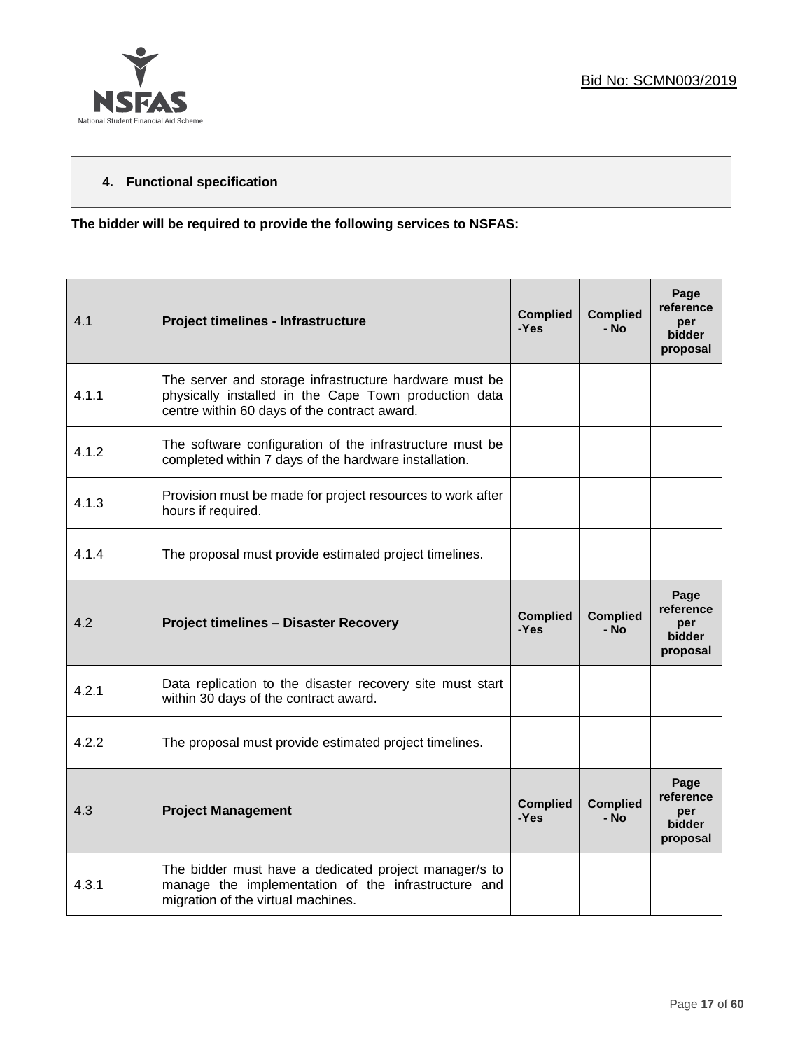## 4. Functional specification

**The bidder will be required to provide the following services to NSFAS:**

| 4.1 | **Project timelines - Infrastructure** | **Complied -Yes** | **Complied - No** | **Page reference per bidder proposal** |
|---|---|---|---|---|
| 4.1.1 | The server and storage infrastructure hardware must be physically installed in the Cape Town production data centre within 60 days of the contract award. | | | |
| 4.1.2 | The software configuration of the infrastructure must be completed within 7 days of the hardware installation. | | | |
| 4.1.3 | Provision must be made for project resources to work after hours if required. | | | |
| 4.1.4 | The proposal must provide estimated project timelines. | | | |
| 4.2 | **Project timelines – Disaster Recovery** | **Complied -Yes** | **Complied - No** | **Page reference per bidder proposal** |
| 4.2.1 | Data replication to the disaster recovery site must start within 30 days of the contract award. | | | |
| 4.2.2 | The proposal must provide estimated project timelines. | | | |
| 4.3 | **Project Management** | **Complied -Yes** | **Complied - No** | **Page reference per bidder proposal** |
| 4.3.1 | The bidder must have a dedicated project manager/s to manage the implementation of the infrastructure and migration of the virtual machines. | | | |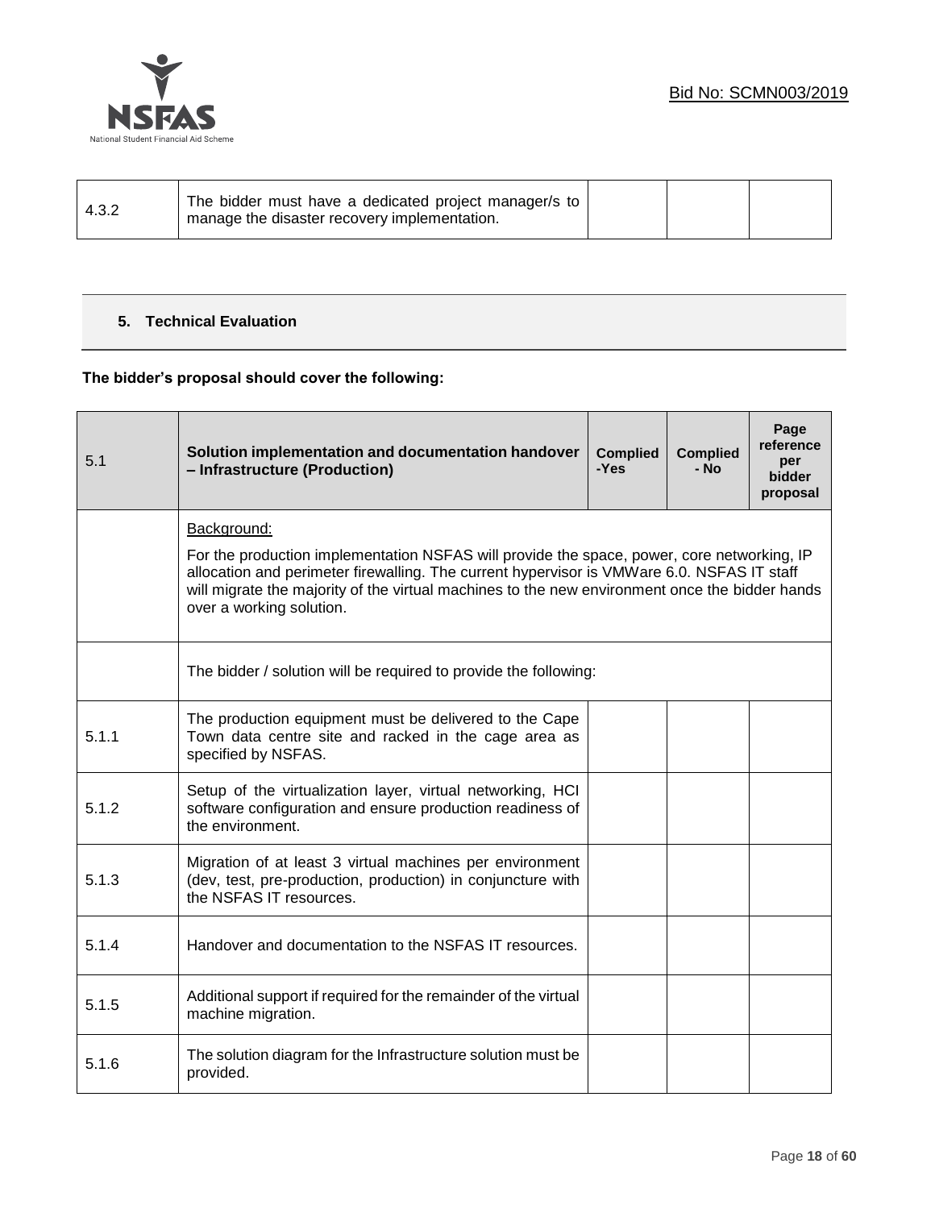| 4.3.2 | The bidder must have a dedicated project manager/s to manage the disaster recovery implementation. | | | |
|---|---|---|---|---|

## 5. Technical Evaluation

**The bidder's proposal should cover the following:**

| 5.1 | **Solution implementation and documentation handover – Infrastructure (Production)** | **Complied -Yes** | **Complied - No** | **Page reference per bidder proposal** |
|---|---|---|---|---|
| | Background:<br><br>For the production implementation NSFAS will provide the space, power, core networking, IP allocation and perimeter firewalling. The current hypervisor is VMWare 6.0. NSFAS IT staff will migrate the majority of the virtual machines to the new environment once the bidder hands over a working solution. | | | |
| | The bidder / solution will be required to provide the following: | | | |
| 5.1.1 | The production equipment must be delivered to the Cape Town data centre site and racked in the cage area as specified by NSFAS. | | | |
| 5.1.2 | Setup of the virtualization layer, virtual networking, HCI software configuration and ensure production readiness of the environment. | | | |
| 5.1.3 | Migration of at least 3 virtual machines per environment (dev, test, pre-production, production) in conjuncture with the NSFAS IT resources. | | | |
| 5.1.4 | Handover and documentation to the NSFAS IT resources. | | | |
| 5.1.5 | Additional support if required for the remainder of the virtual machine migration. | | | |
| 5.1.6 | The solution diagram for the Infrastructure solution must be provided. | | | |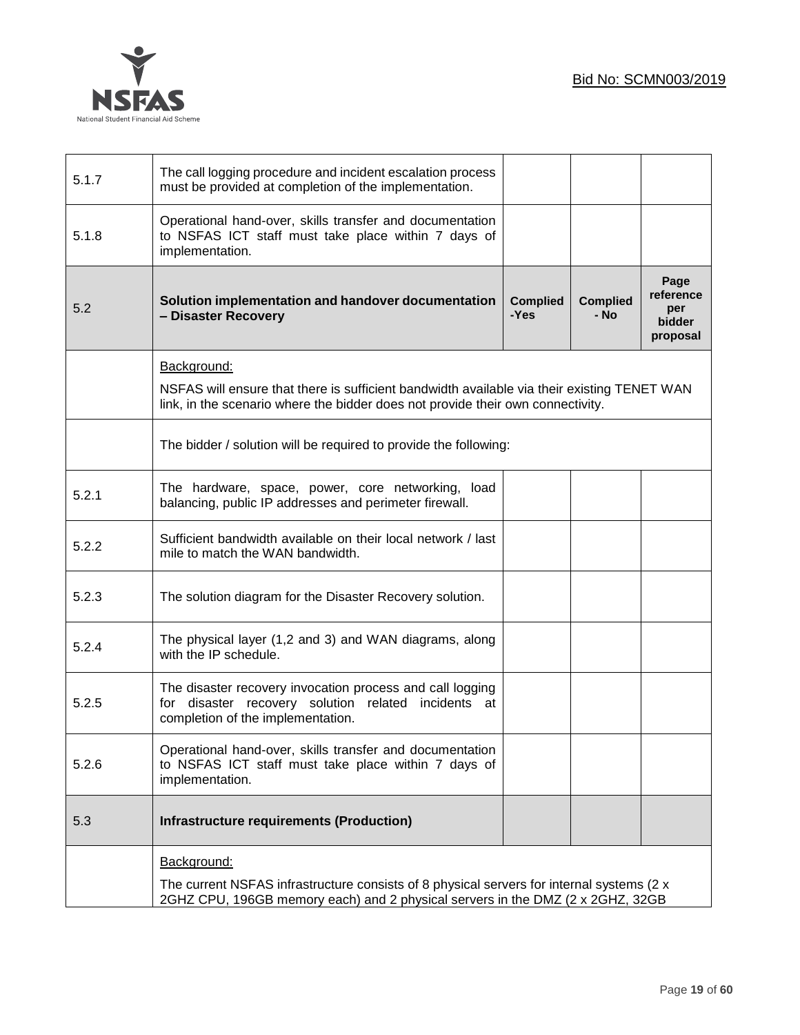| | | | | |
|---|---|---|---|---|
| 5.1.7 | The call logging procedure and incident escalation process must be provided at completion of the implementation. | | | |
| 5.1.8 | Operational hand-over, skills transfer and documentation to NSFAS ICT staff must take place within 7 days of implementation. | | | |
| 5.2 | **Solution implementation and handover documentation – Disaster Recovery** | **Complied -Yes** | **Complied - No** | **Page reference per bidder proposal** |
| | Background:<br><br>NSFAS will ensure that there is sufficient bandwidth available via their existing TENET WAN link, in the scenario where the bidder does not provide their own connectivity. | | | |
| | The bidder / solution will be required to provide the following: | | | |
| 5.2.1 | The hardware, space, power, core networking, load balancing, public IP addresses and perimeter firewall. | | | |
| 5.2.2 | Sufficient bandwidth available on their local network / last mile to match the WAN bandwidth. | | | |
| 5.2.3 | The solution diagram for the Disaster Recovery solution. | | | |
| 5.2.4 | The physical layer (1,2 and 3) and WAN diagrams, along with the IP schedule. | | | |
| 5.2.5 | The disaster recovery invocation process and call logging for disaster recovery solution related incidents at completion of the implementation. | | | |
| 5.2.6 | Operational hand-over, skills transfer and documentation to NSFAS ICT staff must take place within 7 days of implementation. | | | |
| 5.3 | **Infrastructure requirements (Production)** | | | |
| | Background:<br><br>The current NSFAS infrastructure consists of 8 physical servers for internal systems (2 x 2GHZ CPU, 196GB memory each) and 2 physical servers in the DMZ (2 x 2GHZ, 32GB | | | |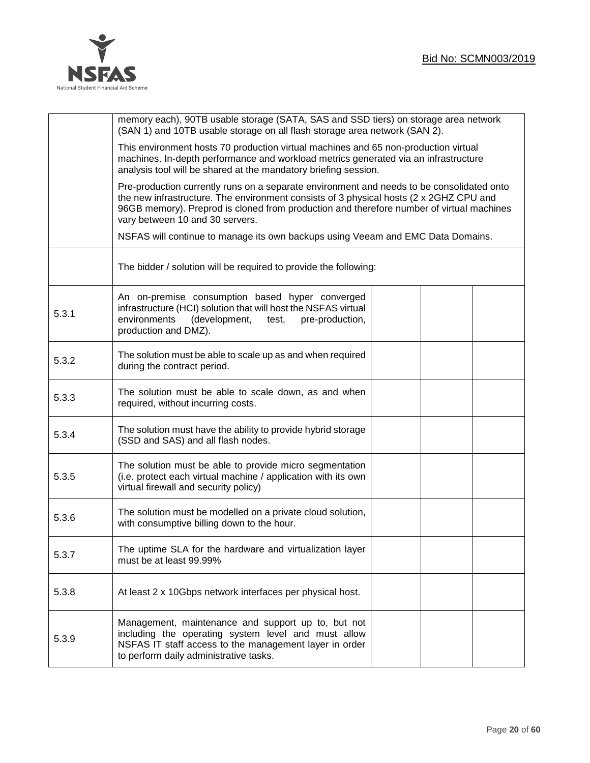| | | | | |
|---|---|---|---|---|
| | memory each), 90TB usable storage (SATA, SAS and SSD tiers) on storage area network (SAN 1) and 10TB usable storage on all flash storage area network (SAN 2).<br><br>This environment hosts 70 production virtual machines and 65 non-production virtual machines. In-depth performance and workload metrics generated via an infrastructure analysis tool will be shared at the mandatory briefing session.<br><br>Pre-production currently runs on a separate environment and needs to be consolidated onto the new infrastructure. The environment consists of 3 physical hosts (2 x 2GHZ CPU and 96GB memory). Preprod is cloned from production and therefore number of virtual machines vary between 10 and 30 servers.<br><br>NSFAS will continue to manage its own backups using Veeam and EMC Data Domains. | | | |
| | The bidder / solution will be required to provide the following: | | | |
| 5.3.1 | An on-premise consumption based hyper converged infrastructure (HCI) solution that will host the NSFAS virtual environments (development, test, pre-production, production and DMZ). | | | |
| 5.3.2 | The solution must be able to scale up as and when required during the contract period. | | | |
| 5.3.3 | The solution must be able to scale down, as and when required, without incurring costs. | | | |
| 5.3.4 | The solution must have the ability to provide hybrid storage (SSD and SAS) and all flash nodes. | | | |
| 5.3.5 | The solution must be able to provide micro segmentation (i.e. protect each virtual machine / application with its own virtual firewall and security policy) | | | |
| 5.3.6 | The solution must be modelled on a private cloud solution, with consumptive billing down to the hour. | | | |
| 5.3.7 | The uptime SLA for the hardware and virtualization layer must be at least 99.99% | | | |
| 5.3.8 | At least 2 x 10Gbps network interfaces per physical host. | | | |
| 5.3.9 | Management, maintenance and support up to, but not including the operating system level and must allow NSFAS IT staff access to the management layer in order to perform daily administrative tasks. | | | |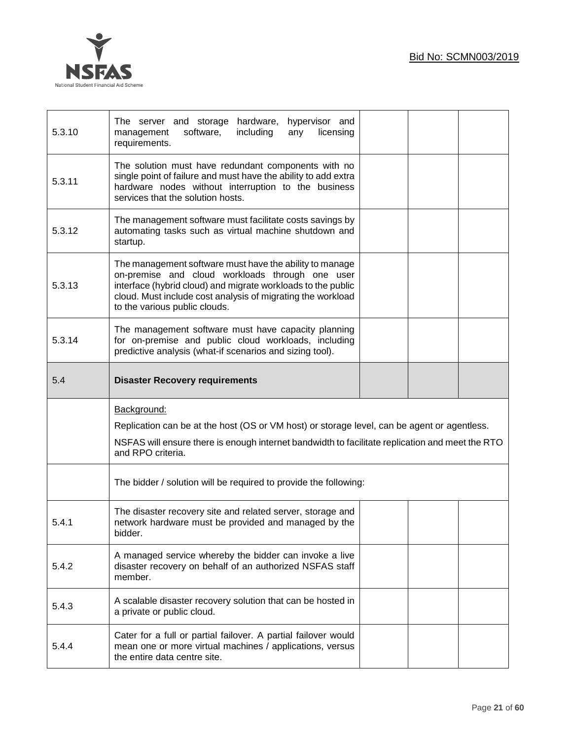| | | | | |
|---|---|---|---|---|
| 5.3.10 | The server and storage hardware, hypervisor and management software, including any licensing requirements. | | | |
| 5.3.11 | The solution must have redundant components with no single point of failure and must have the ability to add extra hardware nodes without interruption to the business services that the solution hosts. | | | |
| 5.3.12 | The management software must facilitate costs savings by automating tasks such as virtual machine shutdown and startup. | | | |
| 5.3.13 | The management software must have the ability to manage on-premise and cloud workloads through one user interface (hybrid cloud) and migrate workloads to the public cloud. Must include cost analysis of migrating the workload to the various public clouds. | | | |
| 5.3.14 | The management software must have capacity planning for on-premise and public cloud workloads, including predictive analysis (what-if scenarios and sizing tool). | | | |
| 5.4 | **Disaster Recovery requirements** | | | |
| | Background:<br>Replication can be at the host (OS or VM host) or storage level, can be agent or agentless.<br>NSFAS will ensure there is enough internet bandwidth to facilitate replication and meet the RTO and RPO criteria. | | | |
| | The bidder / solution will be required to provide the following: | | | |
| 5.4.1 | The disaster recovery site and related server, storage and network hardware must be provided and managed by the bidder. | | | |
| 5.4.2 | A managed service whereby the bidder can invoke a live disaster recovery on behalf of an authorized NSFAS staff member. | | | |
| 5.4.3 | A scalable disaster recovery solution that can be hosted in a private or public cloud. | | | |
| 5.4.4 | Cater for a full or partial failover. A partial failover would mean one or more virtual machines / applications, versus the entire data centre site. | | | |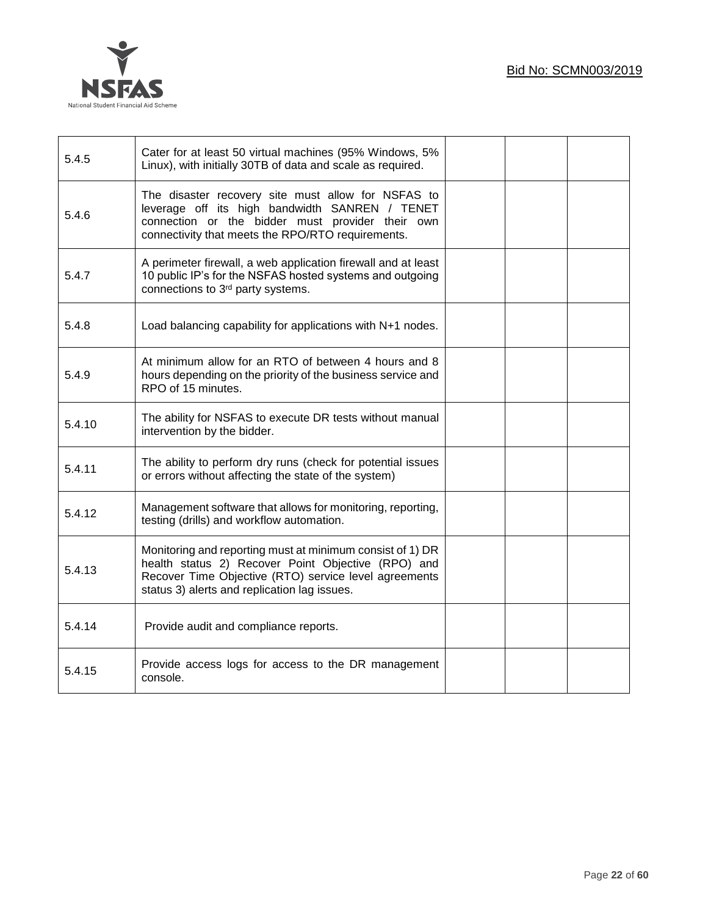| | | | | |
|---|---|---|---|---|
| 5.4.5 | Cater for at least 50 virtual machines (95% Windows, 5% Linux), with initially 30TB of data and scale as required. | | | |
| 5.4.6 | The disaster recovery site must allow for NSFAS to leverage off its high bandwidth SANREN / TENET connection or the bidder must provider their own connectivity that meets the RPO/RTO requirements. | | | |
| 5.4.7 | A perimeter firewall, a web application firewall and at least 10 public IP's for the NSFAS hosted systems and outgoing connections to 3rd party systems. | | | |
| 5.4.8 | Load balancing capability for applications with N+1 nodes. | | | |
| 5.4.9 | At minimum allow for an RTO of between 4 hours and 8 hours depending on the priority of the business service and RPO of 15 minutes. | | | |
| 5.4.10 | The ability for NSFAS to execute DR tests without manual intervention by the bidder. | | | |
| 5.4.11 | The ability to perform dry runs (check for potential issues or errors without affecting the state of the system) | | | |
| 5.4.12 | Management software that allows for monitoring, reporting, testing (drills) and workflow automation. | | | |
| 5.4.13 | Monitoring and reporting must at minimum consist of 1) DR health status 2) Recover Point Objective (RPO) and Recover Time Objective (RTO) service level agreements status 3) alerts and replication lag issues. | | | |
| 5.4.14 | Provide audit and compliance reports. | | | |
| 5.4.15 | Provide access logs for access to the DR management console. | | | |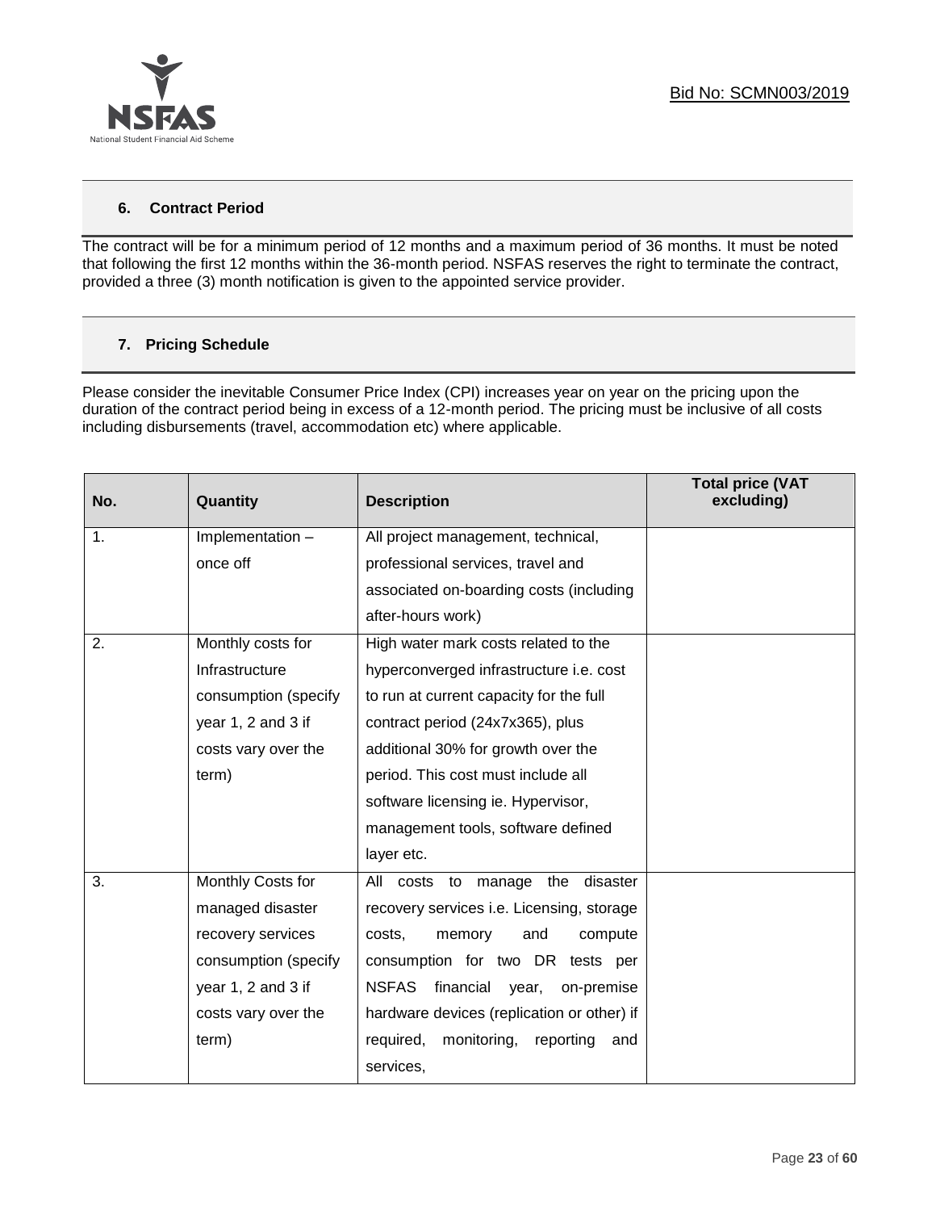## 6. Contract Period

The contract will be for a minimum period of 12 months and a maximum period of 36 months. It must be noted that following the first 12 months within the 36-month period. NSFAS reserves the right to terminate the contract, provided a three (3) month notification is given to the appointed service provider.

## 7. Pricing Schedule

Please consider the inevitable Consumer Price Index (CPI) increases year on year on the pricing upon the duration of the contract period being in excess of a 12-month period. The pricing must be inclusive of all costs including disbursements (travel, accommodation etc) where applicable.

| No. | Quantity | Description | Total price (VAT excluding) |
|---|---|---|---|
| 1. | Implementation – once off | All project management, technical, professional services, travel and associated on-boarding costs (including after-hours work) | |
| 2. | Monthly costs for Infrastructure consumption (specify year 1, 2 and 3 if costs vary over the term) | High water mark costs related to the hyperconverged infrastructure i.e. cost to run at current capacity for the full contract period (24x7x365), plus additional 30% for growth over the period. This cost must include all software licensing ie. Hypervisor, management tools, software defined layer etc. | |
| 3. | Monthly Costs for managed disaster recovery services consumption (specify year 1, 2 and 3 if costs vary over the term) | All costs to manage the disaster recovery services i.e. Licensing, storage costs, memory and compute consumption for two DR tests per NSFAS financial year, on-premise hardware devices (replication or other) if required, monitoring, reporting and services, | |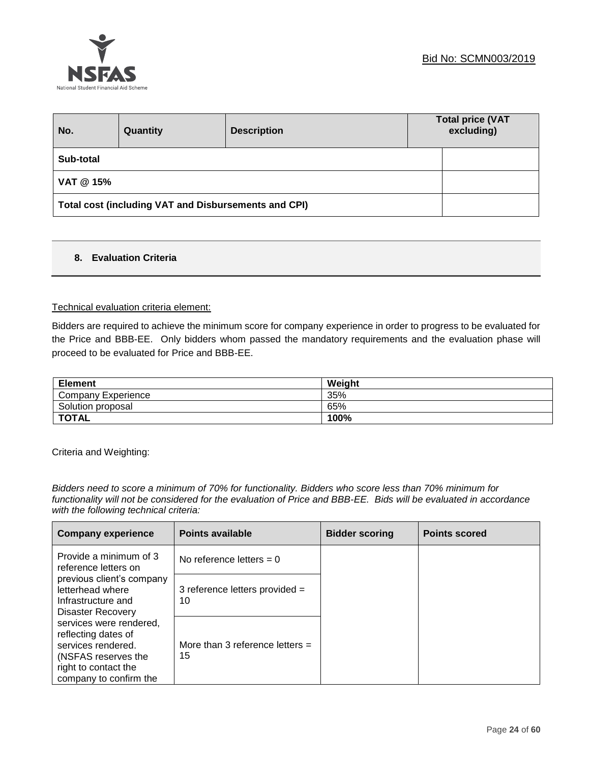| No. | Quantity | Description | Total price (VAT excluding) |
|---|---|---|---|
| Sub-total | | | |
| VAT @ 15% | | | |
| Total cost (including VAT and Disbursements and CPI) | | | |

## 8. Evaluation Criteria

Technical evaluation criteria element:

Bidders are required to achieve the minimum score for company experience in order to progress to be evaluated for the Price and BBB-EE. Only bidders whom passed the mandatory requirements and the evaluation phase will proceed to be evaluated for Price and BBB-EE.

| Element | Weight |
|---|---|
| Company Experience | 35% |
| Solution proposal | 65% |
| **TOTAL** | **100%** |

Criteria and Weighting:

*Bidders need to score a minimum of 70% for functionality. Bidders who score less than 70% minimum for functionality will not be considered for the evaluation of Price and BBB-EE. Bids will be evaluated in accordance with the following technical criteria:*

| Company experience | Points available | Bidder scoring | Points scored |
|---|---|---|---|
| Provide a minimum of 3 reference letters on previous client's company letterhead where Infrastructure and Disaster Recovery services were rendered, reflecting dates of services rendered. (NSFAS reserves the right to contact the company to confirm the | No reference letters = 0 | | |
| | 3 reference letters provided = 10 | | |
| | More than 3 reference letters = 15 | | |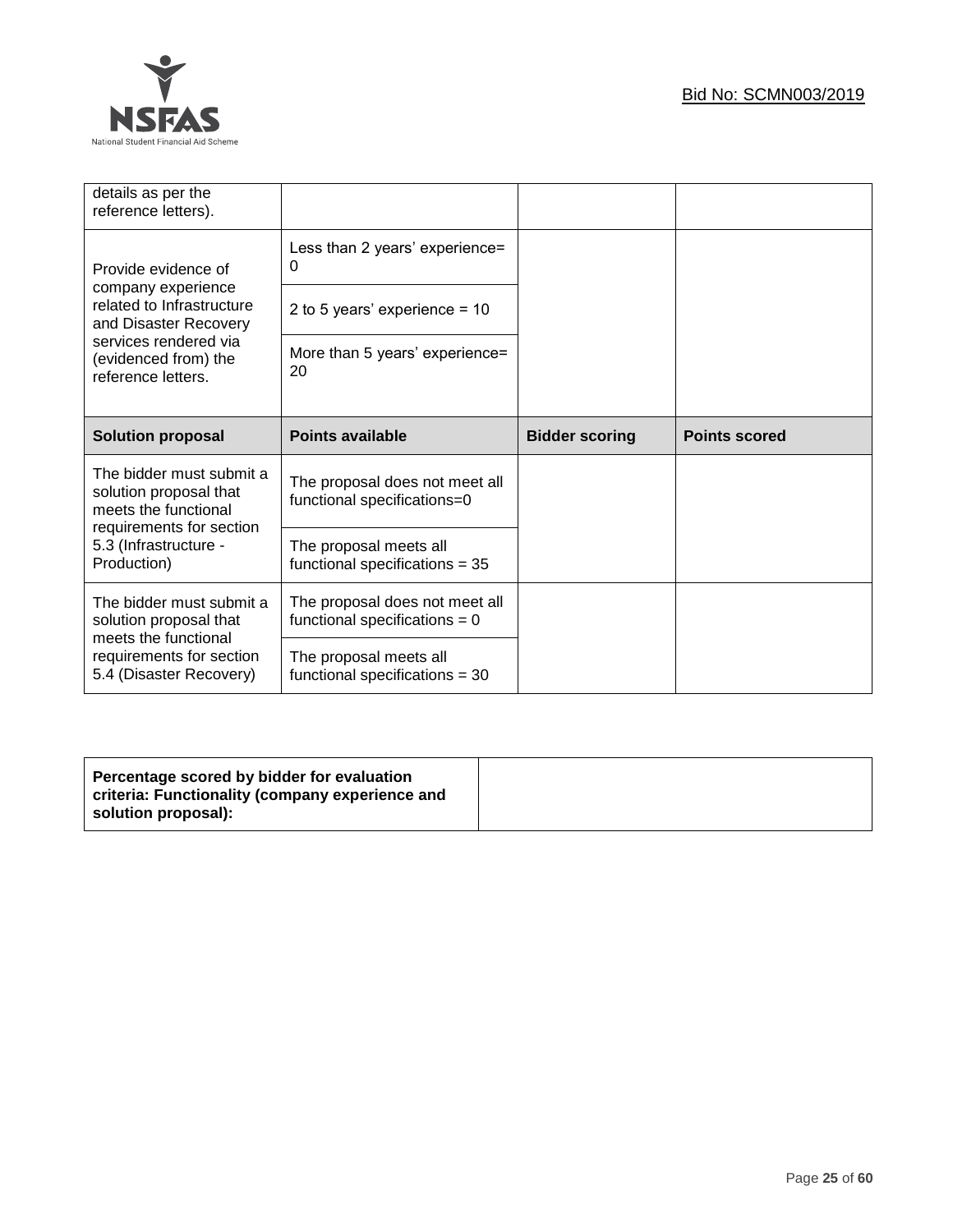| | | | |
|---|---|---|---|
| details as per the reference letters). | | | |
| Provide evidence of company experience related to Infrastructure and Disaster Recovery services rendered via (evidenced from) the reference letters. | Less than 2 years' experience= 0 | | |
| | 2 to 5 years' experience = 10 | | |
| | More than 5 years' experience= 20 | | |
| **Solution proposal** | **Points available** | **Bidder scoring** | **Points scored** |
| The bidder must submit a solution proposal that meets the functional requirements for section 5.3 (Infrastructure - Production) | The proposal does not meet all functional specifications=0 | | |
| | The proposal meets all functional specifications = 35 | | |
| The bidder must submit a solution proposal that meets the functional requirements for section 5.4 (Disaster Recovery) | The proposal does not meet all functional specifications = 0 | | |
| | The proposal meets all functional specifications = 30 | | |

| | |
|---|---|
| **Percentage scored by bidder for evaluation criteria: Functionality (company experience and solution proposal):** | |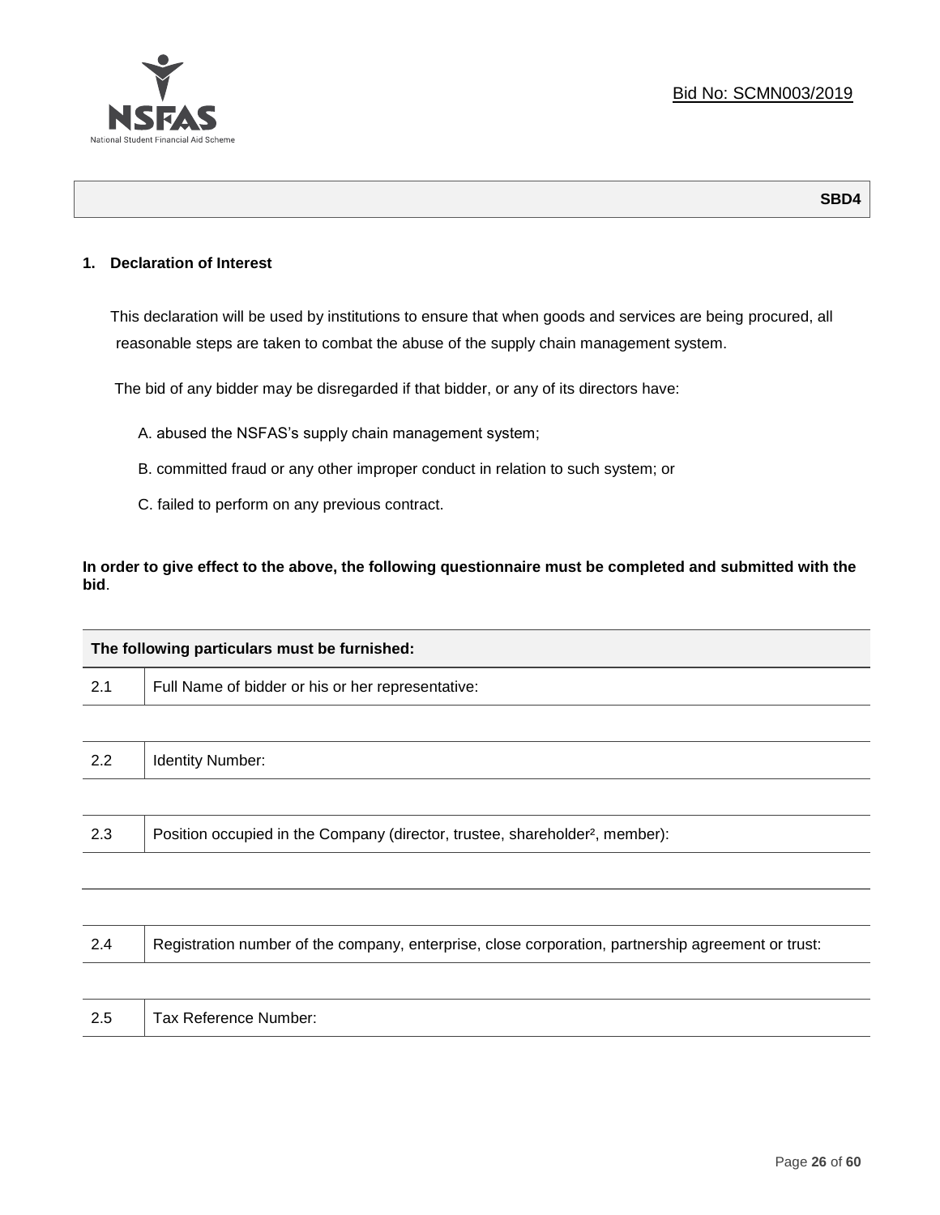Bid No: SCMN003/2019

**SBD4**

## 1. Declaration of Interest

This declaration will be used by institutions to ensure that when goods and services are being procured, all reasonable steps are taken to combat the abuse of the supply chain management system.

The bid of any bidder may be disregarded if that bidder, or any of its directors have:

A. abused the NSFAS's supply chain management system;

B. committed fraud or any other improper conduct in relation to such system; or

C. failed to perform on any previous contract.

**In order to give effect to the above, the following questionnaire must be completed and submitted with the bid**.

| The following particulars must be furnished: | |
|---|---|
| 2.1 | Full Name of bidder or his or her representative: |
| | |
| 2.2 | Identity Number: |
| | |
| 2.3 | Position occupied in the Company (director, trustee, shareholder[2], member): |
| | |
| | |
| 2.4 | Registration number of the company, enterprise, close corporation, partnership agreement or trust: |
| | |
| 2.5 | Tax Reference Number: |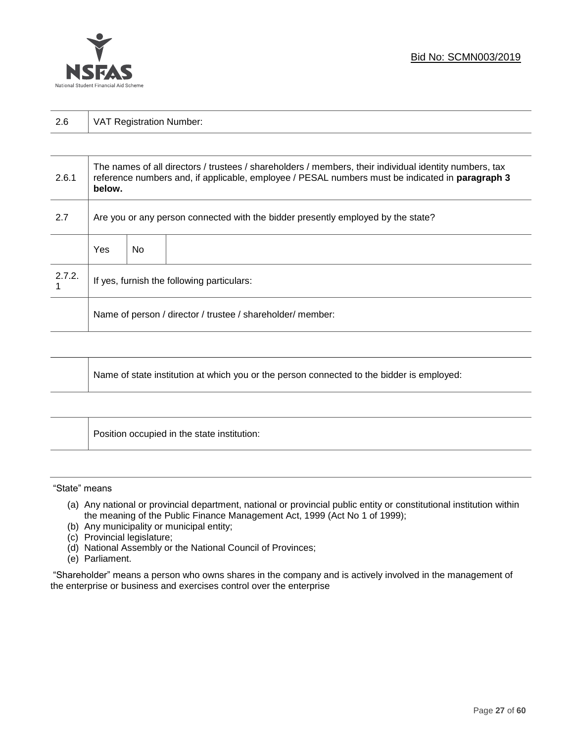| 2.6 | VAT Registration Number: |
|---|---|

| 2.6.1 | The names of all directors / trustees / shareholders / members, their individual identity numbers, tax reference numbers and, if applicable, employee / PESAL numbers must be indicated in **paragraph 3 below.** | | |
|---|---|---|---|
| 2.7 | Are you or any person connected with the bidder presently employed by the state? | | |
| | Yes | No | |
| 2.7.2.1 | If yes, furnish the following particulars: | | |
| | Name of person / director / trustee / shareholder/ member: | | |

| | Name of state institution at which you or the person connected to the bidder is employed: |
|---|---|

| | Position occupied in the state institution: |
|---|---|

"State" means

(a) Any national or provincial department, national or provincial public entity or constitutional institution within the meaning of the Public Finance Management Act, 1999 (Act No 1 of 1999);
(b) Any municipality or municipal entity;
(c) Provincial legislature;
(d) National Assembly or the National Council of Provinces;
(e) Parliament.

"Shareholder" means a person who owns shares in the company and is actively involved in the management of the enterprise or business and exercises control over the enterprise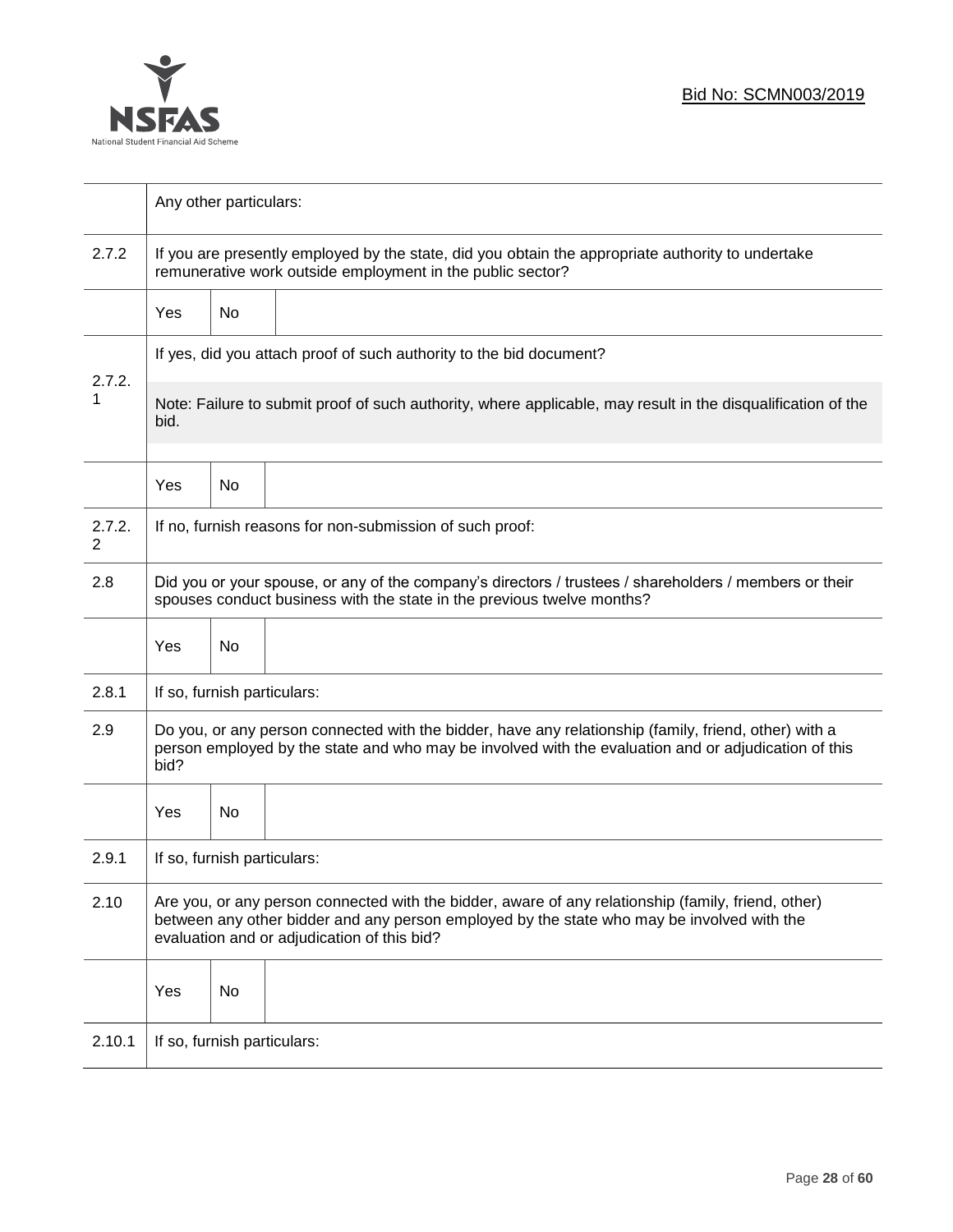| | | | |
|---|---|---|---|
| | Any other particulars: | | |
| 2.7.2 | If you are presently employed by the state, did you obtain the appropriate authority to undertake remunerative work outside employment in the public sector? | | |
| | Yes | No | |
| 2.7.2.1 | If yes, did you attach proof of such authority to the bid document?<br><br>Note: Failure to submit proof of such authority, where applicable, may result in the disqualification of the bid. | | |
| | Yes | No | |
| 2.7.2.2 | If no, furnish reasons for non-submission of such proof: | | |
| 2.8 | Did you or your spouse, or any of the company's directors / trustees / shareholders / members or their spouses conduct business with the state in the previous twelve months? | | |
| | Yes | No | |
| 2.8.1 | If so, furnish particulars: | | |
| 2.9 | Do you, or any person connected with the bidder, have any relationship (family, friend, other) with a person employed by the state and who may be involved with the evaluation and or adjudication of this bid? | | |
| | Yes | No | |
| 2.9.1 | If so, furnish particulars: | | |
| 2.10 | Are you, or any person connected with the bidder, aware of any relationship (family, friend, other) between any other bidder and any person employed by the state who may be involved with the evaluation and or adjudication of this bid? | | |
| | Yes | No | |
| 2.10.1 | If so, furnish particulars: | | |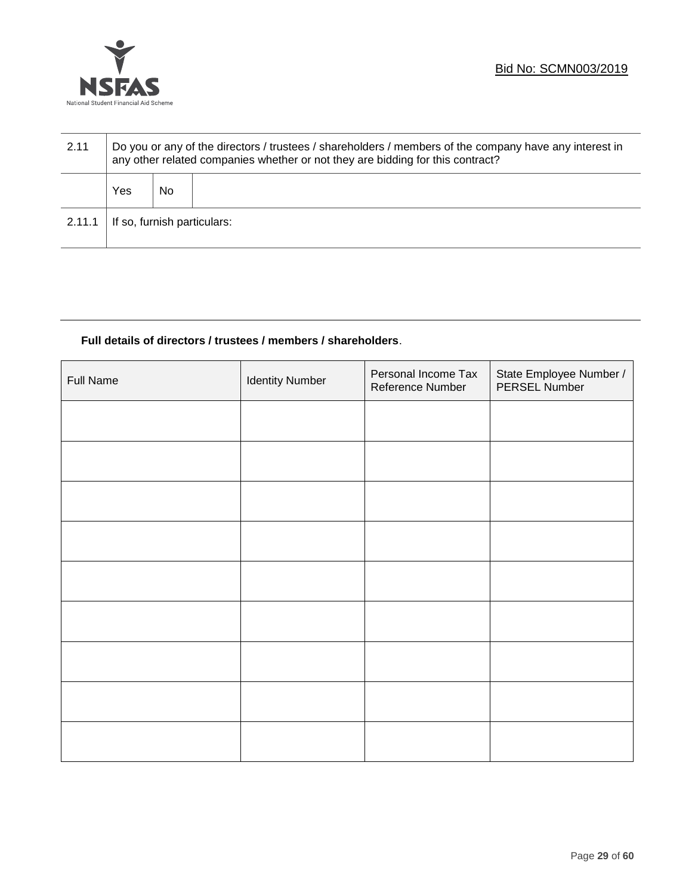| 2.11 | Do you or any of the directors / trustees / shareholders / members of the company have any interest in any other related companies whether or not they are bidding for this contract? | | |
|---|---|---|---|
| | Yes | No | |
| 2.11.1 | If so, furnish particulars: | | |

**Full details of directors / trustees / members / shareholders**.

| Full Name | Identity Number | Personal Income Tax Reference Number | State Employee Number / PERSEL Number |
|---|---|---|---|
| | | | |
| | | | |
| | | | |
| | | | |
| | | | |
| | | | |
| | | | |
| | | | |
| | | | |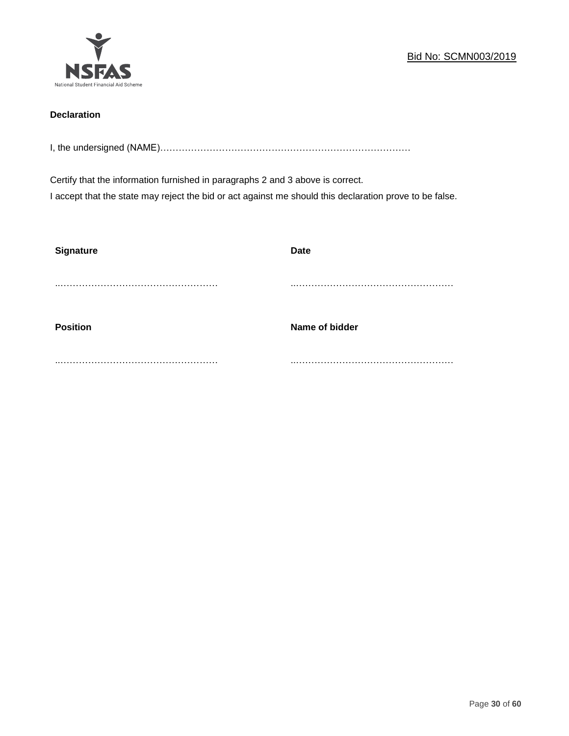Bid No: SCMN003/2019

**Declaration**

I, the undersigned (NAME)………………………………………………………………………

Certify that the information furnished in paragraphs 2 and 3 above is correct.
I accept that the state may reject the bid or act against me should this declaration prove to be false.

| **Signature** | **Date** |
|---|---|
| ..…………………………………………… | ..…………………………………………… |
| **Position** | **Name of bidder** |
| ..…………………………………………… | ..…………………………………………… |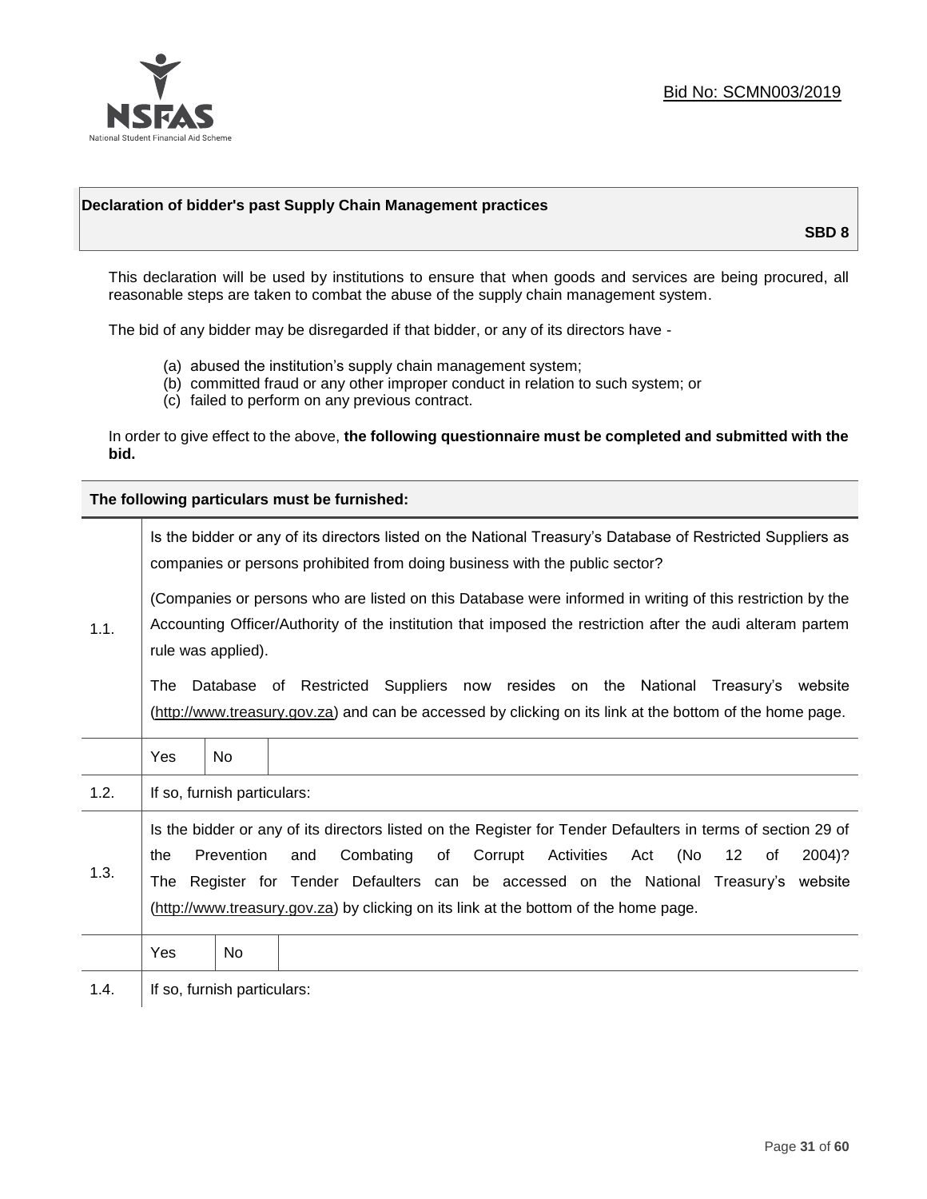Bid No: SCMN003/2019

## Declaration of bidder's past Supply Chain Management practices

**SBD 8**

This declaration will be used by institutions to ensure that when goods and services are being procured, all reasonable steps are taken to combat the abuse of the supply chain management system.

The bid of any bidder may be disregarded if that bidder, or any of its directors have -

(a) abused the institution's supply chain management system;
(b) committed fraud or any other improper conduct in relation to such system; or
(c) failed to perform on any previous contract.

In order to give effect to the above, **the following questionnaire must be completed and submitted with the bid.**

**The following particulars must be furnished:**

| | |
|---|---|
| 1.1. | Is the bidder or any of its directors listed on the National Treasury's Database of Restricted Suppliers as companies or persons prohibited from doing business with the public sector?<br><br>(Companies or persons who are listed on this Database were informed in writing of this restriction by the Accounting Officer/Authority of the institution that imposed the restriction after the audi alteram partem rule was applied).<br><br>The Database of Restricted Suppliers now resides on the National Treasury's website (http://www.treasury.gov.za) and can be accessed by clicking on its link at the bottom of the home page. |
| | Yes &#124; No |
| 1.2. | If so, furnish particulars: |
| 1.3. | Is the bidder or any of its directors listed on the Register for Tender Defaulters in terms of section 29 of the Prevention and Combating of Corrupt Activities Act (No 12 of 2004)? The Register for Tender Defaulters can be accessed on the National Treasury's website (http://www.treasury.gov.za) by clicking on its link at the bottom of the home page. |
| | Yes &#124; No |
| 1.4. | If so, furnish particulars: |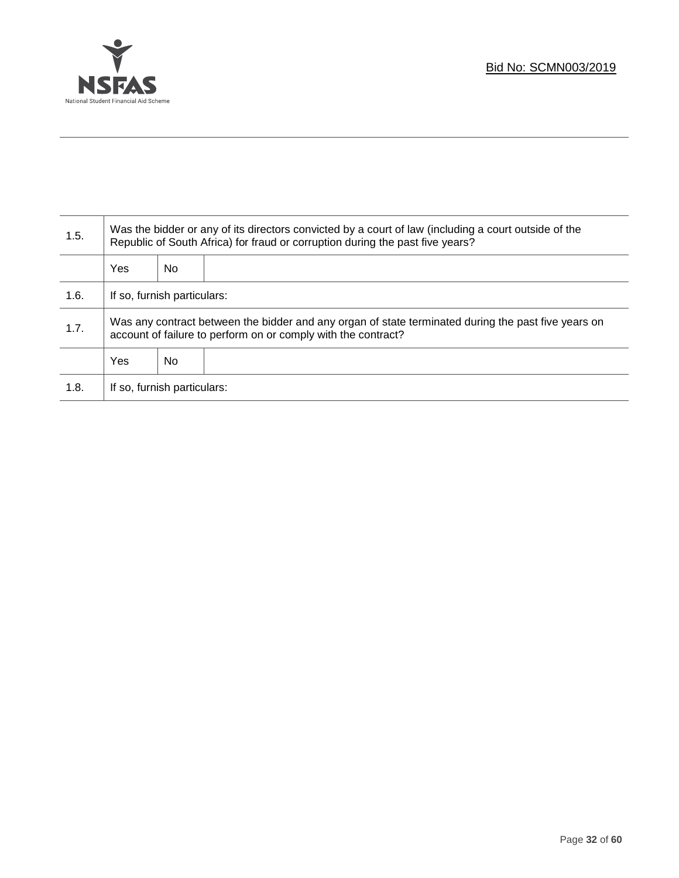| 1.5. | Was the bidder or any of its directors convicted by a court of law (including a court outside of the Republic of South Africa) for fraud or corruption during the past five years? | | |
|---|---|---|---|
| | Yes | No | |
| 1.6. | If so, furnish particulars: | | |
| 1.7. | Was any contract between the bidder and any organ of state terminated during the past five years on account of failure to perform on or comply with the contract? | | |
| | Yes | No | |
| 1.8. | If so, furnish particulars: | | |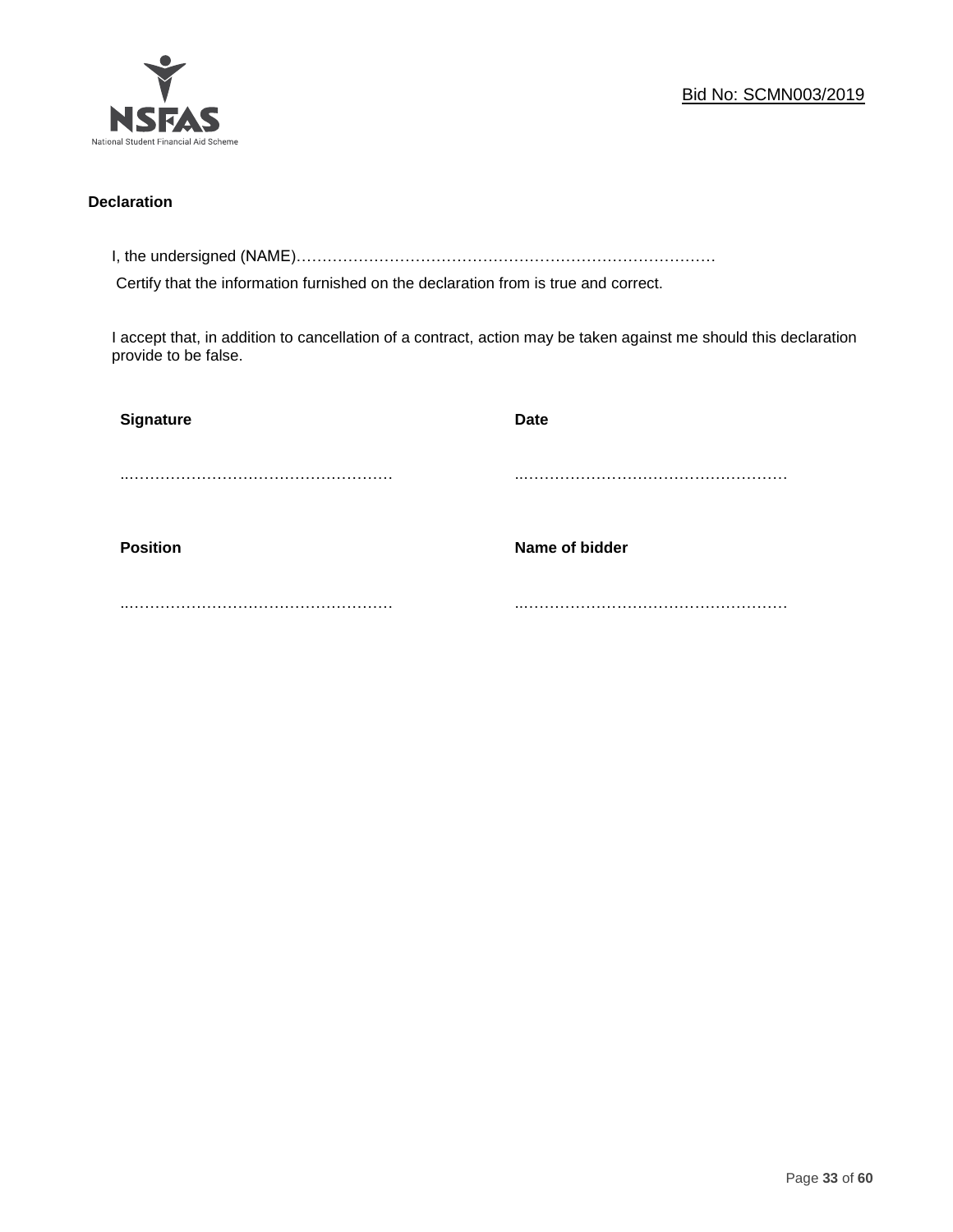**Declaration**

I, the undersigned (NAME)…………………………………………………………………………

Certify that the information furnished on the declaration from is true and correct.

I accept that, in addition to cancellation of a contract, action may be taken against me should this declaration provide to be false.

| **Signature** | **Date** |
|---|---|
| ……………………………………………… | ……………………………………………… |
| **Position** | **Name of bidder** |
| ……………………………………………… | ……………………………………………… |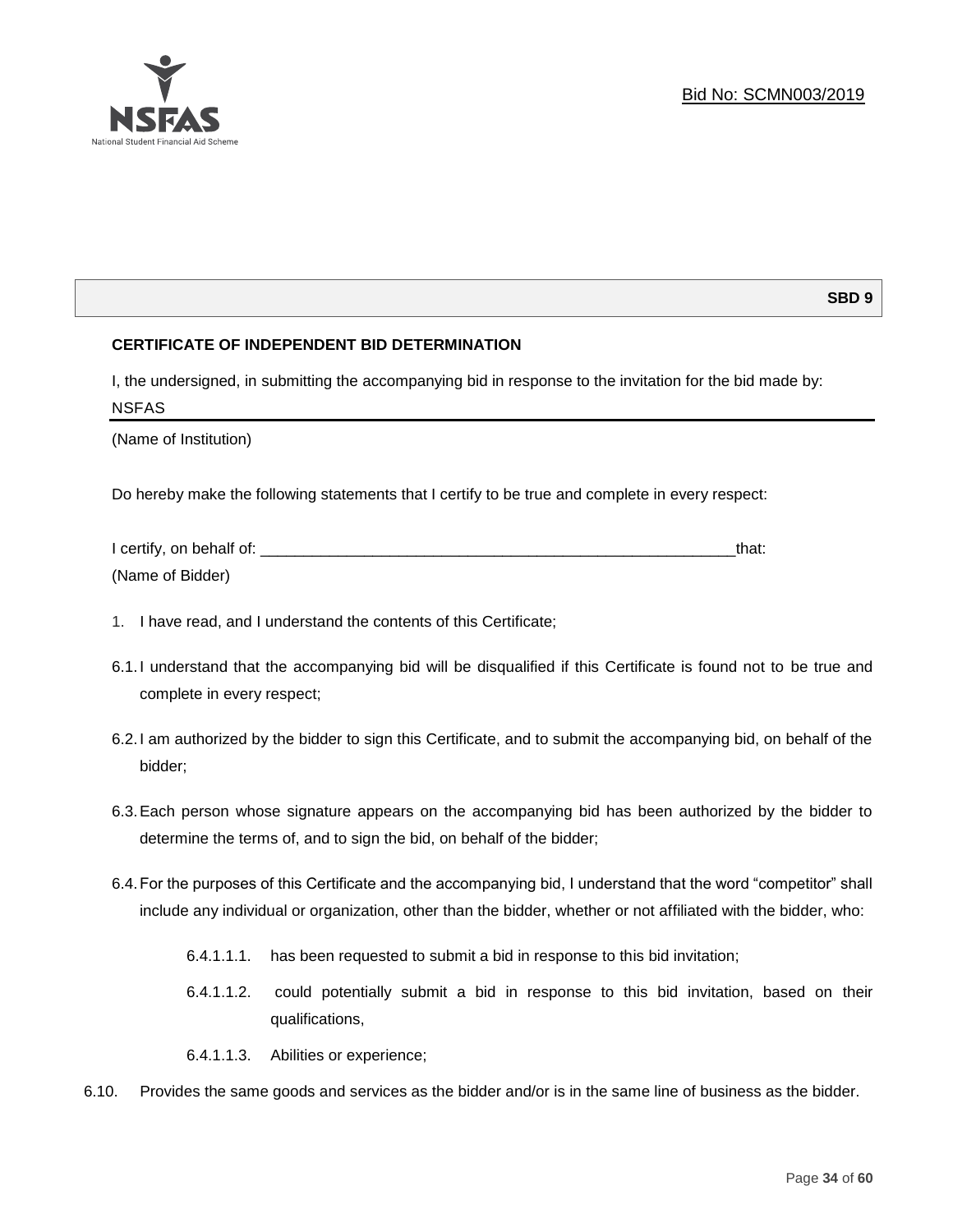Bid No: SCMN003/2019

**SBD 9**

**CERTIFICATE OF INDEPENDENT BID DETERMINATION**

I, the undersigned, in submitting the accompanying bid in response to the invitation for the bid made by:

NSFAS

(Name of Institution)

Do hereby make the following statements that I certify to be true and complete in every respect:

I certify, on behalf of: __________________________________________________________that:

(Name of Bidder)

1. I have read, and I understand the contents of this Certificate;

6.1. I understand that the accompanying bid will be disqualified if this Certificate is found not to be true and complete in every respect;

6.2. I am authorized by the bidder to sign this Certificate, and to submit the accompanying bid, on behalf of the bidder;

6.3. Each person whose signature appears on the accompanying bid has been authorized by the bidder to determine the terms of, and to sign the bid, on behalf of the bidder;

6.4. For the purposes of this Certificate and the accompanying bid, I understand that the word "competitor" shall include any individual or organization, other than the bidder, whether or not affiliated with the bidder, who:

6.4.1.1.1. has been requested to submit a bid in response to this bid invitation;

6.4.1.1.2. could potentially submit a bid in response to this bid invitation, based on their qualifications,

6.4.1.1.3. Abilities or experience;

6.10. Provides the same goods and services as the bidder and/or is in the same line of business as the bidder.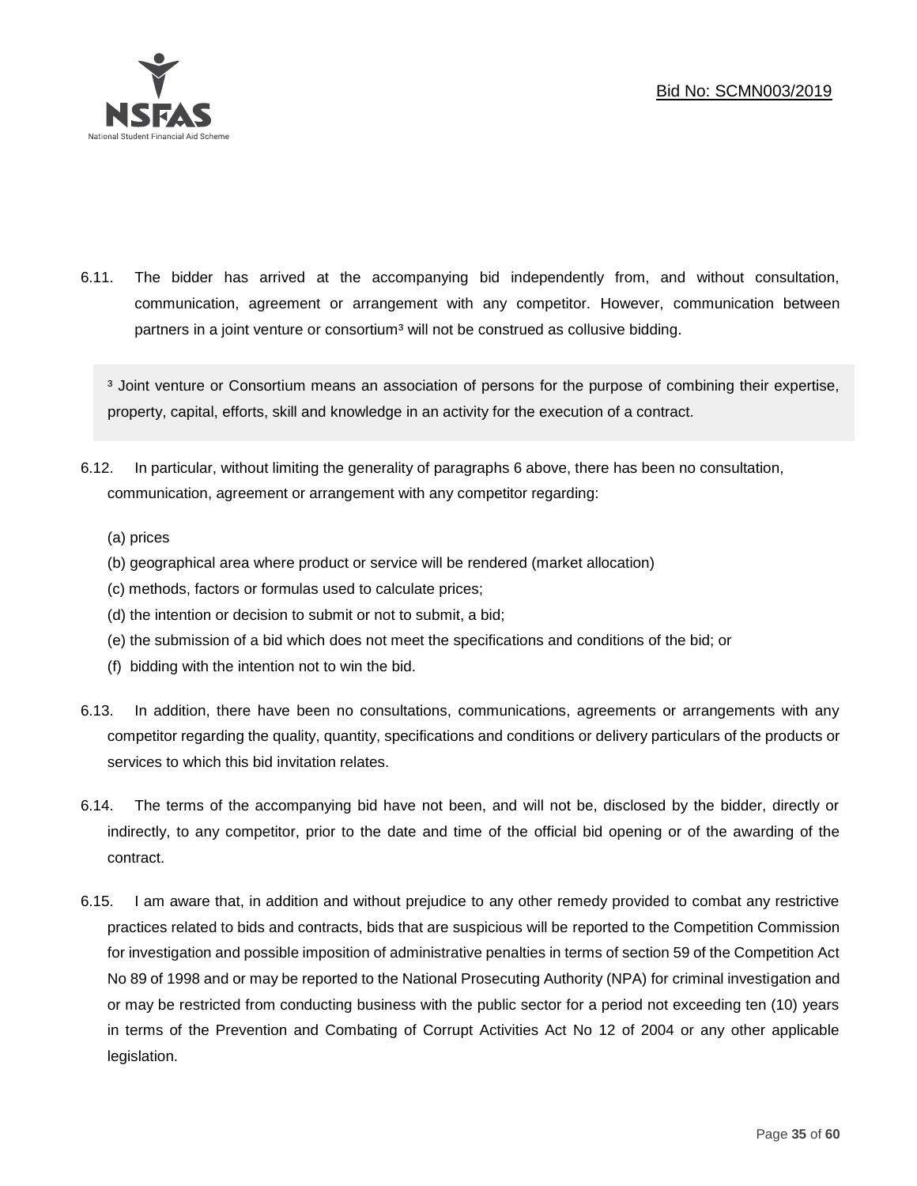6.11. The bidder has arrived at the accompanying bid independently from, and without consultation, communication, agreement or arrangement with any competitor. However, communication between partners in a joint venture or consortium[3] will not be construed as collusive bidding.

[3] Joint venture or Consortium means an association of persons for the purpose of combining their expertise, property, capital, efforts, skill and knowledge in an activity for the execution of a contract.

6.12. In particular, without limiting the generality of paragraphs 6 above, there has been no consultation, communication, agreement or arrangement with any competitor regarding:

(a) prices
(b) geographical area where product or service will be rendered (market allocation)
(c) methods, factors or formulas used to calculate prices;
(d) the intention or decision to submit or not to submit, a bid;
(e) the submission of a bid which does not meet the specifications and conditions of the bid; or
(f) bidding with the intention not to win the bid.

6.13. In addition, there have been no consultations, communications, agreements or arrangements with any competitor regarding the quality, quantity, specifications and conditions or delivery particulars of the products or services to which this bid invitation relates.

6.14. The terms of the accompanying bid have not been, and will not be, disclosed by the bidder, directly or indirectly, to any competitor, prior to the date and time of the official bid opening or of the awarding of the contract.

6.15. I am aware that, in addition and without prejudice to any other remedy provided to combat any restrictive practices related to bids and contracts, bids that are suspicious will be reported to the Competition Commission for investigation and possible imposition of administrative penalties in terms of section 59 of the Competition Act No 89 of 1998 and or may be reported to the National Prosecuting Authority (NPA) for criminal investigation and or may be restricted from conducting business with the public sector for a period not exceeding ten (10) years in terms of the Prevention and Combating of Corrupt Activities Act No 12 of 2004 or any other applicable legislation.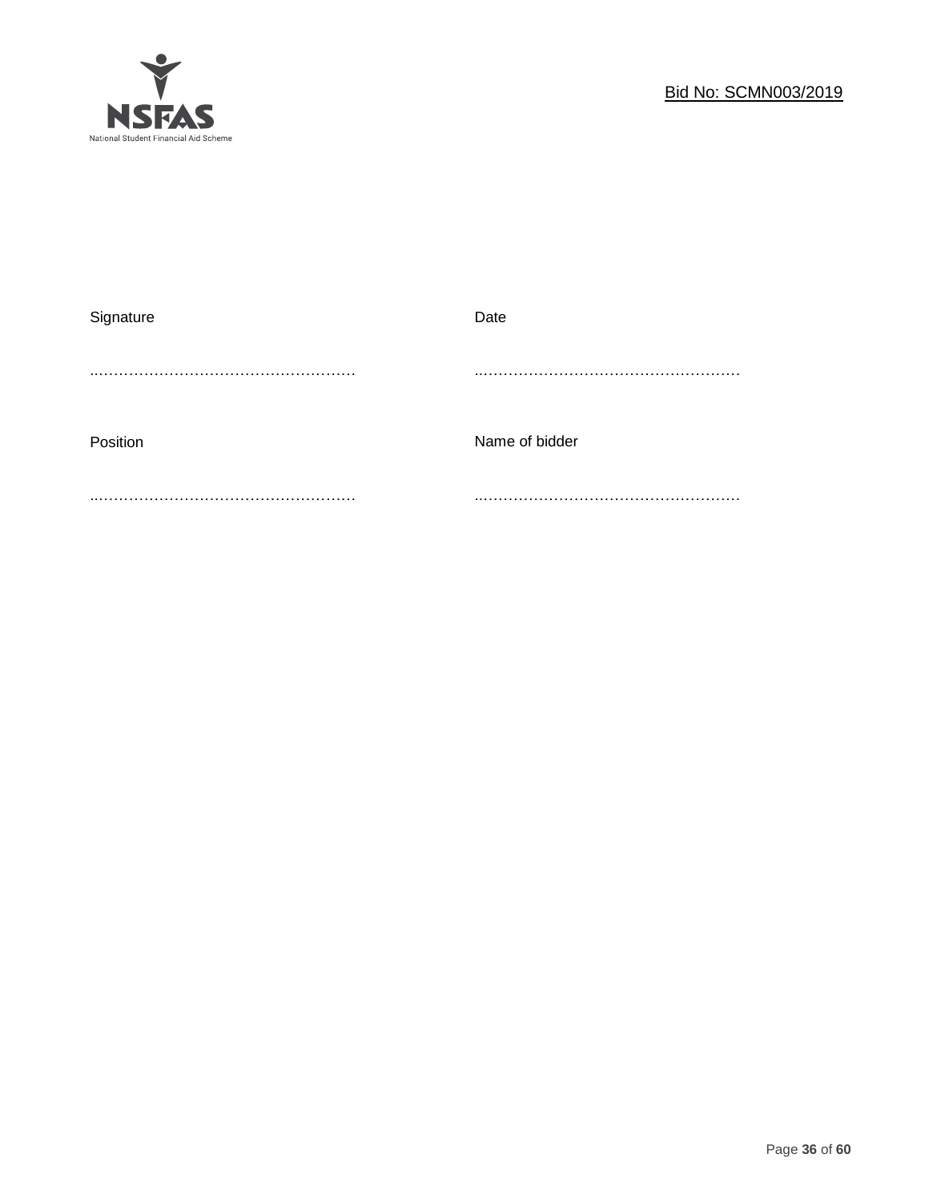| Signature | Date |
|---|---|
| …………………………………………… | …………………………………………… |
| Position | Name of bidder |
| …………………………………………… | …………………………………………… |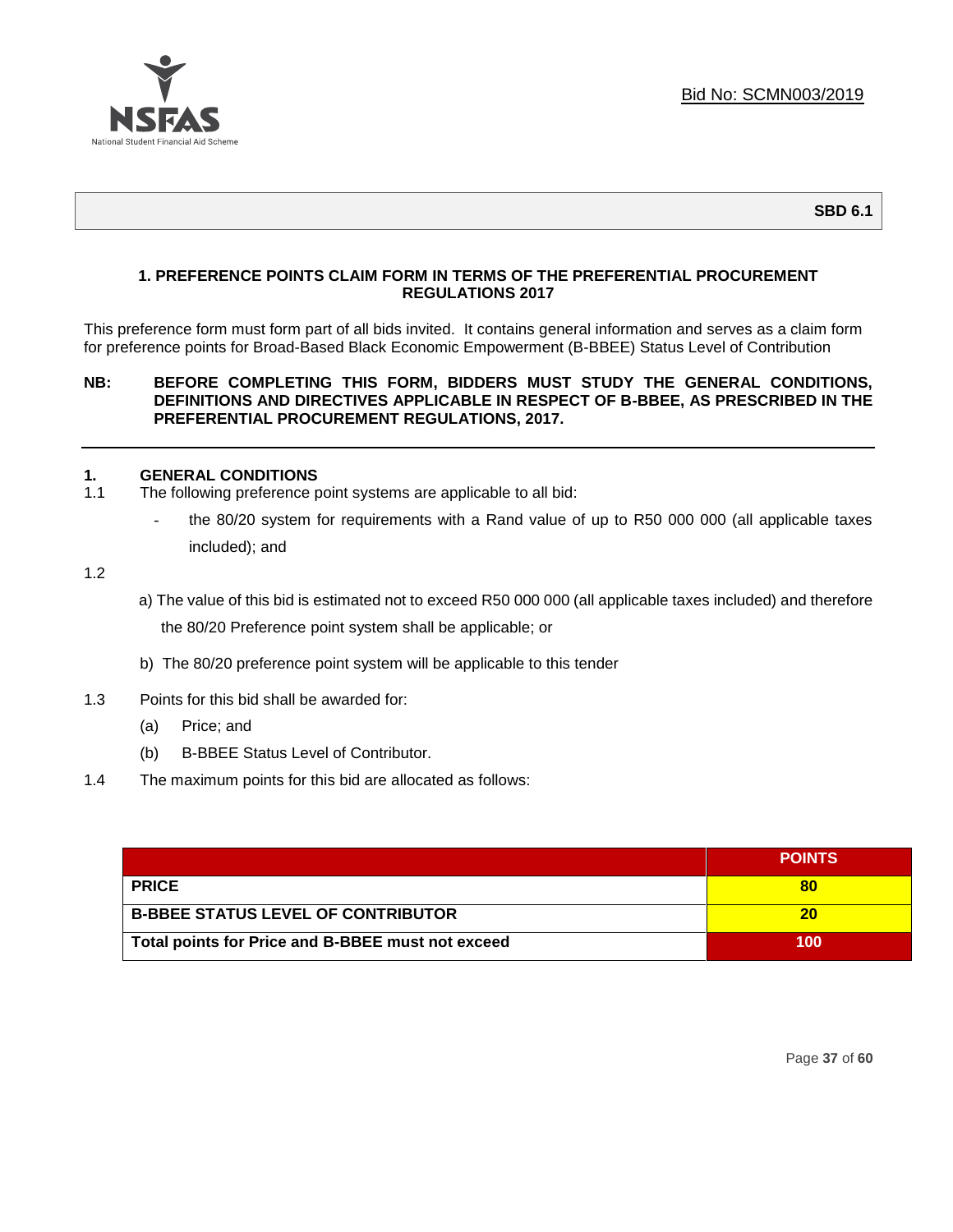Bid No: SCMN003/2019

**SBD 6.1**

### 1. PREFERENCE POINTS CLAIM FORM IN TERMS OF THE PREFERENTIAL PROCUREMENT REGULATIONS 2017

This preference form must form part of all bids invited. It contains general information and serves as a claim form for preference points for Broad-Based Black Economic Empowerment (B-BBEE) Status Level of Contribution

**NB: BEFORE COMPLETING THIS FORM, BIDDERS MUST STUDY THE GENERAL CONDITIONS, DEFINITIONS AND DIRECTIVES APPLICABLE IN RESPECT OF B-BBEE, AS PRESCRIBED IN THE PREFERENTIAL PROCUREMENT REGULATIONS, 2017.**

---

**1. GENERAL CONDITIONS**

1.1 The following preference point systems are applicable to all bid:

- the 80/20 system for requirements with a Rand value of up to R50 000 000 (all applicable taxes included); and

1.2

a) The value of this bid is estimated not to exceed R50 000 000 (all applicable taxes included) and therefore the 80/20 Preference point system shall be applicable; or

b) The 80/20 preference point system will be applicable to this tender

1.3 Points for this bid shall be awarded for:

(a) Price; and

(b) B-BBEE Status Level of Contributor.

1.4 The maximum points for this bid are allocated as follows:

| | POINTS |
|---|---|
| **PRICE** | **80** |
| **B-BBEE STATUS LEVEL OF CONTRIBUTOR** | **20** |
| **Total points for Price and B-BBEE must not exceed** | **100** |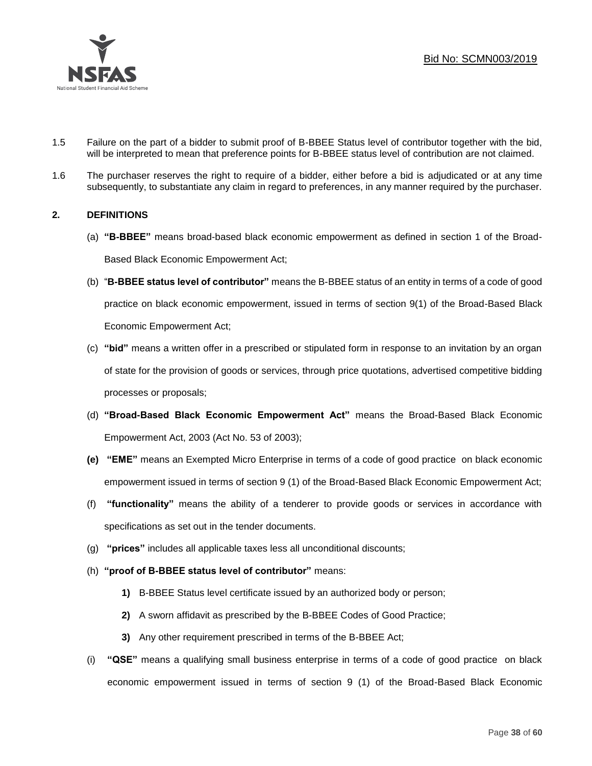1.5 Failure on the part of a bidder to submit proof of B-BBEE Status level of contributor together with the bid, will be interpreted to mean that preference points for B-BBEE status level of contribution are not claimed.

1.6 The purchaser reserves the right to require of a bidder, either before a bid is adjudicated or at any time subsequently, to substantiate any claim in regard to preferences, in any manner required by the purchaser.

## 2. DEFINITIONS

(a) **"B-BBEE"** means broad-based black economic empowerment as defined in section 1 of the Broad-Based Black Economic Empowerment Act;

(b) "**B-BBEE status level of contributor"** means the B-BBEE status of an entity in terms of a code of good practice on black economic empowerment, issued in terms of section 9(1) of the Broad-Based Black Economic Empowerment Act;

(c) **"bid"** means a written offer in a prescribed or stipulated form in response to an invitation by an organ of state for the provision of goods or services, through price quotations, advertised competitive bidding processes or proposals;

(d) **"Broad-Based Black Economic Empowerment Act"** means the Broad-Based Black Economic Empowerment Act, 2003 (Act No. 53 of 2003);

**(e)** **"EME"** means an Exempted Micro Enterprise in terms of a code of good practice on black economic empowerment issued in terms of section 9 (1) of the Broad-Based Black Economic Empowerment Act;

(f) **"functionality"** means the ability of a tenderer to provide goods or services in accordance with specifications as set out in the tender documents.

(g) **"prices"** includes all applicable taxes less all unconditional discounts;

(h) **"proof of B-BBEE status level of contributor"** means:

  **1)** B-BBEE Status level certificate issued by an authorized body or person;

  **2)** A sworn affidavit as prescribed by the B-BBEE Codes of Good Practice;

  **3)** Any other requirement prescribed in terms of the B-BBEE Act;

(i) **"QSE"** means a qualifying small business enterprise in terms of a code of good practice on black economic empowerment issued in terms of section 9 (1) of the Broad-Based Black Economic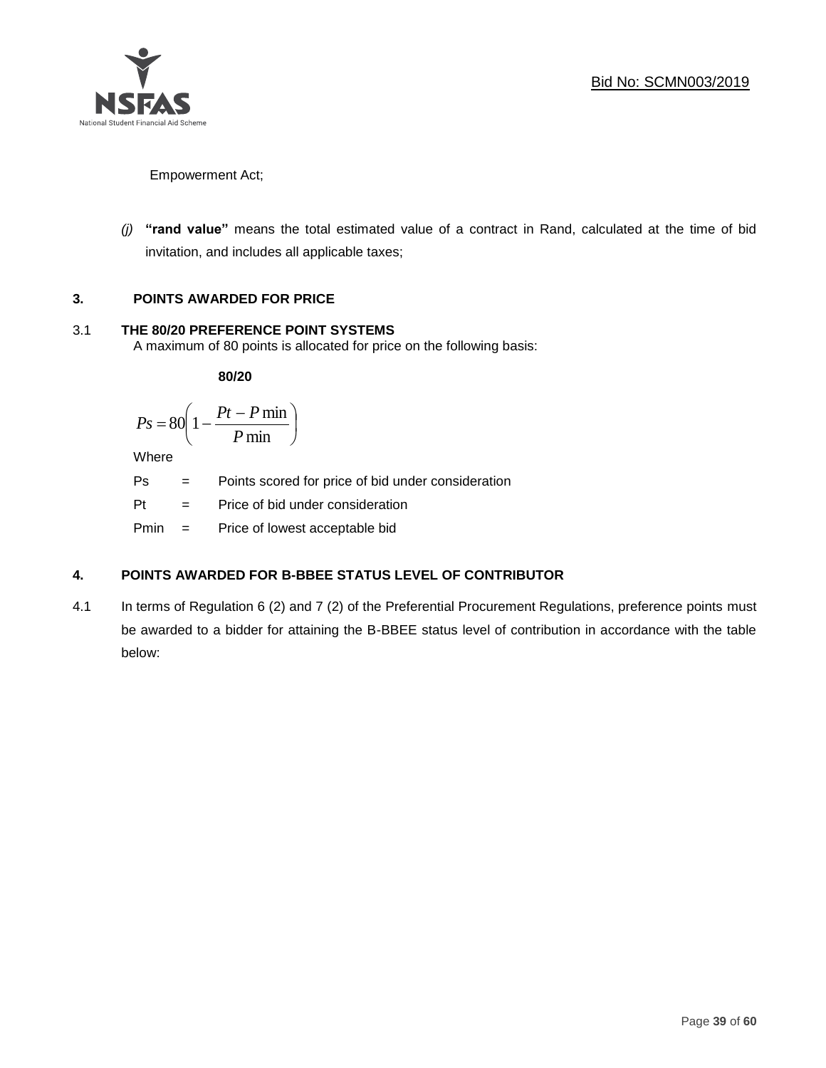Empowerment Act;

*(j)* **"rand value"** means the total estimated value of a contract in Rand, calculated at the time of bid invitation, and includes all applicable taxes;

## 3. POINTS AWARDED FOR PRICE

### 3.1 THE 80/20 PREFERENCE POINT SYSTEMS

A maximum of 80 points is allocated for price on the following basis:

**80/20**

$$Ps = 80\left(1 - \frac{Pt - P\min}{P\min}\right)$$

Where

Ps = Points scored for price of bid under consideration

Pt = Price of bid under consideration

Pmin = Price of lowest acceptable bid

## 4. POINTS AWARDED FOR B-BBEE STATUS LEVEL OF CONTRIBUTOR

4.1 In terms of Regulation 6 (2) and 7 (2) of the Preferential Procurement Regulations, preference points must be awarded to a bidder for attaining the B-BBEE status level of contribution in accordance with the table below: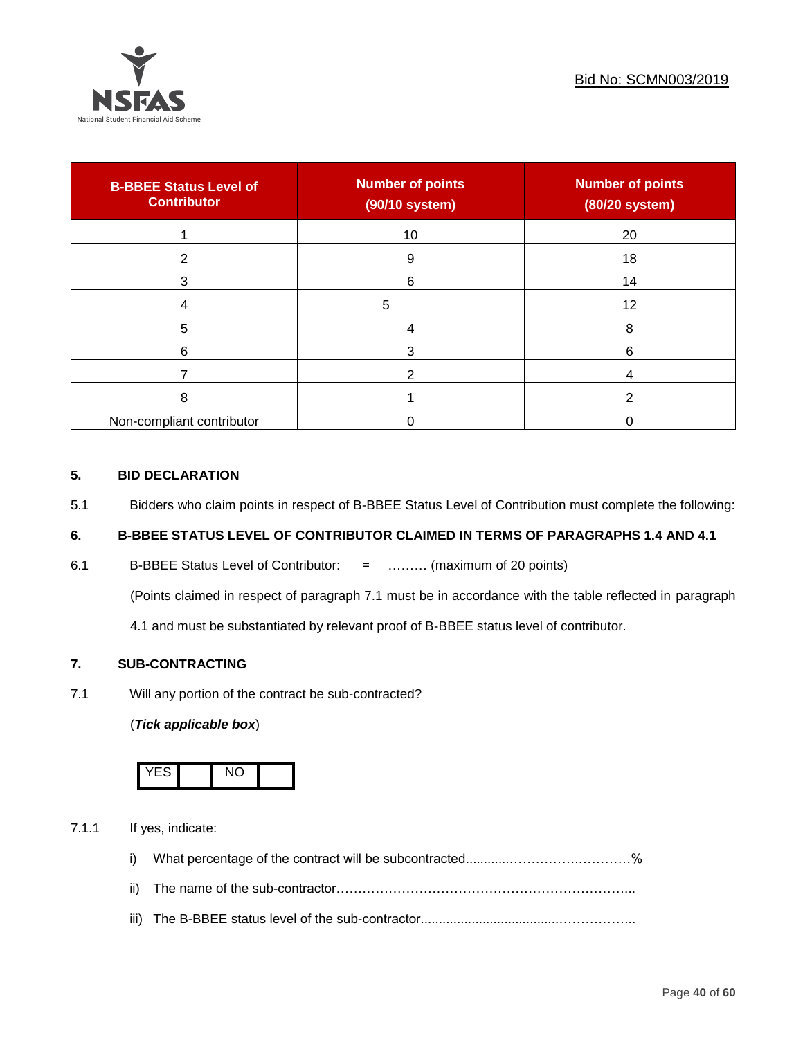| B-BBEE Status Level of Contributor | Number of points (90/10 system) | Number of points (80/20 system) |
|---|---|---|
| 1 | 10 | 20 |
| 2 | 9 | 18 |
| 3 | 6 | 14 |
| 4 | 5 | 12 |
| 5 | 4 | 8 |
| 6 | 3 | 6 |
| 7 | 2 | 4 |
| 8 | 1 | 2 |
| Non-compliant contributor | 0 | 0 |

## 5. BID DECLARATION

5.1 Bidders who claim points in respect of B-BBEE Status Level of Contribution must complete the following:

## 6. B-BBEE STATUS LEVEL OF CONTRIBUTOR CLAIMED IN TERMS OF PARAGRAPHS 1.4 AND 4.1

6.1 B-BBEE Status Level of Contributor: = ……… (maximum of 20 points)

(Points claimed in respect of paragraph 7.1 must be in accordance with the table reflected in paragraph 4.1 and must be substantiated by relevant proof of B-BBEE status level of contributor.

## 7. SUB-CONTRACTING

7.1 Will any portion of the contract be sub-contracted?

(***Tick applicable box***)

| YES | | NO | |
|---|---|---|---|

7.1.1 If yes, indicate:

i) What percentage of the contract will be subcontracted............…………….…………%

ii) The name of the sub-contractor…………………………………………………………....

iii) The B-BBEE status level of the sub-contractor......................................……………...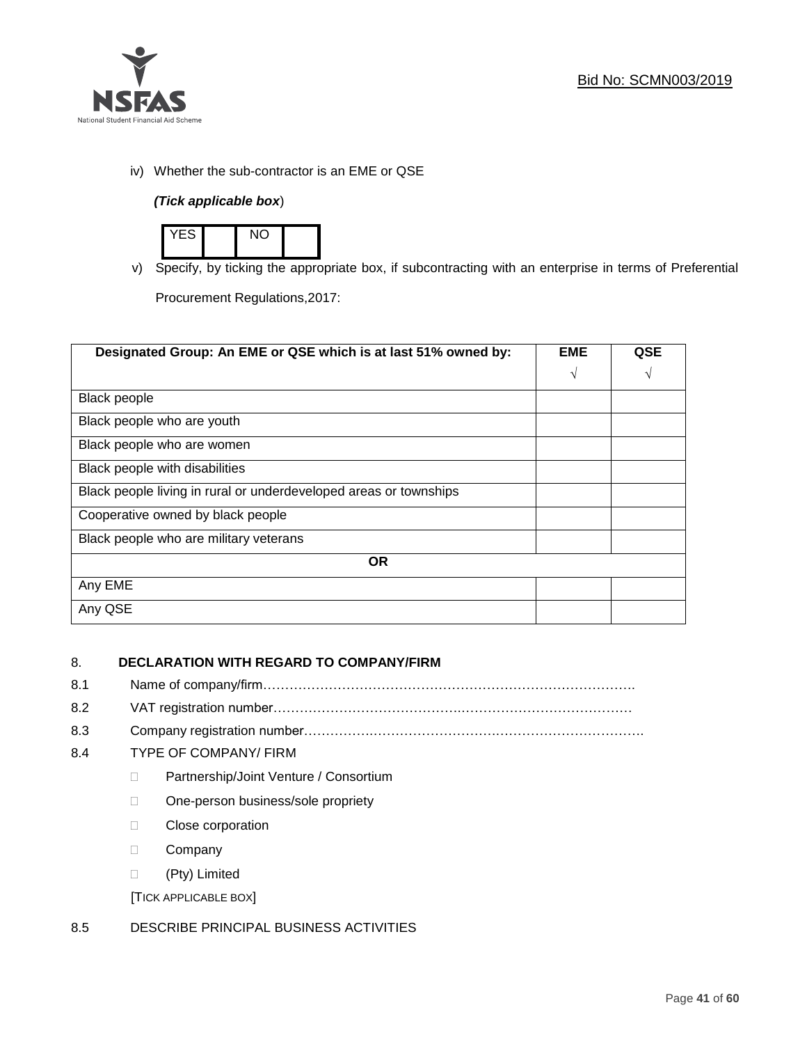iv) Whether the sub-contractor is an EME or QSE

*(Tick applicable box*)

| YES | | NO | |
|---|---|---|---|

v) Specify, by ticking the appropriate box, if subcontracting with an enterprise in terms of Preferential Procurement Regulations,2017:

| **Designated Group: An EME or QSE which is at last 51% owned by:** | **EME** √ | **QSE** √ |
|---|---|---|
| Black people | | |
| Black people who are youth | | |
| Black people who are women | | |
| Black people with disabilities | | |
| Black people living in rural or underdeveloped areas or townships | | |
| Cooperative owned by black people | | |
| Black people who are military veterans | | |
| **OR** | | |
| Any EME | | |
| Any QSE | | |

8. **DECLARATION WITH REGARD TO COMPANY/FIRM**

8.1 Name of company/firm……………………………………………………………………………

8.2 VAT registration number………………………………………………………………………

8.3 Company registration number…………………………………………………………………….

8.4 TYPE OF COMPANY/ FIRM

- Partnership/Joint Venture / Consortium
- One-person business/sole propriety
- Close corporation
- Company
- (Pty) Limited

[TICK APPLICABLE BOX]

8.5 DESCRIBE PRINCIPAL BUSINESS ACTIVITIES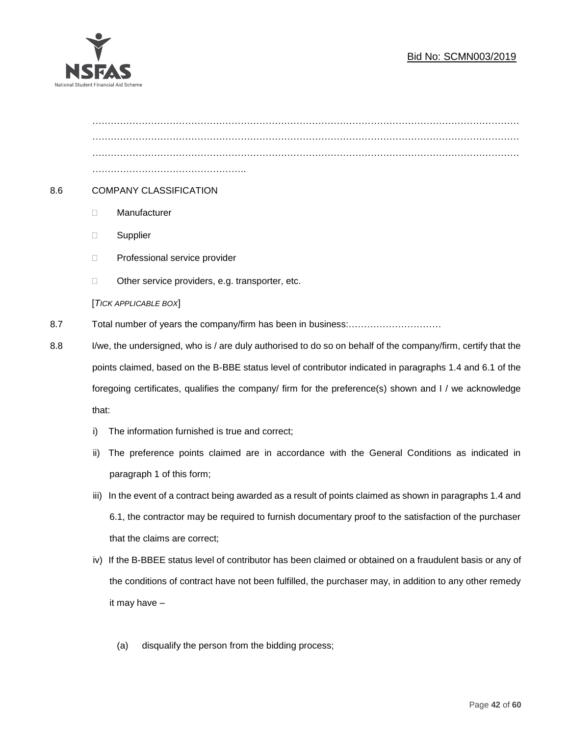…………………………………………………………………………………………………………………………
…………………………………………………………………………………………………………………………
…………………………………………………………………………………………………………………………
…………………………………………..

8.6 COMPANY CLASSIFICATION

- Manufacturer
- Supplier
- Professional service provider
- Other service providers, e.g. transporter, etc.

[*TICK APPLICABLE BOX*]

8.7 Total number of years the company/firm has been in business:…………………………

8.8 I/we, the undersigned, who is / are duly authorised to do so on behalf of the company/firm, certify that the points claimed, based on the B-BBE status level of contributor indicated in paragraphs 1.4 and 6.1 of the foregoing certificates, qualifies the company/ firm for the preference(s) shown and I / we acknowledge that:

i) The information furnished is true and correct;

ii) The preference points claimed are in accordance with the General Conditions as indicated in paragraph 1 of this form;

iii) In the event of a contract being awarded as a result of points claimed as shown in paragraphs 1.4 and 6.1, the contractor may be required to furnish documentary proof to the satisfaction of the purchaser that the claims are correct;

iv) If the B-BBEE status level of contributor has been claimed or obtained on a fraudulent basis or any of the conditions of contract have not been fulfilled, the purchaser may, in addition to any other remedy it may have –

(a) disqualify the person from the bidding process;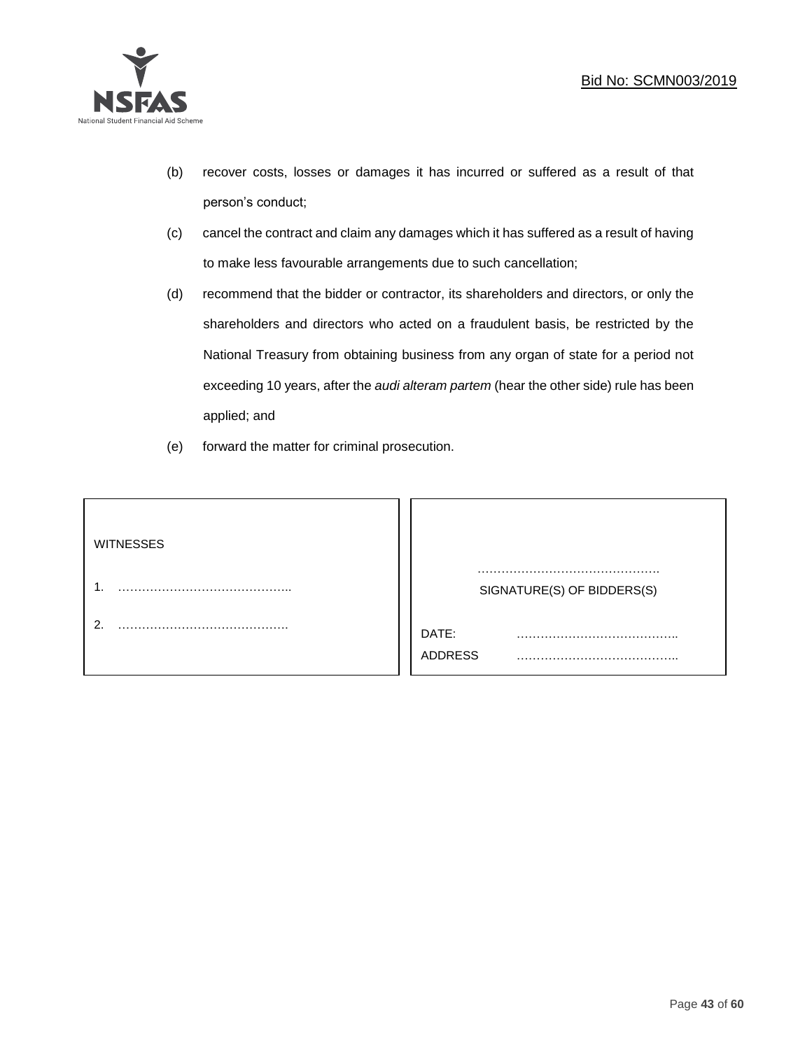(b) recover costs, losses or damages it has incurred or suffered as a result of that person's conduct;

(c) cancel the contract and claim any damages which it has suffered as a result of having to make less favourable arrangements due to such cancellation;

(d) recommend that the bidder or contractor, its shareholders and directors, or only the shareholders and directors who acted on a fraudulent basis, be restricted by the National Treasury from obtaining business from any organ of state for a period not exceeding 10 years, after the *audi alteram partem* (hear the other side) rule has been applied; and

(e) forward the matter for criminal prosecution.

| WITNESSES | |
|---|---|
| 1. …………………………………….. | ………………………………………<br>SIGNATURE(S) OF BIDDERS(S) |
| 2. ……………………………………. | DATE: …………………………………..<br>ADDRESS ………………………………….. |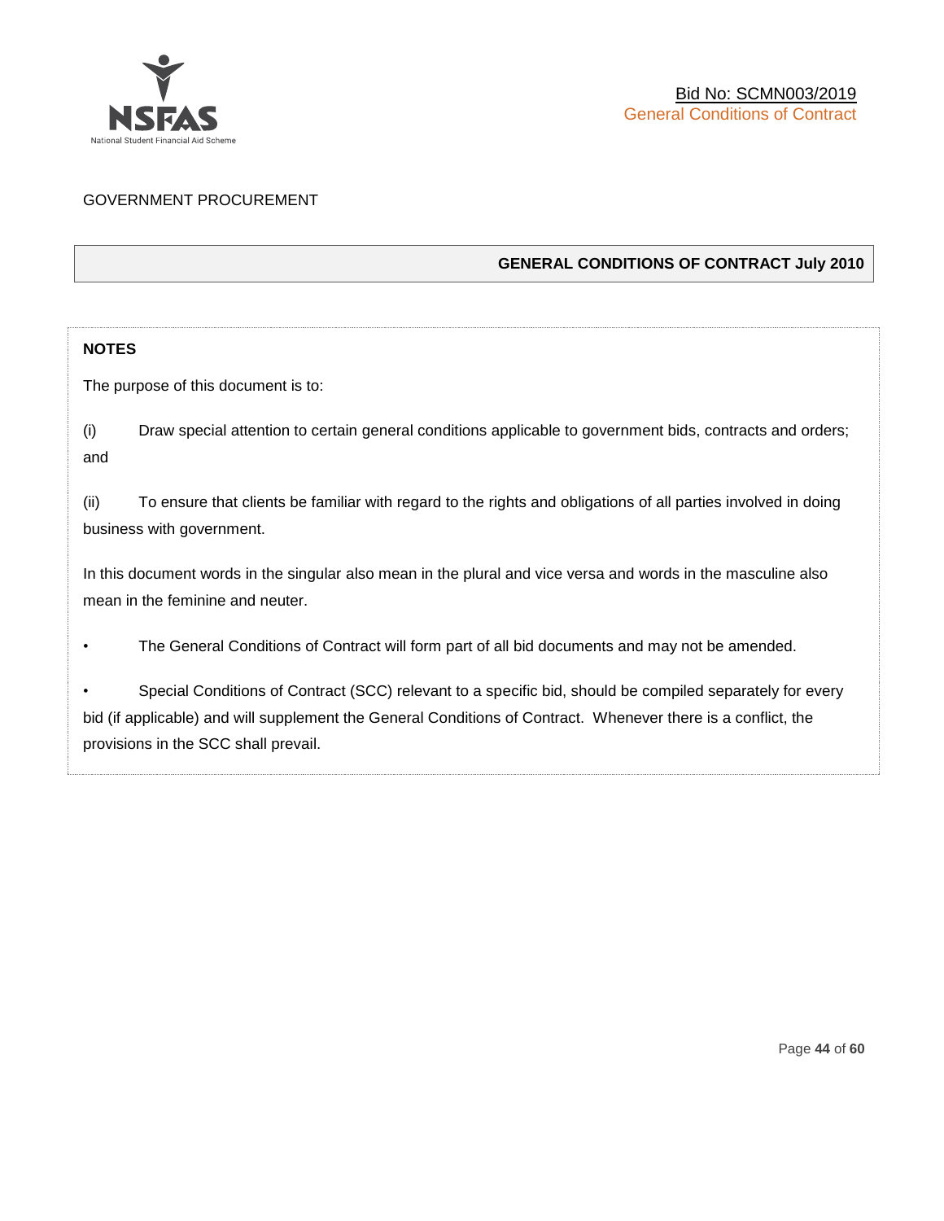GOVERNMENT PROCUREMENT

## GENERAL CONDITIONS OF CONTRACT July 2010

**NOTES**

The purpose of this document is to:

(i) Draw special attention to certain general conditions applicable to government bids, contracts and orders; and

(ii) To ensure that clients be familiar with regard to the rights and obligations of all parties involved in doing business with government.

In this document words in the singular also mean in the plural and vice versa and words in the masculine also mean in the feminine and neuter.

- The General Conditions of Contract will form part of all bid documents and may not be amended.
- Special Conditions of Contract (SCC) relevant to a specific bid, should be compiled separately for every bid (if applicable) and will supplement the General Conditions of Contract. Whenever there is a conflict, the provisions in the SCC shall prevail.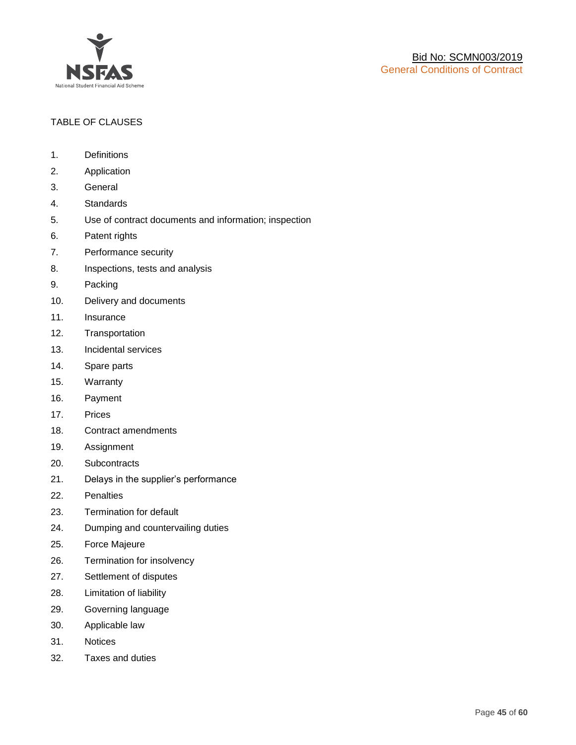TABLE OF CLAUSES

1. Definitions
2. Application
3. General
4. Standards
5. Use of contract documents and information; inspection
6. Patent rights
7. Performance security
8. Inspections, tests and analysis
9. Packing
10. Delivery and documents
11. Insurance
12. Transportation
13. Incidental services
14. Spare parts
15. Warranty
16. Payment
17. Prices
18. Contract amendments
19. Assignment
20. Subcontracts
21. Delays in the supplier's performance
22. Penalties
23. Termination for default
24. Dumping and countervailing duties
25. Force Majeure
26. Termination for insolvency
27. Settlement of disputes
28. Limitation of liability
29. Governing language
30. Applicable law
31. Notices
32. Taxes and duties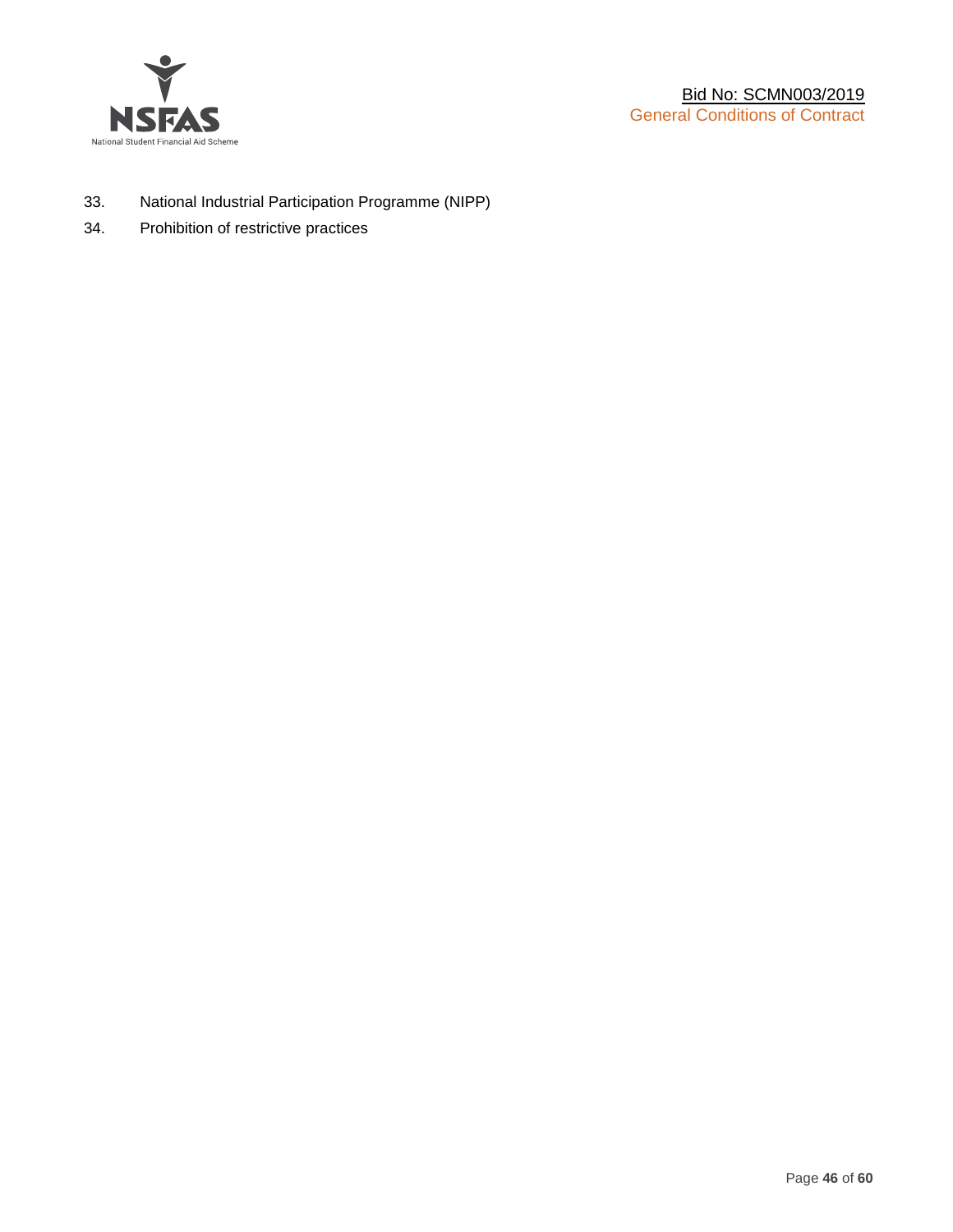33. National Industrial Participation Programme (NIPP)
34. Prohibition of restrictive practices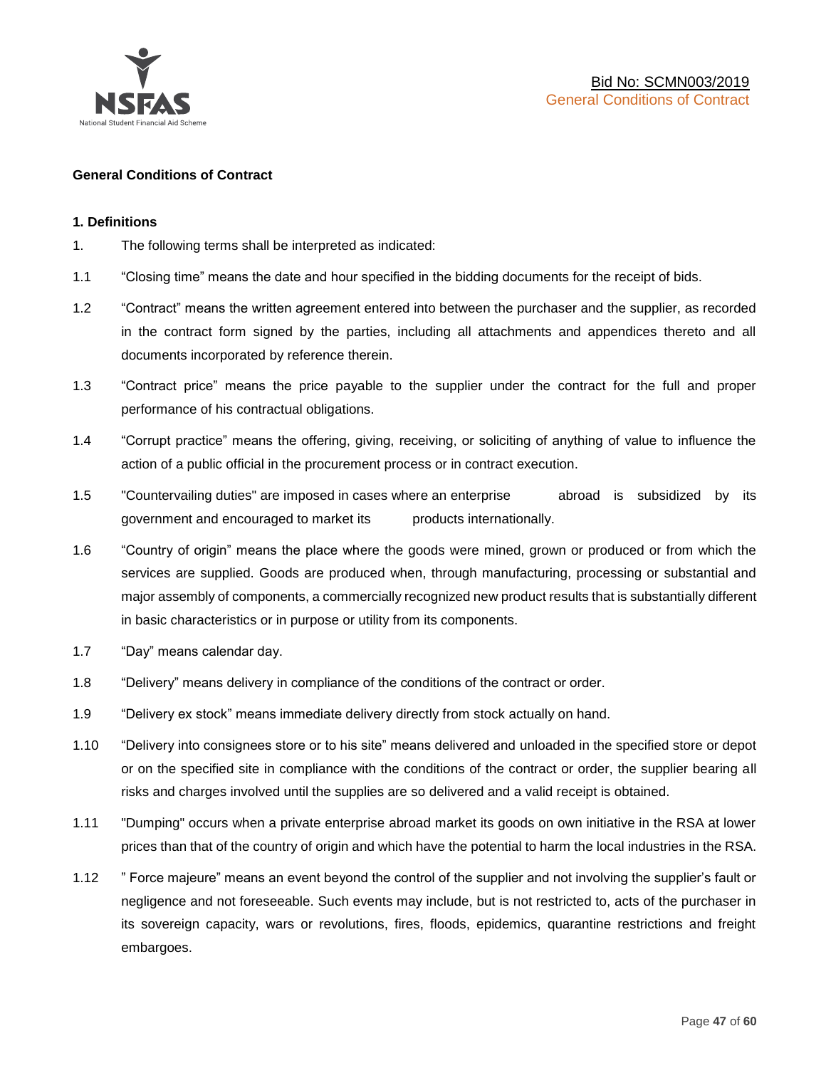**General Conditions of Contract**

**1. Definitions**

1. The following terms shall be interpreted as indicated:

1.1 “Closing time” means the date and hour specified in the bidding documents for the receipt of bids.

1.2 “Contract” means the written agreement entered into between the purchaser and the supplier, as recorded in the contract form signed by the parties, including all attachments and appendices thereto and all documents incorporated by reference therein.

1.3 “Contract price” means the price payable to the supplier under the contract for the full and proper performance of his contractual obligations.

1.4 “Corrupt practice” means the offering, giving, receiving, or soliciting of anything of value to influence the action of a public official in the procurement process or in contract execution.

1.5 "Countervailing duties" are imposed in cases where an enterprise abroad is subsidized by its government and encouraged to market its products internationally.

1.6 “Country of origin” means the place where the goods were mined, grown or produced or from which the services are supplied. Goods are produced when, through manufacturing, processing or substantial and major assembly of components, a commercially recognized new product results that is substantially different in basic characteristics or in purpose or utility from its components.

1.7 “Day” means calendar day.

1.8 “Delivery” means delivery in compliance of the conditions of the contract or order.

1.9 “Delivery ex stock” means immediate delivery directly from stock actually on hand.

1.10 “Delivery into consignees store or to his site” means delivered and unloaded in the specified store or depot or on the specified site in compliance with the conditions of the contract or order, the supplier bearing all risks and charges involved until the supplies are so delivered and a valid receipt is obtained.

1.11 "Dumping" occurs when a private enterprise abroad market its goods on own initiative in the RSA at lower prices than that of the country of origin and which have the potential to harm the local industries in the RSA.

1.12 ” Force majeure” means an event beyond the control of the supplier and not involving the supplier’s fault or negligence and not foreseeable. Such events may include, but is not restricted to, acts of the purchaser in its sovereign capacity, wars or revolutions, fires, floods, epidemics, quarantine restrictions and freight embargoes.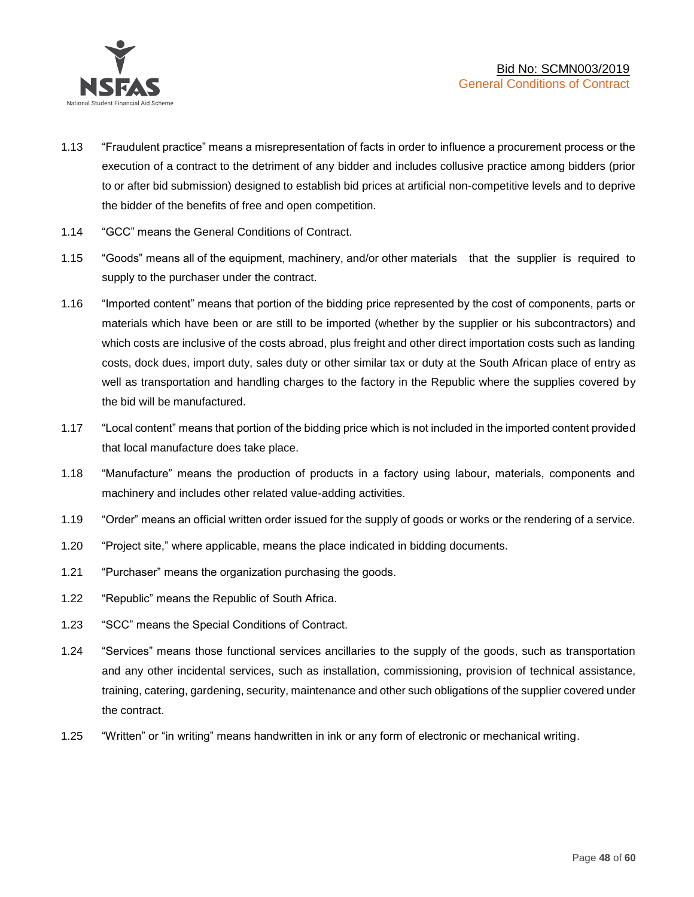1.13 "Fraudulent practice" means a misrepresentation of facts in order to influence a procurement process or the execution of a contract to the detriment of any bidder and includes collusive practice among bidders (prior to or after bid submission) designed to establish bid prices at artificial non-competitive levels and to deprive the bidder of the benefits of free and open competition.

1.14 "GCC" means the General Conditions of Contract.

1.15 "Goods" means all of the equipment, machinery, and/or other materials that the supplier is required to supply to the purchaser under the contract.

1.16 "Imported content" means that portion of the bidding price represented by the cost of components, parts or materials which have been or are still to be imported (whether by the supplier or his subcontractors) and which costs are inclusive of the costs abroad, plus freight and other direct importation costs such as landing costs, dock dues, import duty, sales duty or other similar tax or duty at the South African place of entry as well as transportation and handling charges to the factory in the Republic where the supplies covered by the bid will be manufactured.

1.17 "Local content" means that portion of the bidding price which is not included in the imported content provided that local manufacture does take place.

1.18 "Manufacture" means the production of products in a factory using labour, materials, components and machinery and includes other related value-adding activities.

1.19 "Order" means an official written order issued for the supply of goods or works or the rendering of a service.

1.20 "Project site," where applicable, means the place indicated in bidding documents.

1.21 "Purchaser" means the organization purchasing the goods.

1.22 "Republic" means the Republic of South Africa.

1.23 "SCC" means the Special Conditions of Contract.

1.24 "Services" means those functional services ancillaries to the supply of the goods, such as transportation and any other incidental services, such as installation, commissioning, provision of technical assistance, training, catering, gardening, security, maintenance and other such obligations of the supplier covered under the contract.

1.25 "Written" or "in writing" means handwritten in ink or any form of electronic or mechanical writing.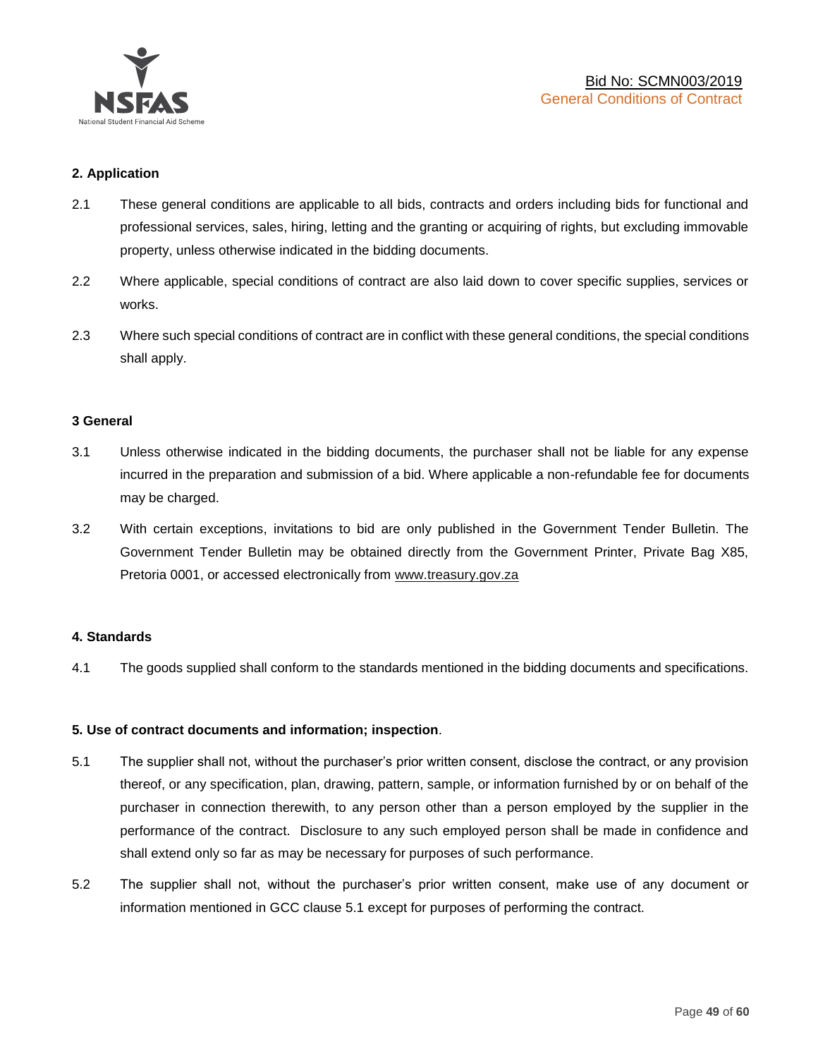## 2. Application

2.1 These general conditions are applicable to all bids, contracts and orders including bids for functional and professional services, sales, hiring, letting and the granting or acquiring of rights, but excluding immovable property, unless otherwise indicated in the bidding documents.

2.2 Where applicable, special conditions of contract are also laid down to cover specific supplies, services or works.

2.3 Where such special conditions of contract are in conflict with these general conditions, the special conditions shall apply.

## 3 General

3.1 Unless otherwise indicated in the bidding documents, the purchaser shall not be liable for any expense incurred in the preparation and submission of a bid. Where applicable a non-refundable fee for documents may be charged.

3.2 With certain exceptions, invitations to bid are only published in the Government Tender Bulletin. The Government Tender Bulletin may be obtained directly from the Government Printer, Private Bag X85, Pretoria 0001, or accessed electronically from www.treasury.gov.za

## 4. Standards

4.1 The goods supplied shall conform to the standards mentioned in the bidding documents and specifications.

## 5. Use of contract documents and information; inspection.

5.1 The supplier shall not, without the purchaser's prior written consent, disclose the contract, or any provision thereof, or any specification, plan, drawing, pattern, sample, or information furnished by or on behalf of the purchaser in connection therewith, to any person other than a person employed by the supplier in the performance of the contract. Disclosure to any such employed person shall be made in confidence and shall extend only so far as may be necessary for purposes of such performance.

5.2 The supplier shall not, without the purchaser's prior written consent, make use of any document or information mentioned in GCC clause 5.1 except for purposes of performing the contract.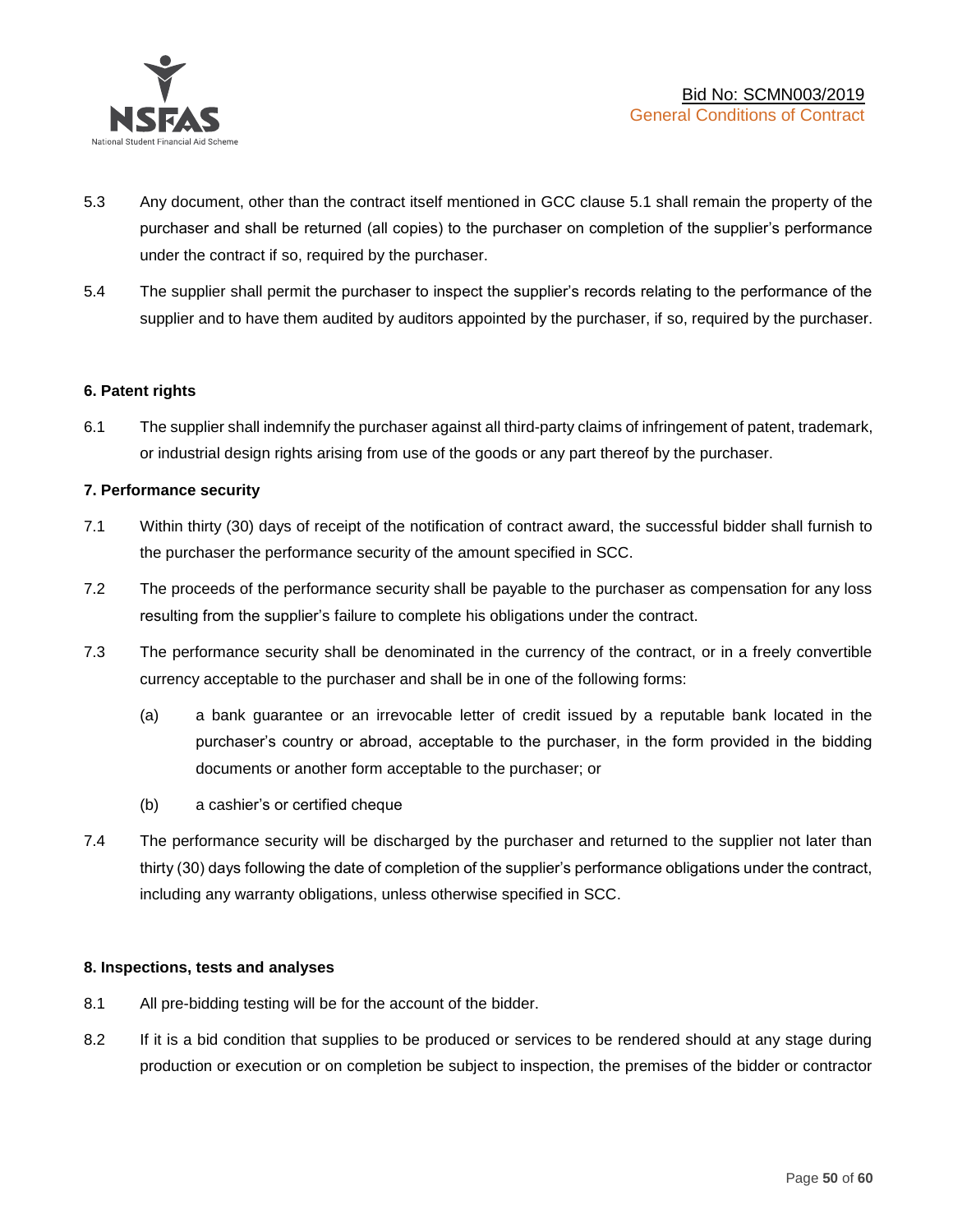5.3 Any document, other than the contract itself mentioned in GCC clause 5.1 shall remain the property of the purchaser and shall be returned (all copies) to the purchaser on completion of the supplier's performance under the contract if so, required by the purchaser.

5.4 The supplier shall permit the purchaser to inspect the supplier's records relating to the performance of the supplier and to have them audited by auditors appointed by the purchaser, if so, required by the purchaser.

**6. Patent rights**

6.1 The supplier shall indemnify the purchaser against all third-party claims of infringement of patent, trademark, or industrial design rights arising from use of the goods or any part thereof by the purchaser.

**7. Performance security**

7.1 Within thirty (30) days of receipt of the notification of contract award, the successful bidder shall furnish to the purchaser the performance security of the amount specified in SCC.

7.2 The proceeds of the performance security shall be payable to the purchaser as compensation for any loss resulting from the supplier's failure to complete his obligations under the contract.

7.3 The performance security shall be denominated in the currency of the contract, or in a freely convertible currency acceptable to the purchaser and shall be in one of the following forms:

(a) a bank guarantee or an irrevocable letter of credit issued by a reputable bank located in the purchaser's country or abroad, acceptable to the purchaser, in the form provided in the bidding documents or another form acceptable to the purchaser; or

(b) a cashier's or certified cheque

7.4 The performance security will be discharged by the purchaser and returned to the supplier not later than thirty (30) days following the date of completion of the supplier's performance obligations under the contract, including any warranty obligations, unless otherwise specified in SCC.

**8. Inspections, tests and analyses**

8.1 All pre-bidding testing will be for the account of the bidder.

8.2 If it is a bid condition that supplies to be produced or services to be rendered should at any stage during production or execution or on completion be subject to inspection, the premises of the bidder or contractor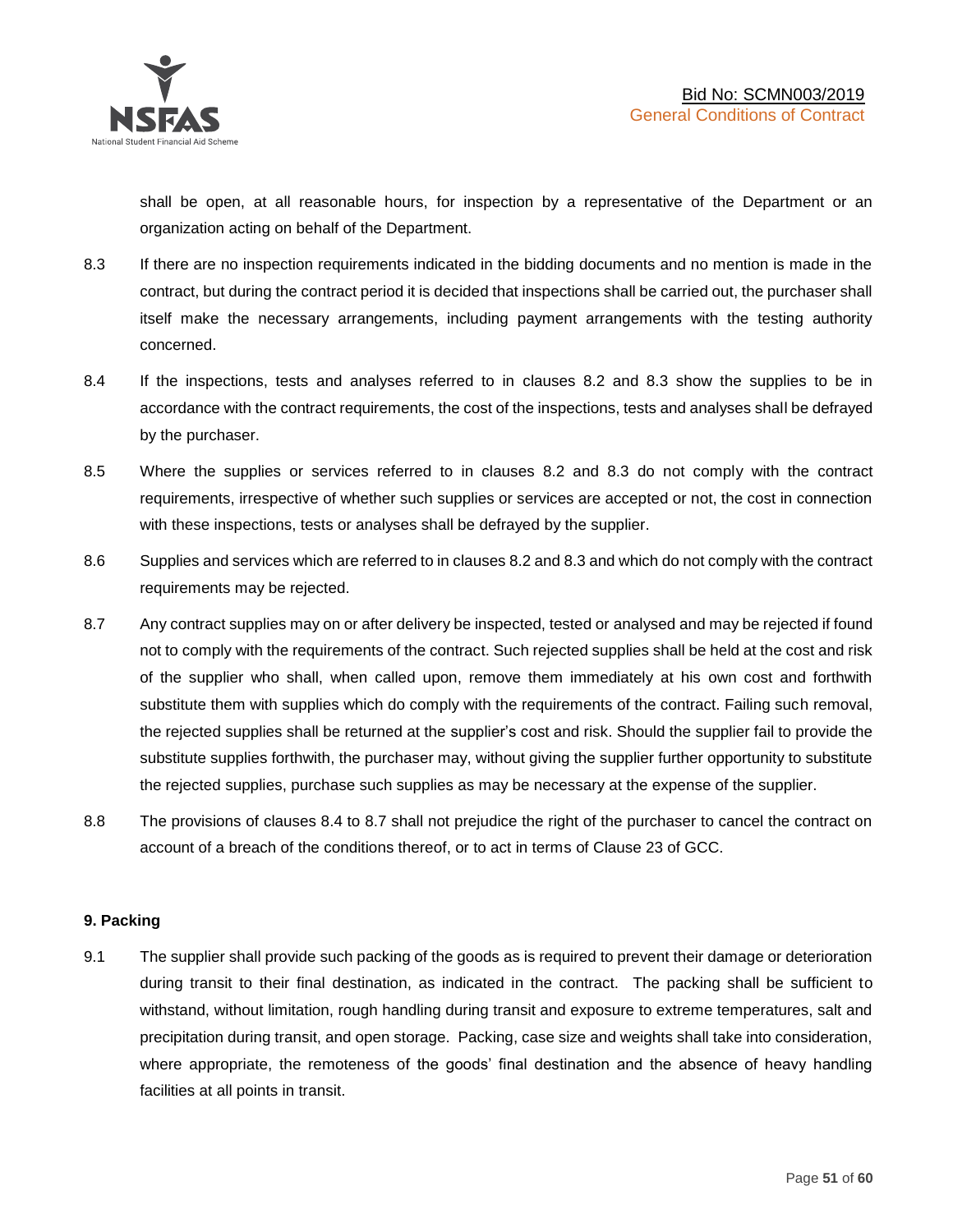shall be open, at all reasonable hours, for inspection by a representative of the Department or an organization acting on behalf of the Department.

8.3 If there are no inspection requirements indicated in the bidding documents and no mention is made in the contract, but during the contract period it is decided that inspections shall be carried out, the purchaser shall itself make the necessary arrangements, including payment arrangements with the testing authority concerned.

8.4 If the inspections, tests and analyses referred to in clauses 8.2 and 8.3 show the supplies to be in accordance with the contract requirements, the cost of the inspections, tests and analyses shall be defrayed by the purchaser.

8.5 Where the supplies or services referred to in clauses 8.2 and 8.3 do not comply with the contract requirements, irrespective of whether such supplies or services are accepted or not, the cost in connection with these inspections, tests or analyses shall be defrayed by the supplier.

8.6 Supplies and services which are referred to in clauses 8.2 and 8.3 and which do not comply with the contract requirements may be rejected.

8.7 Any contract supplies may on or after delivery be inspected, tested or analysed and may be rejected if found not to comply with the requirements of the contract. Such rejected supplies shall be held at the cost and risk of the supplier who shall, when called upon, remove them immediately at his own cost and forthwith substitute them with supplies which do comply with the requirements of the contract. Failing such removal, the rejected supplies shall be returned at the supplier's cost and risk. Should the supplier fail to provide the substitute supplies forthwith, the purchaser may, without giving the supplier further opportunity to substitute the rejected supplies, purchase such supplies as may be necessary at the expense of the supplier.

8.8 The provisions of clauses 8.4 to 8.7 shall not prejudice the right of the purchaser to cancel the contract on account of a breach of the conditions thereof, or to act in terms of Clause 23 of GCC.

**9. Packing**

9.1 The supplier shall provide such packing of the goods as is required to prevent their damage or deterioration during transit to their final destination, as indicated in the contract. The packing shall be sufficient to withstand, without limitation, rough handling during transit and exposure to extreme temperatures, salt and precipitation during transit, and open storage. Packing, case size and weights shall take into consideration, where appropriate, the remoteness of the goods' final destination and the absence of heavy handling facilities at all points in transit.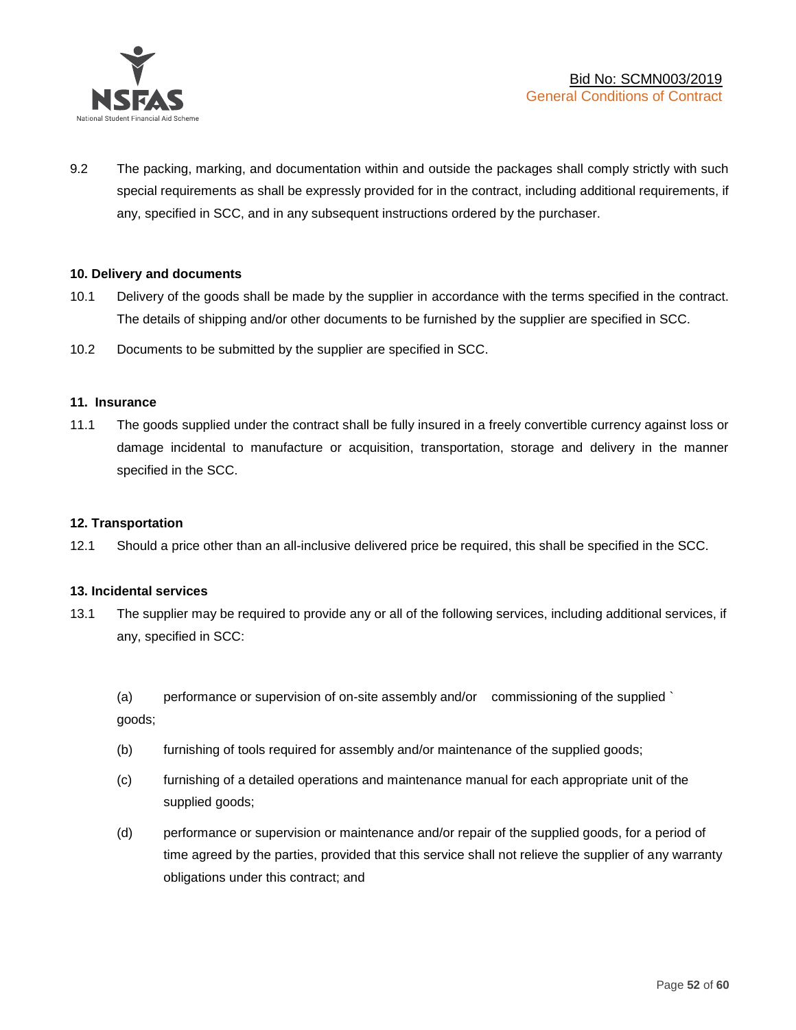9.2 The packing, marking, and documentation within and outside the packages shall comply strictly with such special requirements as shall be expressly provided for in the contract, including additional requirements, if any, specified in SCC, and in any subsequent instructions ordered by the purchaser.

**10. Delivery and documents**

10.1 Delivery of the goods shall be made by the supplier in accordance with the terms specified in the contract. The details of shipping and/or other documents to be furnished by the supplier are specified in SCC.

10.2 Documents to be submitted by the supplier are specified in SCC.

**11. Insurance**

11.1 The goods supplied under the contract shall be fully insured in a freely convertible currency against loss or damage incidental to manufacture or acquisition, transportation, storage and delivery in the manner specified in the SCC.

**12. Transportation**

12.1 Should a price other than an all-inclusive delivered price be required, this shall be specified in the SCC.

**13. Incidental services**

13.1 The supplier may be required to provide any or all of the following services, including additional services, if any, specified in SCC:

(a) performance or supervision of on-site assembly and/or commissioning of the supplied ` goods;

(b) furnishing of tools required for assembly and/or maintenance of the supplied goods;

(c) furnishing of a detailed operations and maintenance manual for each appropriate unit of the supplied goods;

(d) performance or supervision or maintenance and/or repair of the supplied goods, for a period of time agreed by the parties, provided that this service shall not relieve the supplier of any warranty obligations under this contract; and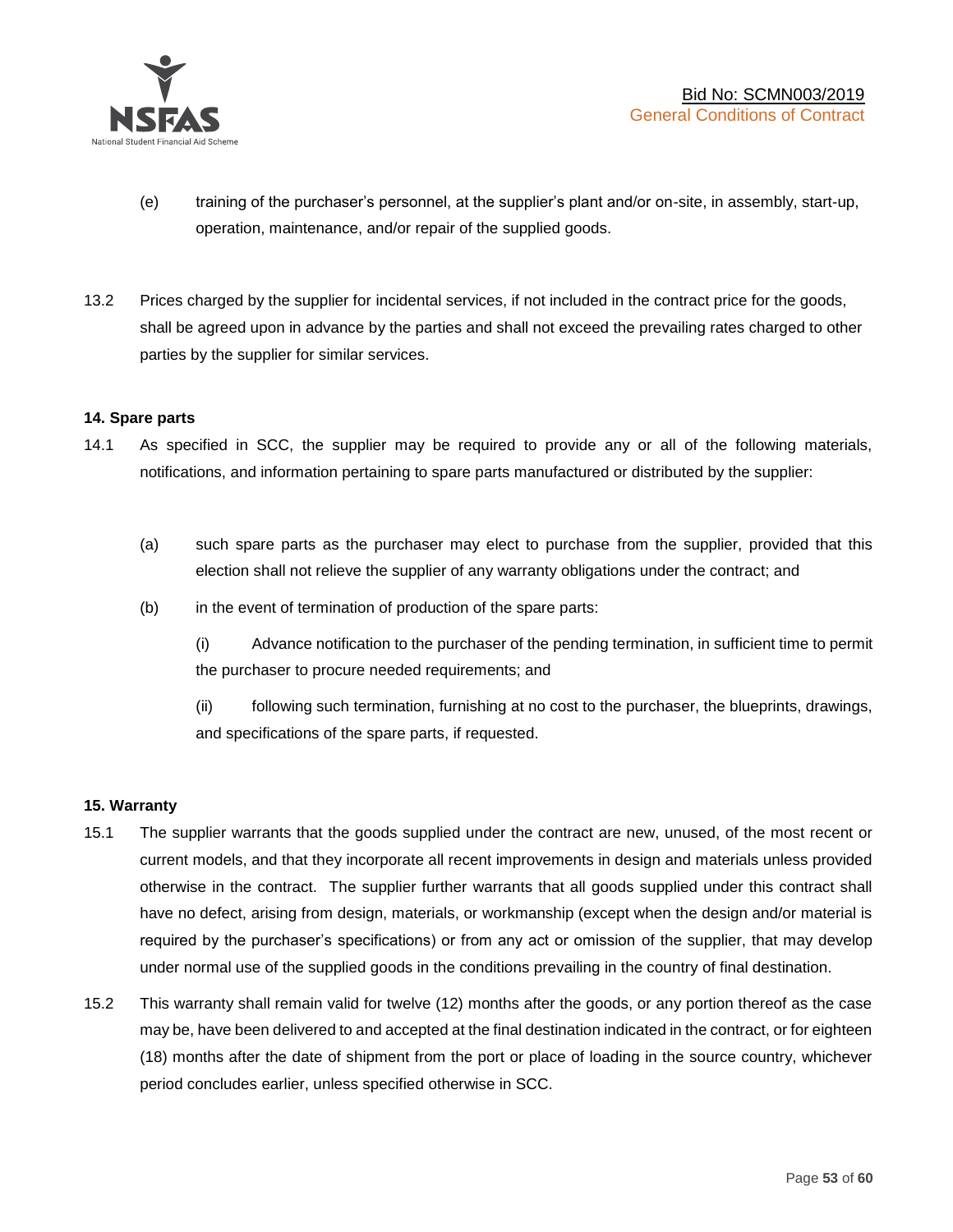(e) training of the purchaser's personnel, at the supplier's plant and/or on-site, in assembly, start-up, operation, maintenance, and/or repair of the supplied goods.

13.2 Prices charged by the supplier for incidental services, if not included in the contract price for the goods, shall be agreed upon in advance by the parties and shall not exceed the prevailing rates charged to other parties by the supplier for similar services.

**14. Spare parts**

14.1 As specified in SCC, the supplier may be required to provide any or all of the following materials, notifications, and information pertaining to spare parts manufactured or distributed by the supplier:

(a) such spare parts as the purchaser may elect to purchase from the supplier, provided that this election shall not relieve the supplier of any warranty obligations under the contract; and

(b) in the event of termination of production of the spare parts:

(i) Advance notification to the purchaser of the pending termination, in sufficient time to permit the purchaser to procure needed requirements; and

(ii) following such termination, furnishing at no cost to the purchaser, the blueprints, drawings, and specifications of the spare parts, if requested.

**15. Warranty**

15.1 The supplier warrants that the goods supplied under the contract are new, unused, of the most recent or current models, and that they incorporate all recent improvements in design and materials unless provided otherwise in the contract. The supplier further warrants that all goods supplied under this contract shall have no defect, arising from design, materials, or workmanship (except when the design and/or material is required by the purchaser's specifications) or from any act or omission of the supplier, that may develop under normal use of the supplied goods in the conditions prevailing in the country of final destination.

15.2 This warranty shall remain valid for twelve (12) months after the goods, or any portion thereof as the case may be, have been delivered to and accepted at the final destination indicated in the contract, or for eighteen (18) months after the date of shipment from the port or place of loading in the source country, whichever period concludes earlier, unless specified otherwise in SCC.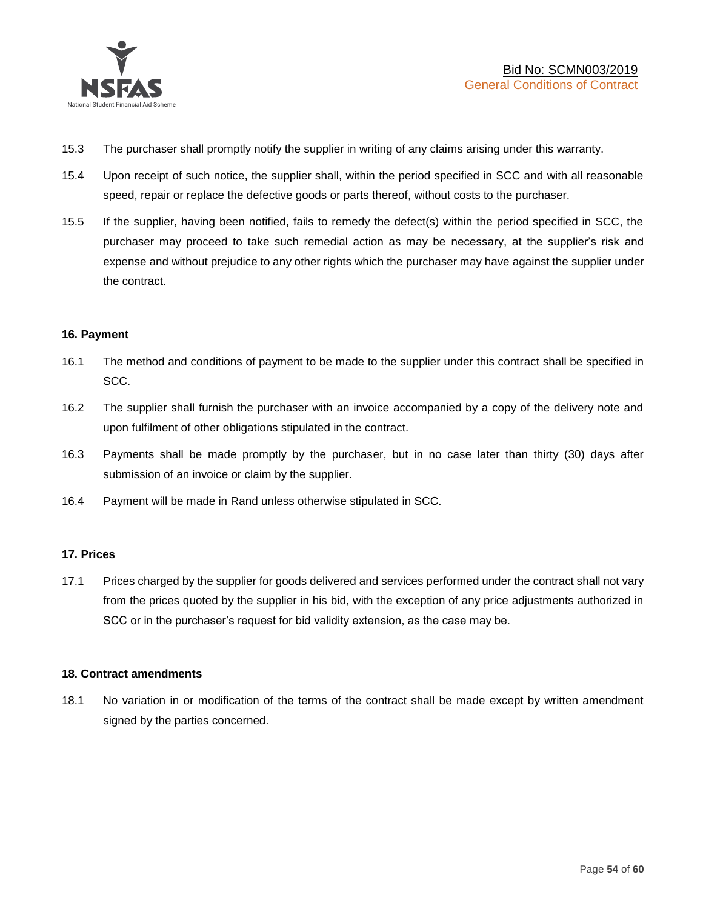15.3 The purchaser shall promptly notify the supplier in writing of any claims arising under this warranty.

15.4 Upon receipt of such notice, the supplier shall, within the period specified in SCC and with all reasonable speed, repair or replace the defective goods or parts thereof, without costs to the purchaser.

15.5 If the supplier, having been notified, fails to remedy the defect(s) within the period specified in SCC, the purchaser may proceed to take such remedial action as may be necessary, at the supplier's risk and expense and without prejudice to any other rights which the purchaser may have against the supplier under the contract.

**16. Payment**

16.1 The method and conditions of payment to be made to the supplier under this contract shall be specified in SCC.

16.2 The supplier shall furnish the purchaser with an invoice accompanied by a copy of the delivery note and upon fulfilment of other obligations stipulated in the contract.

16.3 Payments shall be made promptly by the purchaser, but in no case later than thirty (30) days after submission of an invoice or claim by the supplier.

16.4 Payment will be made in Rand unless otherwise stipulated in SCC.

**17. Prices**

17.1 Prices charged by the supplier for goods delivered and services performed under the contract shall not vary from the prices quoted by the supplier in his bid, with the exception of any price adjustments authorized in SCC or in the purchaser's request for bid validity extension, as the case may be.

**18. Contract amendments**

18.1 No variation in or modification of the terms of the contract shall be made except by written amendment signed by the parties concerned.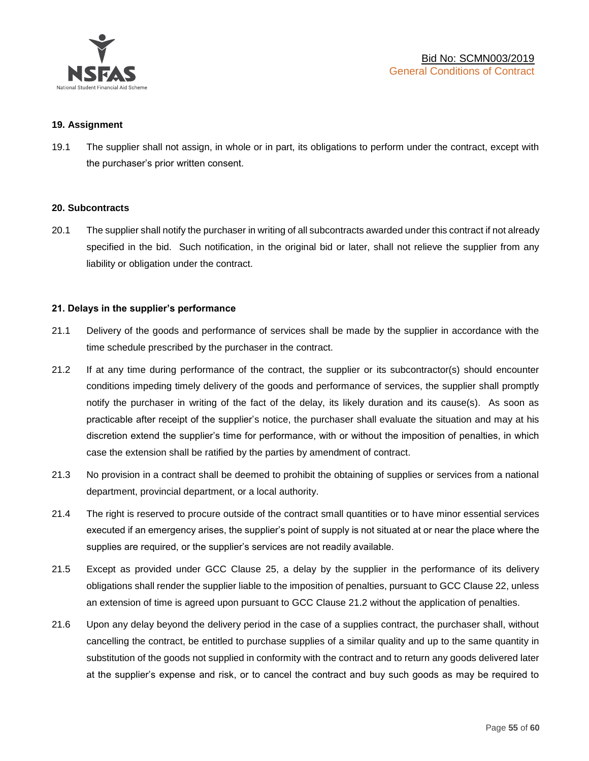### 19. Assignment

19.1 The supplier shall not assign, in whole or in part, its obligations to perform under the contract, except with the purchaser's prior written consent.

### 20. Subcontracts

20.1 The supplier shall notify the purchaser in writing of all subcontracts awarded under this contract if not already specified in the bid. Such notification, in the original bid or later, shall not relieve the supplier from any liability or obligation under the contract.

### 21. Delays in the supplier's performance

21.1 Delivery of the goods and performance of services shall be made by the supplier in accordance with the time schedule prescribed by the purchaser in the contract.

21.2 If at any time during performance of the contract, the supplier or its subcontractor(s) should encounter conditions impeding timely delivery of the goods and performance of services, the supplier shall promptly notify the purchaser in writing of the fact of the delay, its likely duration and its cause(s). As soon as practicable after receipt of the supplier's notice, the purchaser shall evaluate the situation and may at his discretion extend the supplier's time for performance, with or without the imposition of penalties, in which case the extension shall be ratified by the parties by amendment of contract.

21.3 No provision in a contract shall be deemed to prohibit the obtaining of supplies or services from a national department, provincial department, or a local authority.

21.4 The right is reserved to procure outside of the contract small quantities or to have minor essential services executed if an emergency arises, the supplier's point of supply is not situated at or near the place where the supplies are required, or the supplier's services are not readily available.

21.5 Except as provided under GCC Clause 25, a delay by the supplier in the performance of its delivery obligations shall render the supplier liable to the imposition of penalties, pursuant to GCC Clause 22, unless an extension of time is agreed upon pursuant to GCC Clause 21.2 without the application of penalties.

21.6 Upon any delay beyond the delivery period in the case of a supplies contract, the purchaser shall, without cancelling the contract, be entitled to purchase supplies of a similar quality and up to the same quantity in substitution of the goods not supplied in conformity with the contract and to return any goods delivered later at the supplier's expense and risk, or to cancel the contract and buy such goods as may be required to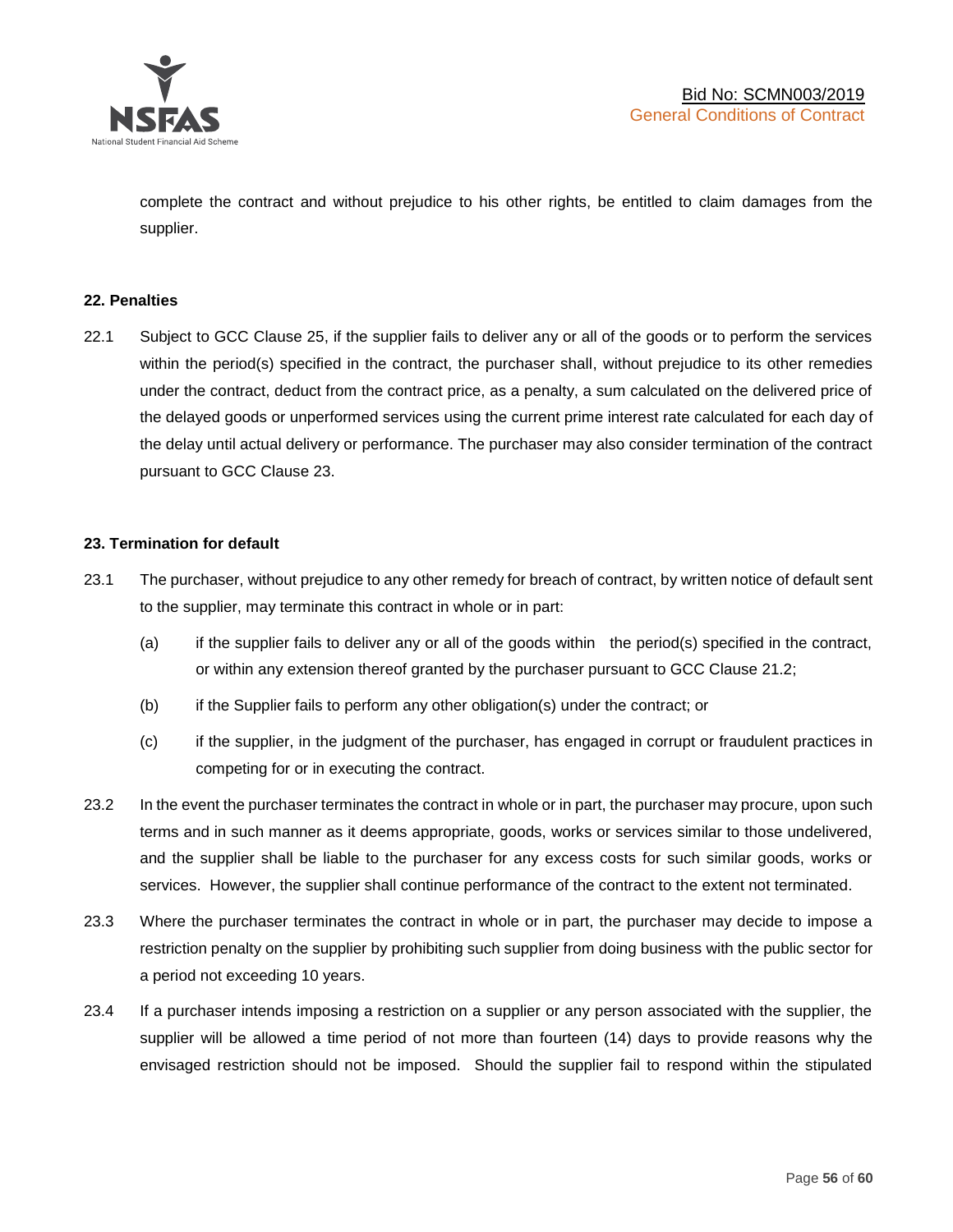complete the contract and without prejudice to his other rights, be entitled to claim damages from the supplier.

**22. Penalties**

22.1 Subject to GCC Clause 25, if the supplier fails to deliver any or all of the goods or to perform the services within the period(s) specified in the contract, the purchaser shall, without prejudice to its other remedies under the contract, deduct from the contract price, as a penalty, a sum calculated on the delivered price of the delayed goods or unperformed services using the current prime interest rate calculated for each day of the delay until actual delivery or performance. The purchaser may also consider termination of the contract pursuant to GCC Clause 23.

**23. Termination for default**

23.1 The purchaser, without prejudice to any other remedy for breach of contract, by written notice of default sent to the supplier, may terminate this contract in whole or in part:

(a) if the supplier fails to deliver any or all of the goods within the period(s) specified in the contract, or within any extension thereof granted by the purchaser pursuant to GCC Clause 21.2;

(b) if the Supplier fails to perform any other obligation(s) under the contract; or

(c) if the supplier, in the judgment of the purchaser, has engaged in corrupt or fraudulent practices in competing for or in executing the contract.

23.2 In the event the purchaser terminates the contract in whole or in part, the purchaser may procure, upon such terms and in such manner as it deems appropriate, goods, works or services similar to those undelivered, and the supplier shall be liable to the purchaser for any excess costs for such similar goods, works or services. However, the supplier shall continue performance of the contract to the extent not terminated.

23.3 Where the purchaser terminates the contract in whole or in part, the purchaser may decide to impose a restriction penalty on the supplier by prohibiting such supplier from doing business with the public sector for a period not exceeding 10 years.

23.4 If a purchaser intends imposing a restriction on a supplier or any person associated with the supplier, the supplier will be allowed a time period of not more than fourteen (14) days to provide reasons why the envisaged restriction should not be imposed. Should the supplier fail to respond within the stipulated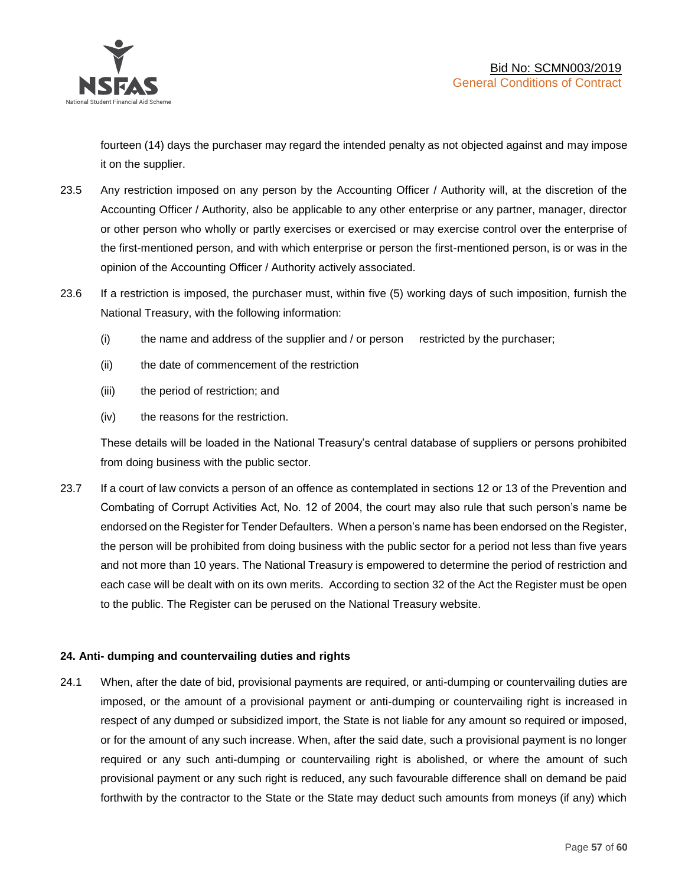fourteen (14) days the purchaser may regard the intended penalty as not objected against and may impose it on the supplier.

23.5 Any restriction imposed on any person by the Accounting Officer / Authority will, at the discretion of the Accounting Officer / Authority, also be applicable to any other enterprise or any partner, manager, director or other person who wholly or partly exercises or exercised or may exercise control over the enterprise of the first-mentioned person, and with which enterprise or person the first-mentioned person, is or was in the opinion of the Accounting Officer / Authority actively associated.

23.6 If a restriction is imposed, the purchaser must, within five (5) working days of such imposition, furnish the National Treasury, with the following information:

(i) the name and address of the supplier and / or person restricted by the purchaser;

(ii) the date of commencement of the restriction

(iii) the period of restriction; and

(iv) the reasons for the restriction.

These details will be loaded in the National Treasury's central database of suppliers or persons prohibited from doing business with the public sector.

23.7 If a court of law convicts a person of an offence as contemplated in sections 12 or 13 of the Prevention and Combating of Corrupt Activities Act, No. 12 of 2004, the court may also rule that such person's name be endorsed on the Register for Tender Defaulters. When a person's name has been endorsed on the Register, the person will be prohibited from doing business with the public sector for a period not less than five years and not more than 10 years. The National Treasury is empowered to determine the period of restriction and each case will be dealt with on its own merits. According to section 32 of the Act the Register must be open to the public. The Register can be perused on the National Treasury website.

**24. Anti- dumping and countervailing duties and rights**

24.1 When, after the date of bid, provisional payments are required, or anti-dumping or countervailing duties are imposed, or the amount of a provisional payment or anti-dumping or countervailing right is increased in respect of any dumped or subsidized import, the State is not liable for any amount so required or imposed, or for the amount of any such increase. When, after the said date, such a provisional payment is no longer required or any such anti-dumping or countervailing right is abolished, or where the amount of such provisional payment or any such right is reduced, any such favourable difference shall on demand be paid forthwith by the contractor to the State or the State may deduct such amounts from moneys (if any) which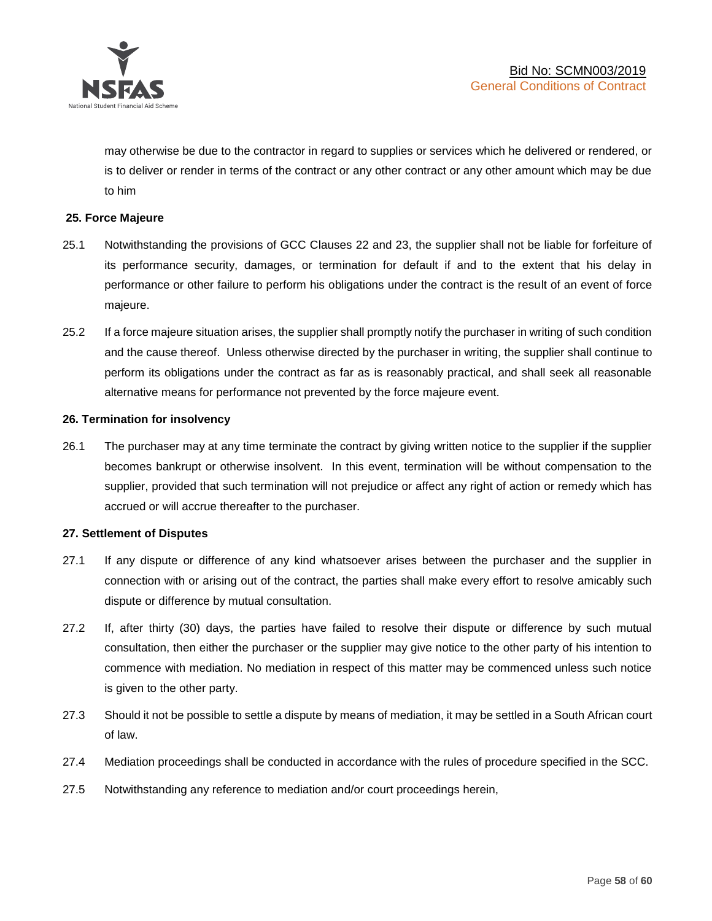may otherwise be due to the contractor in regard to supplies or services which he delivered or rendered, or is to deliver or render in terms of the contract or any other contract or any other amount which may be due to him

**25. Force Majeure**

25.1 Notwithstanding the provisions of GCC Clauses 22 and 23, the supplier shall not be liable for forfeiture of its performance security, damages, or termination for default if and to the extent that his delay in performance or other failure to perform his obligations under the contract is the result of an event of force majeure.

25.2 If a force majeure situation arises, the supplier shall promptly notify the purchaser in writing of such condition and the cause thereof. Unless otherwise directed by the purchaser in writing, the supplier shall continue to perform its obligations under the contract as far as is reasonably practical, and shall seek all reasonable alternative means for performance not prevented by the force majeure event.

**26. Termination for insolvency**

26.1 The purchaser may at any time terminate the contract by giving written notice to the supplier if the supplier becomes bankrupt or otherwise insolvent. In this event, termination will be without compensation to the supplier, provided that such termination will not prejudice or affect any right of action or remedy which has accrued or will accrue thereafter to the purchaser.

**27. Settlement of Disputes**

27.1 If any dispute or difference of any kind whatsoever arises between the purchaser and the supplier in connection with or arising out of the contract, the parties shall make every effort to resolve amicably such dispute or difference by mutual consultation.

27.2 If, after thirty (30) days, the parties have failed to resolve their dispute or difference by such mutual consultation, then either the purchaser or the supplier may give notice to the other party of his intention to commence with mediation. No mediation in respect of this matter may be commenced unless such notice is given to the other party.

27.3 Should it not be possible to settle a dispute by means of mediation, it may be settled in a South African court of law.

27.4 Mediation proceedings shall be conducted in accordance with the rules of procedure specified in the SCC.

27.5 Notwithstanding any reference to mediation and/or court proceedings herein,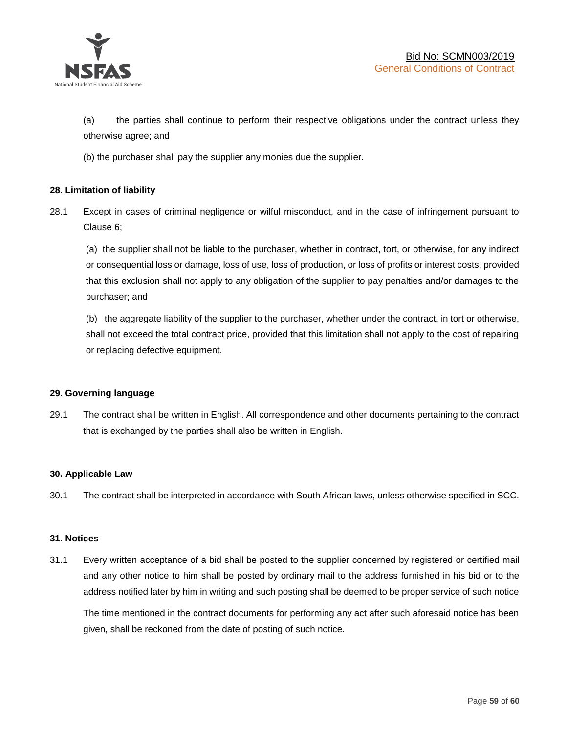(a) the parties shall continue to perform their respective obligations under the contract unless they otherwise agree; and

(b) the purchaser shall pay the supplier any monies due the supplier.

**28. Limitation of liability**

28.1 Except in cases of criminal negligence or wilful misconduct, and in the case of infringement pursuant to Clause 6;

(a) the supplier shall not be liable to the purchaser, whether in contract, tort, or otherwise, for any indirect or consequential loss or damage, loss of use, loss of production, or loss of profits or interest costs, provided that this exclusion shall not apply to any obligation of the supplier to pay penalties and/or damages to the purchaser; and

(b) the aggregate liability of the supplier to the purchaser, whether under the contract, in tort or otherwise, shall not exceed the total contract price, provided that this limitation shall not apply to the cost of repairing or replacing defective equipment.

**29. Governing language**

29.1 The contract shall be written in English. All correspondence and other documents pertaining to the contract that is exchanged by the parties shall also be written in English.

**30. Applicable Law**

30.1 The contract shall be interpreted in accordance with South African laws, unless otherwise specified in SCC.

**31. Notices**

31.1 Every written acceptance of a bid shall be posted to the supplier concerned by registered or certified mail and any other notice to him shall be posted by ordinary mail to the address furnished in his bid or to the address notified later by him in writing and such posting shall be deemed to be proper service of such notice

The time mentioned in the contract documents for performing any act after such aforesaid notice has been given, shall be reckoned from the date of posting of such notice.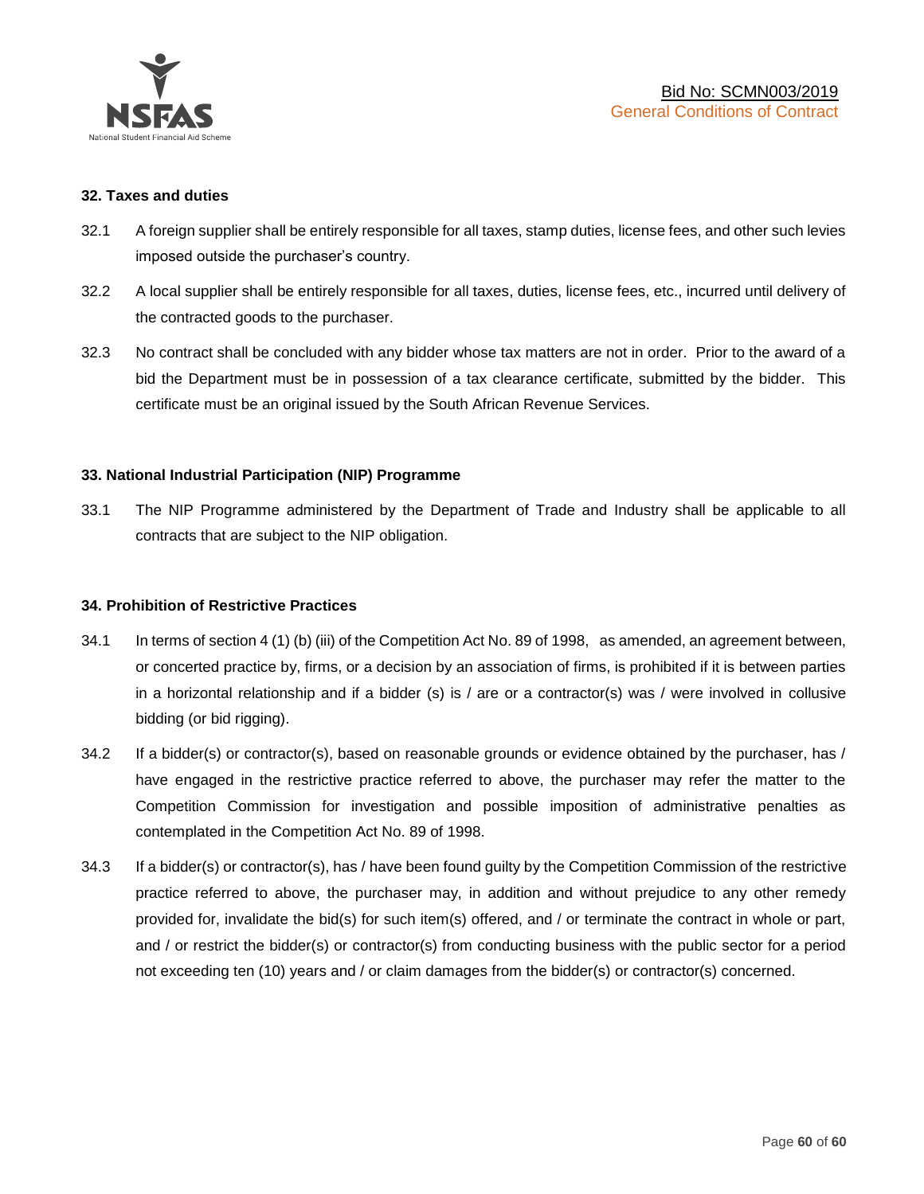### 32. Taxes and duties

32.1 A foreign supplier shall be entirely responsible for all taxes, stamp duties, license fees, and other such levies imposed outside the purchaser's country.

32.2 A local supplier shall be entirely responsible for all taxes, duties, license fees, etc., incurred until delivery of the contracted goods to the purchaser.

32.3 No contract shall be concluded with any bidder whose tax matters are not in order. Prior to the award of a bid the Department must be in possession of a tax clearance certificate, submitted by the bidder. This certificate must be an original issued by the South African Revenue Services.

### 33. National Industrial Participation (NIP) Programme

33.1 The NIP Programme administered by the Department of Trade and Industry shall be applicable to all contracts that are subject to the NIP obligation.

### 34. Prohibition of Restrictive Practices

34.1 In terms of section 4 (1) (b) (iii) of the Competition Act No. 89 of 1998, as amended, an agreement between, or concerted practice by, firms, or a decision by an association of firms, is prohibited if it is between parties in a horizontal relationship and if a bidder (s) is / are or a contractor(s) was / were involved in collusive bidding (or bid rigging).

34.2 If a bidder(s) or contractor(s), based on reasonable grounds or evidence obtained by the purchaser, has / have engaged in the restrictive practice referred to above, the purchaser may refer the matter to the Competition Commission for investigation and possible imposition of administrative penalties as contemplated in the Competition Act No. 89 of 1998.

34.3 If a bidder(s) or contractor(s), has / have been found guilty by the Competition Commission of the restrictive practice referred to above, the purchaser may, in addition and without prejudice to any other remedy provided for, invalidate the bid(s) for such item(s) offered, and / or terminate the contract in whole or part, and / or restrict the bidder(s) or contractor(s) from conducting business with the public sector for a period not exceeding ten (10) years and / or claim damages from the bidder(s) or contractor(s) concerned.